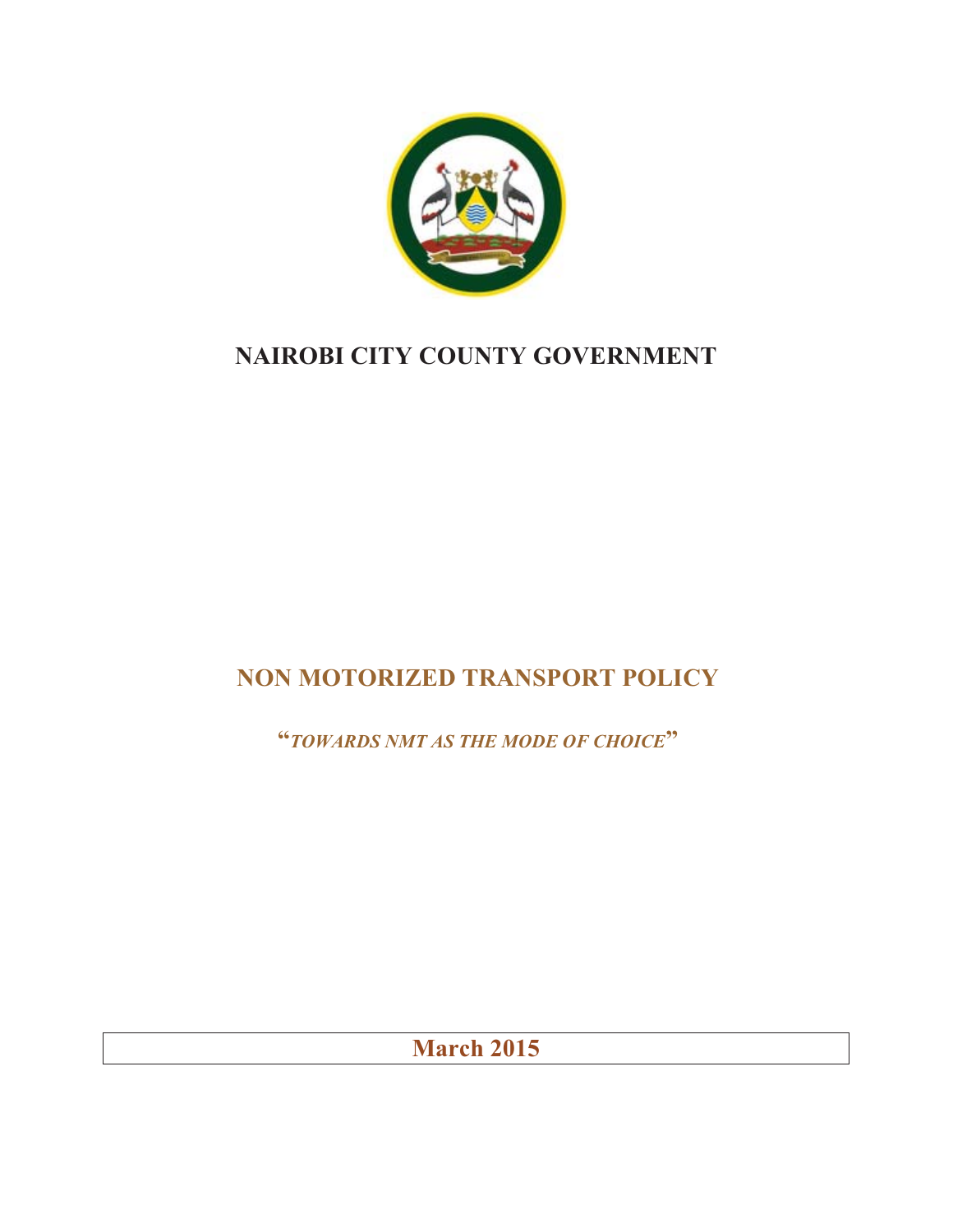# NAIROBI CITY COUNTY GOVERNMENT

# NON MOTORIZED TRANSPORT POLICY

**"*TOWARDS NMT AS THE MODE OF CHOICE*"**

**March 2015**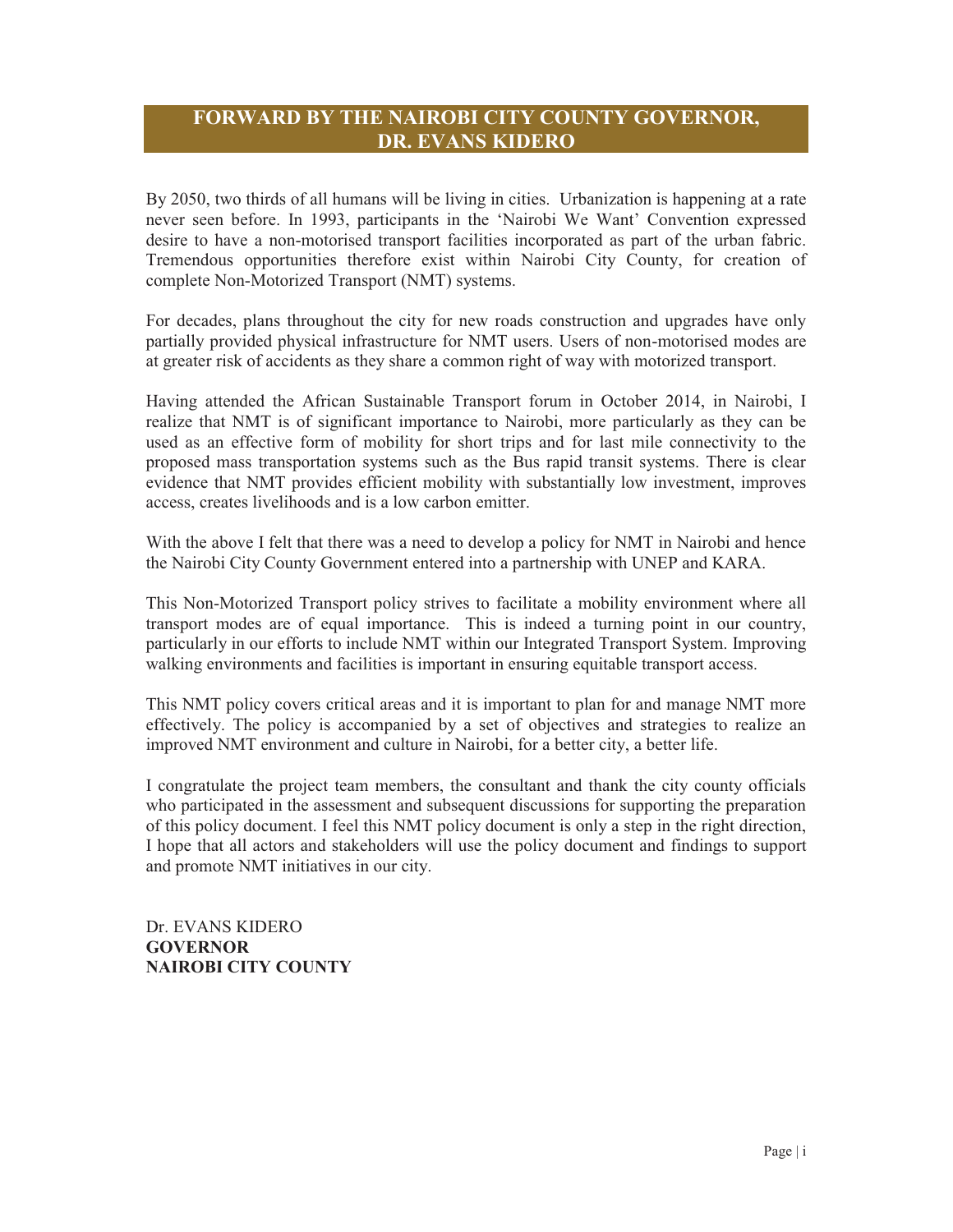## FORWARD BY THE NAIROBI CITY COUNTY GOVERNOR, DR. EVANS KIDERO

By 2050, two thirds of all humans will be living in cities. Urbanization is happening at a rate never seen before. In 1993, participants in the 'Nairobi We Want' Convention expressed desire to have a non-motorised transport facilities incorporated as part of the urban fabric. Tremendous opportunities therefore exist within Nairobi City County, for creation of complete Non-Motorized Transport (NMT) systems.

For decades, plans throughout the city for new roads construction and upgrades have only partially provided physical infrastructure for NMT users. Users of non-motorised modes are at greater risk of accidents as they share a common right of way with motorized transport.

Having attended the African Sustainable Transport forum in October 2014, in Nairobi, I realize that NMT is of significant importance to Nairobi, more particularly as they can be used as an effective form of mobility for short trips and for last mile connectivity to the proposed mass transportation systems such as the Bus rapid transit systems. There is clear evidence that NMT provides efficient mobility with substantially low investment, improves access, creates livelihoods and is a low carbon emitter.

With the above I felt that there was a need to develop a policy for NMT in Nairobi and hence the Nairobi City County Government entered into a partnership with UNEP and KARA.

This Non-Motorized Transport policy strives to facilitate a mobility environment where all transport modes are of equal importance. This is indeed a turning point in our country, particularly in our efforts to include NMT within our Integrated Transport System. Improving walking environments and facilities is important in ensuring equitable transport access.

This NMT policy covers critical areas and it is important to plan for and manage NMT more effectively. The policy is accompanied by a set of objectives and strategies to realize an improved NMT environment and culture in Nairobi, for a better city, a better life.

I congratulate the project team members, the consultant and thank the city county officials who participated in the assessment and subsequent discussions for supporting the preparation of this policy document. I feel this NMT policy document is only a step in the right direction, I hope that all actors and stakeholders will use the policy document and findings to support and promote NMT initiatives in our city.

Dr. EVANS KIDERO
**GOVERNOR**
**NAIROBI CITY COUNTY**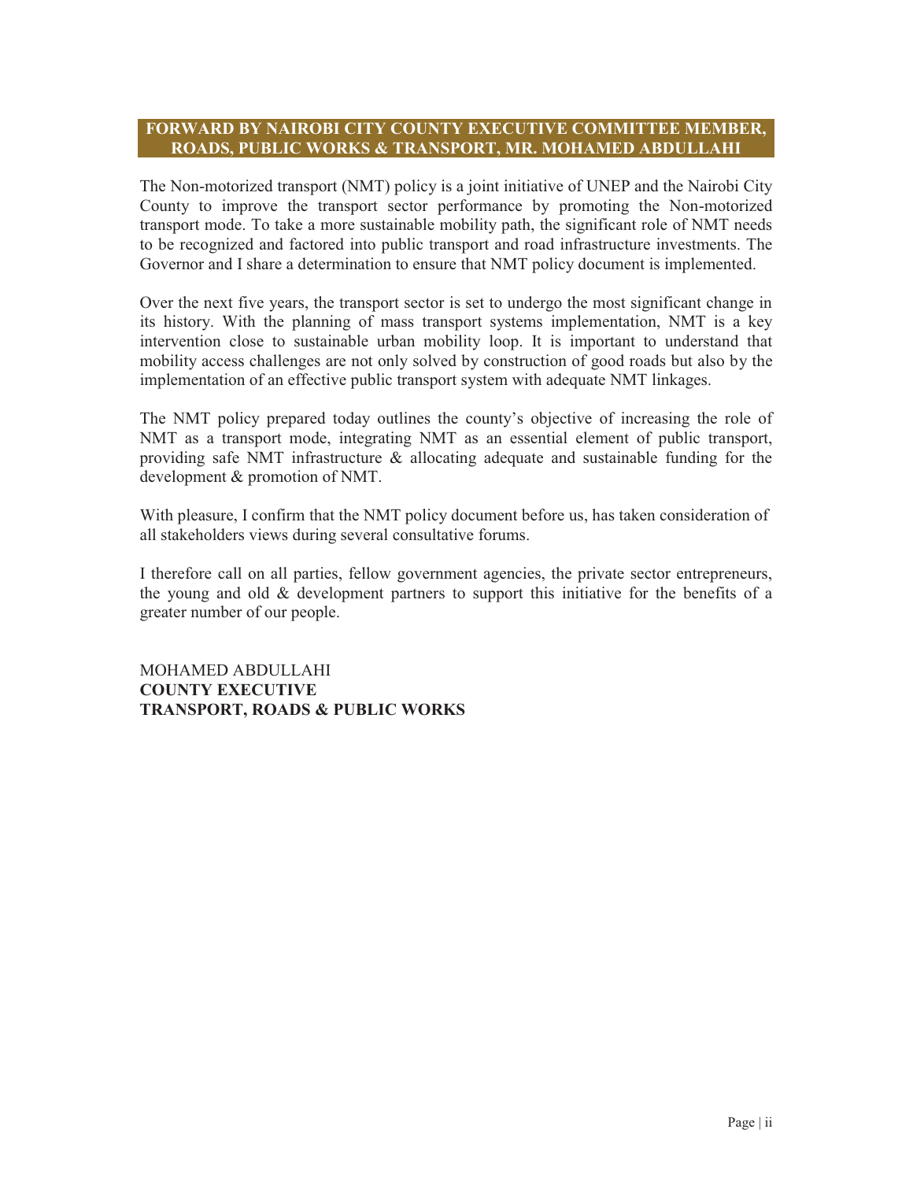## FORWARD BY NAIROBI CITY COUNTY EXECUTIVE COMMITTEE MEMBER, ROADS, PUBLIC WORKS & TRANSPORT, MR. MOHAMED ABDULLAHI

The Non-motorized transport (NMT) policy is a joint initiative of UNEP and the Nairobi City County to improve the transport sector performance by promoting the Non-motorized transport mode. To take a more sustainable mobility path, the significant role of NMT needs to be recognized and factored into public transport and road infrastructure investments. The Governor and I share a determination to ensure that NMT policy document is implemented.

Over the next five years, the transport sector is set to undergo the most significant change in its history. With the planning of mass transport systems implementation, NMT is a key intervention close to sustainable urban mobility loop. It is important to understand that mobility access challenges are not only solved by construction of good roads but also by the implementation of an effective public transport system with adequate NMT linkages.

The NMT policy prepared today outlines the county's objective of increasing the role of NMT as a transport mode, integrating NMT as an essential element of public transport, providing safe NMT infrastructure & allocating adequate and sustainable funding for the development & promotion of NMT.

With pleasure, I confirm that the NMT policy document before us, has taken consideration of all stakeholders views during several consultative forums.

I therefore call on all parties, fellow government agencies, the private sector entrepreneurs, the young and old & development partners to support this initiative for the benefits of a greater number of our people.

MOHAMED ABDULLAHI
**COUNTY EXECUTIVE**
**TRANSPORT, ROADS & PUBLIC WORKS**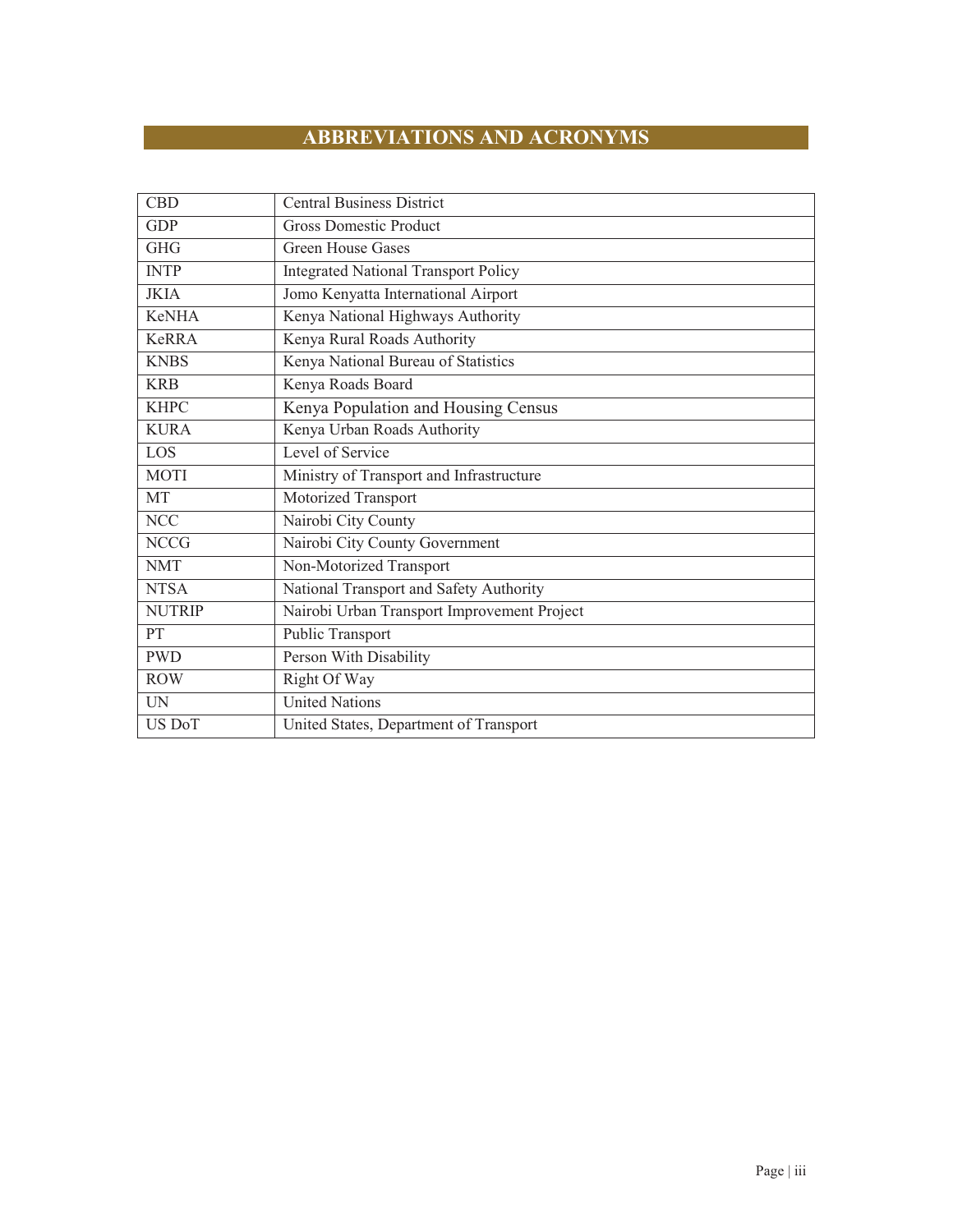# ABBREVIATIONS AND ACRONYMS

| | |
|---|---|
| CBD | Central Business District |
| GDP | Gross Domestic Product |
| GHG | Green House Gases |
| INTP | Integrated National Transport Policy |
| JKIA | Jomo Kenyatta International Airport |
| KeNHA | Kenya National Highways Authority |
| KeRRA | Kenya Rural Roads Authority |
| KNBS | Kenya National Bureau of Statistics |
| KRB | Kenya Roads Board |
| KHPC | Kenya Population and Housing Census |
| KURA | Kenya Urban Roads Authority |
| LOS | Level of Service |
| MOTI | Ministry of Transport and Infrastructure |
| MT | Motorized Transport |
| NCC | Nairobi City County |
| NCCG | Nairobi City County Government |
| NMT | Non-Motorized Transport |
| NTSA | National Transport and Safety Authority |
| NUTRIP | Nairobi Urban Transport Improvement Project |
| PT | Public Transport |
| PWD | Person With Disability |
| ROW | Right Of Way |
| UN | United Nations |
| US DoT | United States, Department of Transport |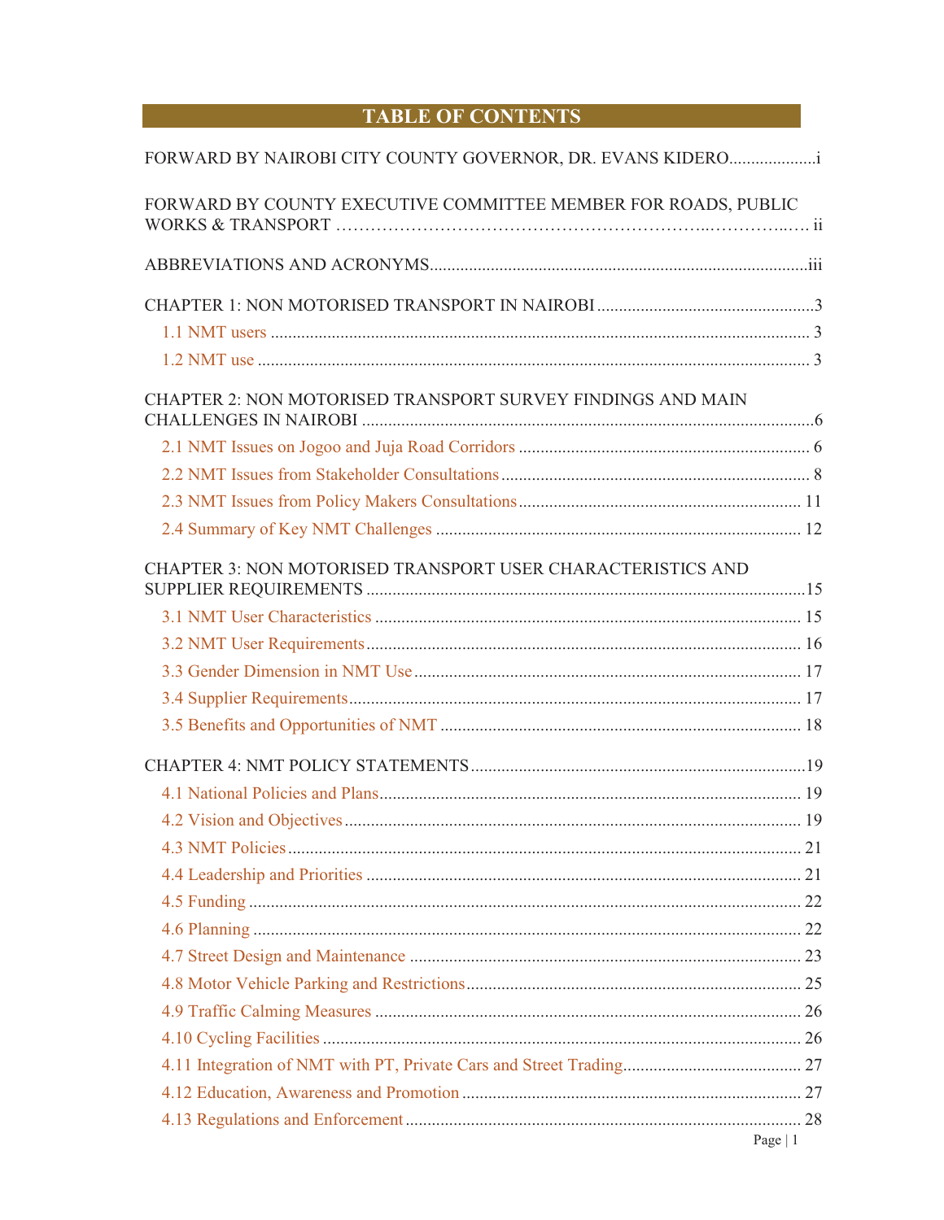# TABLE OF CONTENTS

FORWARD BY NAIROBI CITY COUNTY GOVERNOR, DR. EVANS KIDERO....................i

FORWARD BY COUNTY EXECUTIVE COMMITTEE MEMBER FOR ROADS, PUBLIC WORKS & TRANSPORT ……………………………………………………..………..…. ii

ABBREVIATIONS AND ACRONYMS......................................................................................iii

CHAPTER 1: NON MOTORISED TRANSPORT IN NAIROBI .................................................3

- 1.1 NMT users ........................................................................................................................... 3
- 1.2 NMT use .............................................................................................................................. 3

CHAPTER 2: NON MOTORISED TRANSPORT SURVEY FINDINGS AND MAIN CHALLENGES IN NAIROBI .......................................................................................................6

- 2.1 NMT Issues on Jogoo and Juja Road Corridors ................................................................... 6
- 2.2 NMT Issues from Stakeholder Consultations ....................................................................... 8
- 2.3 NMT Issues from Policy Makers Consultations ................................................................. 11
- 2.4 Summary of Key NMT Challenges .................................................................................... 12

CHAPTER 3: NON MOTORISED TRANSPORT USER CHARACTERISTICS AND SUPPLIER REQUIREMENTS ....................................................................................................15

- 3.1 NMT User Characteristics ................................................................................................. 15
- 3.2 NMT User Requirements .................................................................................................... 16
- 3.3 Gender Dimension in NMT Use ......................................................................................... 17
- 3.4 Supplier Requirements ....................................................................................................... 17
- 3.5 Benefits and Opportunities of NMT ................................................................................... 18

CHAPTER 4: NMT POLICY STATEMENTS ............................................................................19

- 4.1 National Policies and Plans ................................................................................................. 19
- 4.2 Vision and Objectives ......................................................................................................... 19
- 4.3 NMT Policies ..................................................................................................................... 21
- 4.4 Leadership and Priorities .................................................................................................... 21
- 4.5 Funding .............................................................................................................................. 22
- 4.6 Planning ............................................................................................................................. 22
- 4.7 Street Design and Maintenance .......................................................................................... 23
- 4.8 Motor Vehicle Parking and Restrictions ............................................................................. 25
- 4.9 Traffic Calming Measures .................................................................................................. 26
- 4.10 Cycling Facilities ............................................................................................................. 26
- 4.11 Integration of NMT with PT, Private Cars and Street Trading ......................................... 27
- 4.12 Education, Awareness and Promotion .............................................................................. 27
- 4.13 Regulations and Enforcement ........................................................................................... 28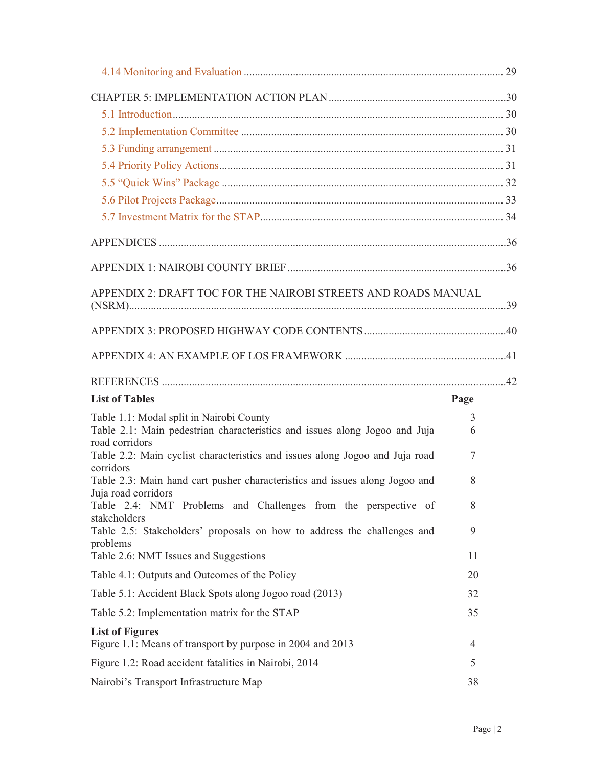4.14 Monitoring and Evaluation ............................................................................................ 29

CHAPTER 5: IMPLEMENTATION ACTION PLAN ...............................................................30

5.1 Introduction ........................................................................................................................ 30

5.2 Implementation Committee ............................................................................................... 30

5.3 Funding arrangement ........................................................................................................ 31

5.4 Priority Policy Actions ...................................................................................................... 31

5.5 "Quick Wins" Package ...................................................................................................... 32

5.6 Pilot Projects Package ........................................................................................................ 33

5.7 Investment Matrix for the STAP ........................................................................................ 34

APPENDICES ............................................................................................................................36

APPENDIX 1: NAIROBI COUNTY BRIEF ...............................................................................36

APPENDIX 2: DRAFT TOC FOR THE NAIROBI STREETS AND ROADS MANUAL (NSRM) .......................................................................................................................................39

APPENDIX 3: PROPOSED HIGHWAY CODE CONTENTS ....................................................40

APPENDIX 4: AN EXAMPLE OF LOS FRAMEWORK ..........................................................41

REFERENCES ............................................................................................................................42

| **List of Tables** | **Page** |
|---|---|
| Table 1.1: Modal split in Nairobi County | 3 |
| Table 2.1: Main pedestrian characteristics and issues along Jogoo and Juja road corridors | 6 |
| Table 2.2: Main cyclist characteristics and issues along Jogoo and Juja road corridors | 7 |
| Table 2.3: Main hand cart pusher characteristics and issues along Jogoo and Juja road corridors | 8 |
| Table 2.4: NMT Problems and Challenges from the perspective of stakeholders | 8 |
| Table 2.5: Stakeholders' proposals on how to address the challenges and problems | 9 |
| Table 2.6: NMT Issues and Suggestions | 11 |
| Table 4.1: Outputs and Outcomes of the Policy | 20 |
| Table 5.1: Accident Black Spots along Jogoo road (2013) | 32 |
| Table 5.2: Implementation matrix for the STAP | 35 |

| **List of Figures** | |
|---|---|
| Figure 1.1: Means of transport by purpose in 2004 and 2013 | 4 |
| Figure 1.2: Road accident fatalities in Nairobi, 2014 | 5 |
| Nairobi's Transport Infrastructure Map | 38 |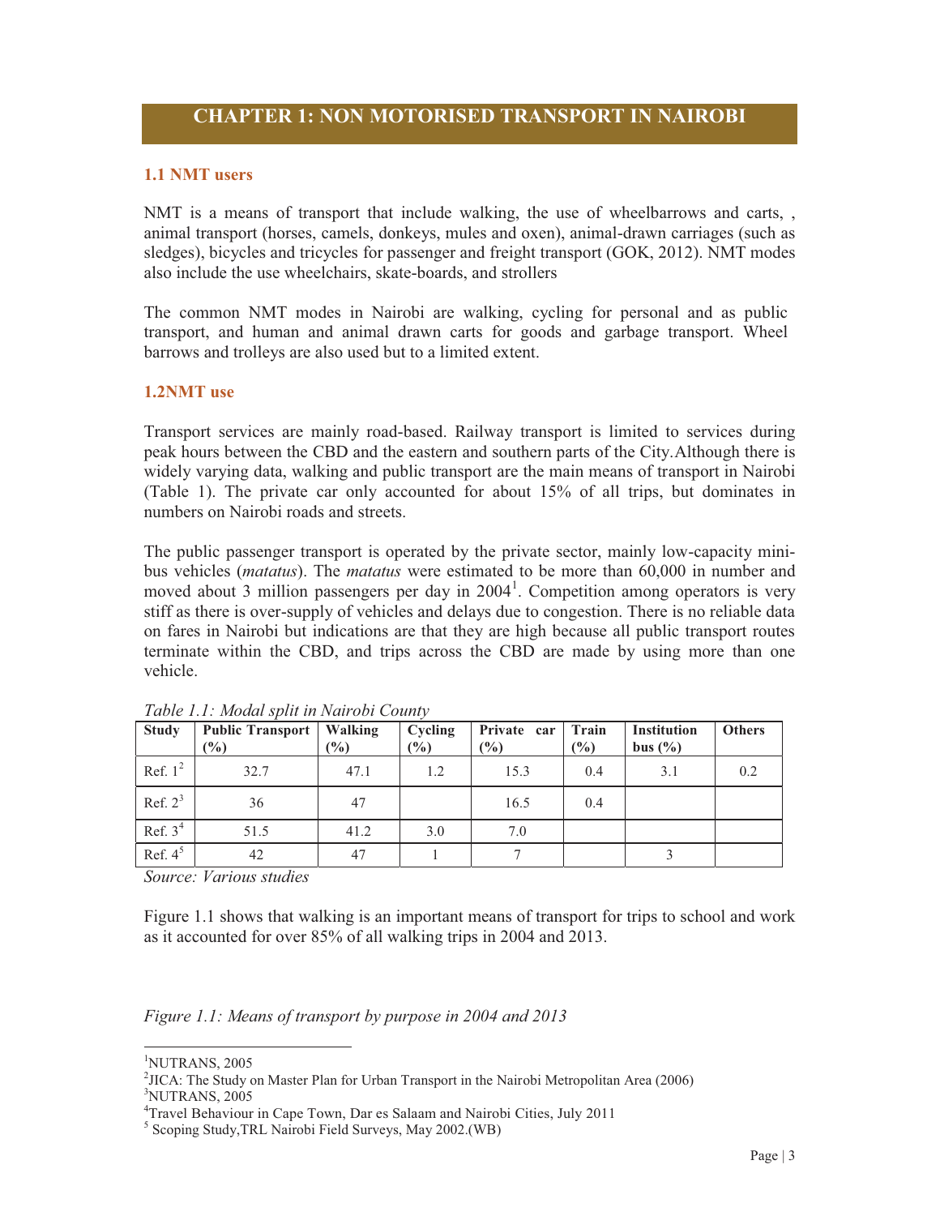# CHAPTER 1: NON MOTORISED TRANSPORT IN NAIROBI

## 1.1 NMT users

NMT is a means of transport that include walking, the use of wheelbarrows and carts, , animal transport (horses, camels, donkeys, mules and oxen), animal-drawn carriages (such as sledges), bicycles and tricycles for passenger and freight transport (GOK, 2012). NMT modes also include the use wheelchairs, skate-boards, and strollers

The common NMT modes in Nairobi are walking, cycling for personal and as public transport, and human and animal drawn carts for goods and garbage transport. Wheel barrows and trolleys are also used but to a limited extent.

## 1.2NMT use

Transport services are mainly road-based. Railway transport is limited to services during peak hours between the CBD and the eastern and southern parts of the City.Although there is widely varying data, walking and public transport are the main means of transport in Nairobi (Table 1). The private car only accounted for about 15% of all trips, but dominates in numbers on Nairobi roads and streets.

The public passenger transport is operated by the private sector, mainly low-capacity mini-bus vehicles (*matatus*). The *matatus* were estimated to be more than 60,000 in number and moved about 3 million passengers per day in 2004[1]. Competition among operators is very stiff as there is over-supply of vehicles and delays due to congestion. There is no reliable data on fares in Nairobi but indications are that they are high because all public transport routes terminate within the CBD, and trips across the CBD are made by using more than one vehicle.

*Table 1.1: Modal split in Nairobi County*

| Study | Public Transport (%) | Walking (%) | Cycling (%) | Private car (%) | Train (%) | Institution bus (%) | Others |
|---|---|---|---|---|---|---|---|
| Ref. 1[2] | 32.7 | 47.1 | 1.2 | 15.3 | 0.4 | 3.1 | 0.2 |
| Ref. 2[3] | 36 | 47 | | 16.5 | 0.4 | | |
| Ref. 3[4] | 51.5 | 41.2 | 3.0 | 7.0 | | | |
| Ref. 4[5] | 42 | 47 | 1 | 7 | | 3 | |

*Source: Various studies*

Figure 1.1 shows that walking is an important means of transport for trips to school and work as it accounted for over 85% of all walking trips in 2004 and 2013.

*Figure 1.1: Means of transport by purpose in 2004 and 2013*

[1] NUTRANS, 2005
[2] JICA: The Study on Master Plan for Urban Transport in the Nairobi Metropolitan Area (2006)
[3] NUTRANS, 2005
[4] Travel Behaviour in Cape Town, Dar es Salaam and Nairobi Cities, July 2011
[5] Scoping Study,TRL Nairobi Field Surveys, May 2002.(WB)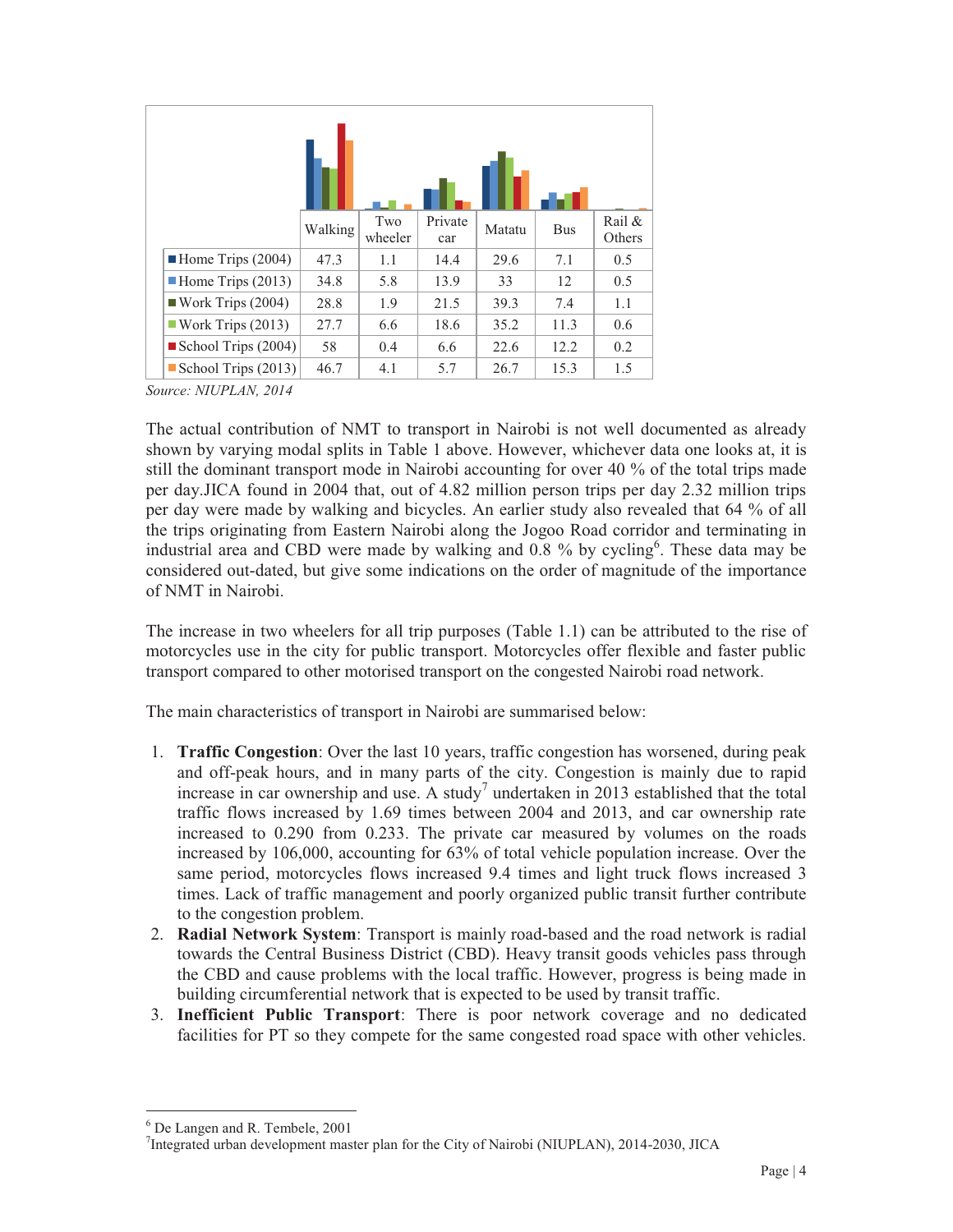|  | Walking | Two wheeler | Private car | Matatu | Bus | Rail & Others |
|---|---|---|---|---|---|---|
| Home Trips (2004) | 47.3 | 1.1 | 14.4 | 29.6 | 7.1 | 0.5 |
| Home Trips (2013) | 34.8 | 5.8 | 13.9 | 33 | 12 | 0.5 |
| Work Trips (2004) | 28.8 | 1.9 | 21.5 | 39.3 | 7.4 | 1.1 |
| Work Trips (2013) | 27.7 | 6.6 | 18.6 | 35.2 | 11.3 | 0.6 |
| School Trips (2004) | 58 | 0.4 | 6.6 | 22.6 | 12.2 | 0.2 |
| School Trips (2013) | 46.7 | 4.1 | 5.7 | 26.7 | 15.3 | 1.5 |

*Source: NIUPLAN, 2014*

The actual contribution of NMT to transport in Nairobi is not well documented as already shown by varying modal splits in Table 1 above. However, whichever data one looks at, it is still the dominant transport mode in Nairobi accounting for over 40 % of the total trips made per day.JICA found in 2004 that, out of 4.82 million person trips per day 2.32 million trips per day were made by walking and bicycles. An earlier study also revealed that 64 % of all the trips originating from Eastern Nairobi along the Jogoo Road corridor and terminating in industrial area and CBD were made by walking and 0.8 % by cycling[6]. These data may be considered out-dated, but give some indications on the order of magnitude of the importance of NMT in Nairobi.

The increase in two wheelers for all trip purposes (Table 1.1) can be attributed to the rise of motorcycles use in the city for public transport. Motorcycles offer flexible and faster public transport compared to other motorised transport on the congested Nairobi road network.

The main characteristics of transport in Nairobi are summarised below:

1. **Traffic Congestion**: Over the last 10 years, traffic congestion has worsened, during peak and off-peak hours, and in many parts of the city. Congestion is mainly due to rapid increase in car ownership and use. A study[7] undertaken in 2013 established that the total traffic flows increased by 1.69 times between 2004 and 2013, and car ownership rate increased to 0.290 from 0.233. The private car measured by volumes on the roads increased by 106,000, accounting for 63% of total vehicle population increase. Over the same period, motorcycles flows increased 9.4 times and light truck flows increased 3 times. Lack of traffic management and poorly organized public transit further contribute to the congestion problem.
2. **Radial Network System**: Transport is mainly road-based and the road network is radial towards the Central Business District (CBD). Heavy transit goods vehicles pass through the CBD and cause problems with the local traffic. However, progress is being made in building circumferential network that is expected to be used by transit traffic.
3. **Inefficient Public Transport**: There is poor network coverage and no dedicated facilities for PT so they compete for the same congested road space with other vehicles.

---

[6] De Langen and R. Tembele, 2001

[7] Integrated urban development master plan for the City of Nairobi (NIUPLAN), 2014-2030, JICA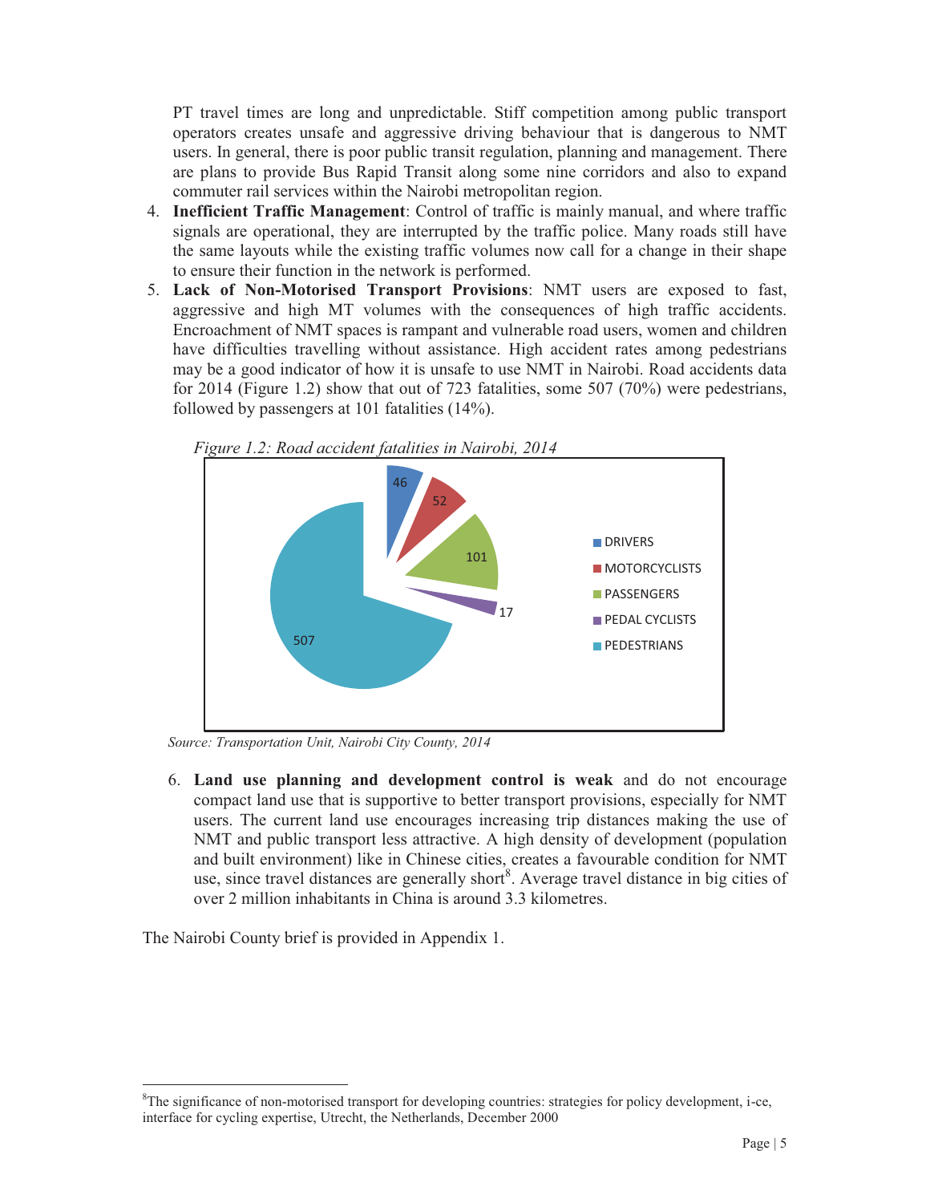PT travel times are long and unpredictable. Stiff competition among public transport operators creates unsafe and aggressive driving behaviour that is dangerous to NMT users. In general, there is poor public transit regulation, planning and management. There are plans to provide Bus Rapid Transit along some nine corridors and also to expand commuter rail services within the Nairobi metropolitan region.

4. **Inefficient Traffic Management**: Control of traffic is mainly manual, and where traffic signals are operational, they are interrupted by the traffic police. Many roads still have the same layouts while the existing traffic volumes now call for a change in their shape to ensure their function in the network is performed.
5. **Lack of Non-Motorised Transport Provisions**: NMT users are exposed to fast, aggressive and high MT volumes with the consequences of high traffic accidents. Encroachment of NMT spaces is rampant and vulnerable road users, women and children have difficulties travelling without assistance. High accident rates among pedestrians may be a good indicator of how it is unsafe to use NMT in Nairobi. Road accidents data for 2014 (Figure 1.2) show that out of 723 fatalities, some 507 (70%) were pedestrians, followed by passengers at 101 fatalities (14%).

*Figure 1.2: Road accident fatalities in Nairobi, 2014*

| Category | Fatalities |
| --- | --- |
| DRIVERS | 46 |
| MOTORCYCLISTS | 52 |
| PASSENGERS | 101 |
| PEDAL CYCLISTS | 17 |
| PEDESTRIANS | 507 |

*Source: Transportation Unit, Nairobi City County, 2014*

6. **Land use planning and development control is weak** and do not encourage compact land use that is supportive to better transport provisions, especially for NMT users. The current land use encourages increasing trip distances making the use of NMT and public transport less attractive. A high density of development (population and built environment) like in Chinese cities, creates a favourable condition for NMT use, since travel distances are generally short[8]. Average travel distance in big cities of over 2 million inhabitants in China is around 3.3 kilometres.

The Nairobi County brief is provided in Appendix 1.

[8]The significance of non-motorised transport for developing countries: strategies for policy development, i-ce, interface for cycling expertise, Utrecht, the Netherlands, December 2000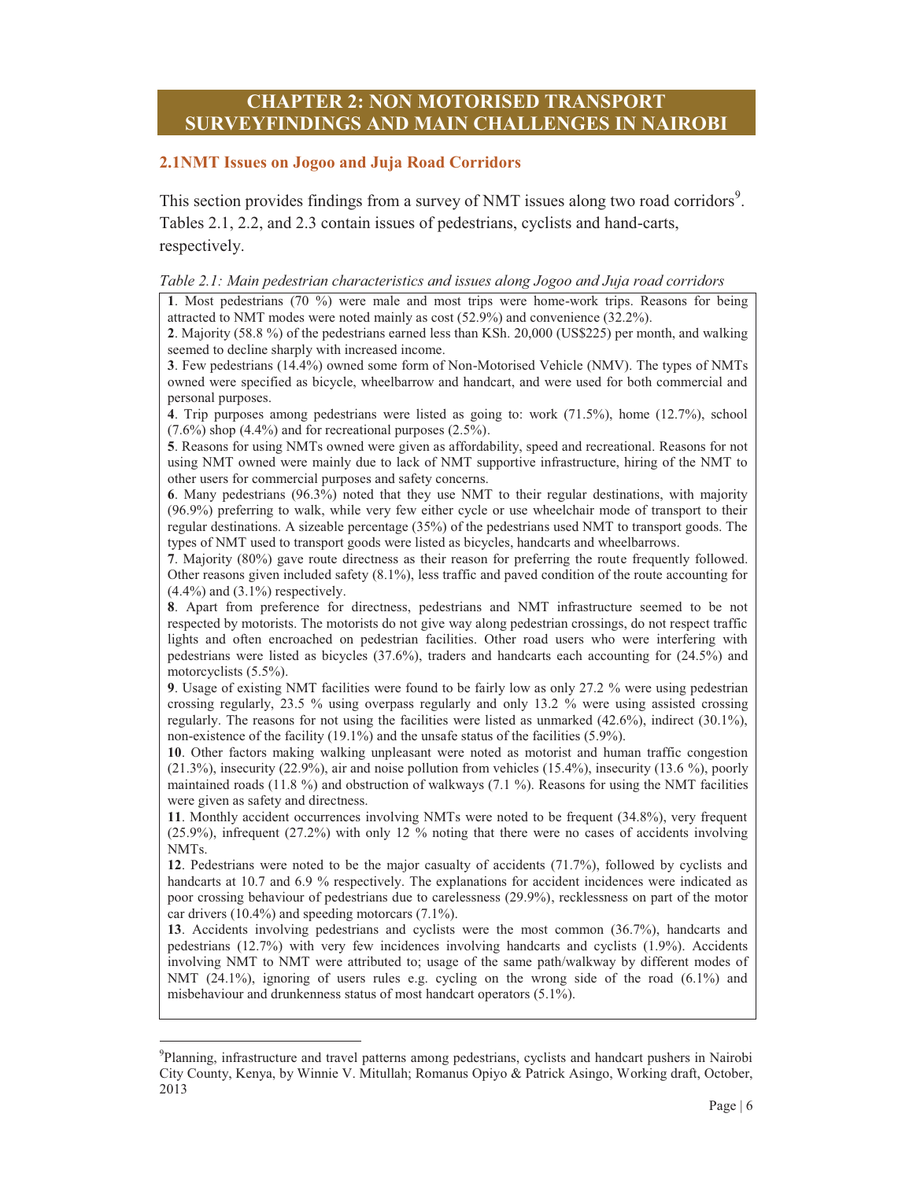# CHAPTER 2: NON MOTORISED TRANSPORT SURVEYFINDINGS AND MAIN CHALLENGES IN NAIROBI

## 2.1NMT Issues on Jogoo and Juja Road Corridors

This section provides findings from a survey of NMT issues along two road corridors[9]. Tables 2.1, 2.2, and 2.3 contain issues of pedestrians, cyclists and hand-carts, respectively.

*Table 2.1: Main pedestrian characteristics and issues along Jogoo and Juja road corridors*

**1**. Most pedestrians (70 %) were male and most trips were home-work trips. Reasons for being attracted to NMT modes were noted mainly as cost (52.9%) and convenience (32.2%).

**2**. Majority (58.8 %) of the pedestrians earned less than KSh. 20,000 (US$225) per month, and walking seemed to decline sharply with increased income.

**3**. Few pedestrians (14.4%) owned some form of Non-Motorised Vehicle (NMV). The types of NMTs owned were specified as bicycle, wheelbarrow and handcart, and were used for both commercial and personal purposes.

**4**. Trip purposes among pedestrians were listed as going to: work (71.5%), home (12.7%), school (7.6%) shop (4.4%) and for recreational purposes (2.5%).

**5**. Reasons for using NMTs owned were given as affordability, speed and recreational. Reasons for not using NMT owned were mainly due to lack of NMT supportive infrastructure, hiring of the NMT to other users for commercial purposes and safety concerns.

**6**. Many pedestrians (96.3%) noted that they use NMT to their regular destinations, with majority (96.9%) preferring to walk, while very few either cycle or use wheelchair mode of transport to their regular destinations. A sizeable percentage (35%) of the pedestrians used NMT to transport goods. The types of NMT used to transport goods were listed as bicycles, handcarts and wheelbarrows.

**7**. Majority (80%) gave route directness as their reason for preferring the route frequently followed. Other reasons given included safety (8.1%), less traffic and paved condition of the route accounting for (4.4%) and (3.1%) respectively.

**8**. Apart from preference for directness, pedestrians and NMT infrastructure seemed to be not respected by motorists. The motorists do not give way along pedestrian crossings, do not respect traffic lights and often encroached on pedestrian facilities. Other road users who were interfering with pedestrians were listed as bicycles (37.6%), traders and handcarts each accounting for (24.5%) and motorcyclists (5.5%).

**9**. Usage of existing NMT facilities were found to be fairly low as only 27.2 % were using pedestrian crossing regularly, 23.5 % using overpass regularly and only 13.2 % were using assisted crossing regularly. The reasons for not using the facilities were listed as unmarked (42.6%), indirect (30.1%), non-existence of the facility (19.1%) and the unsafe status of the facilities (5.9%).

**10**. Other factors making walking unpleasant were noted as motorist and human traffic congestion (21.3%), insecurity (22.9%), air and noise pollution from vehicles (15.4%), insecurity (13.6 %), poorly maintained roads (11.8 %) and obstruction of walkways (7.1 %). Reasons for using the NMT facilities were given as safety and directness.

**11**. Monthly accident occurrences involving NMTs were noted to be frequent (34.8%), very frequent (25.9%), infrequent (27.2%) with only 12 % noting that there were no cases of accidents involving NMTs.

**12**. Pedestrians were noted to be the major casualty of accidents (71.7%), followed by cyclists and handcarts at 10.7 and 6.9 % respectively. The explanations for accident incidences were indicated as poor crossing behaviour of pedestrians due to carelessness (29.9%), recklessness on part of the motor car drivers (10.4%) and speeding motorcars (7.1%).

**13**. Accidents involving pedestrians and cyclists were the most common (36.7%), handcarts and pedestrians (12.7%) with very few incidences involving handcarts and cyclists (1.9%). Accidents involving NMT to NMT were attributed to; usage of the same path/walkway by different modes of NMT (24.1%), ignoring of users rules e.g. cycling on the wrong side of the road (6.1%) and misbehaviour and drunkenness status of most handcart operators (5.1%).

---

[9] Planning, infrastructure and travel patterns among pedestrians, cyclists and handcart pushers in Nairobi City County, Kenya, by Winnie V. Mitullah; Romanus Opiyo & Patrick Asingo, Working draft, October, 2013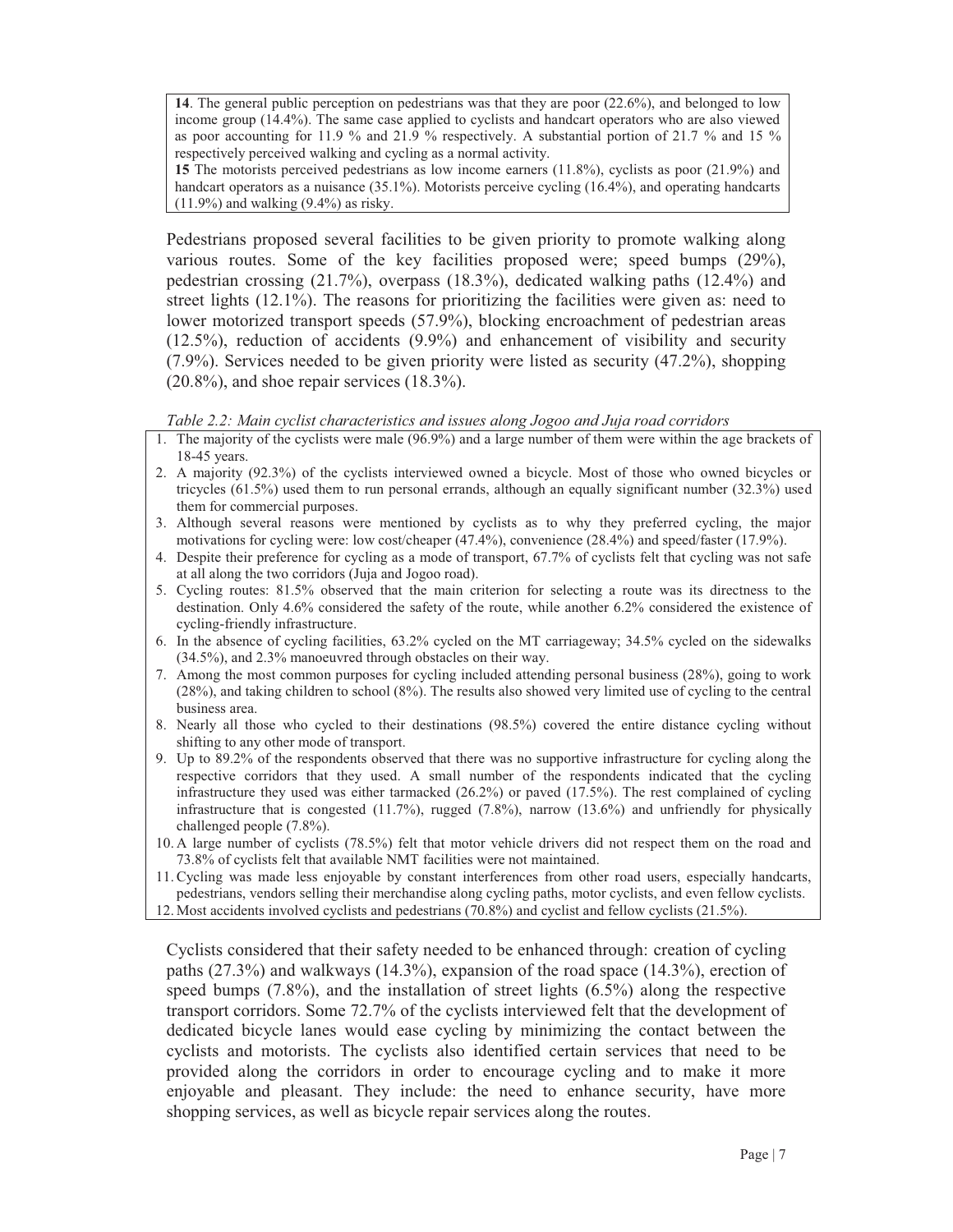**14**. The general public perception on pedestrians was that they are poor (22.6%), and belonged to low income group (14.4%). The same case applied to cyclists and handcart operators who are also viewed as poor accounting for 11.9 % and 21.9 % respectively. A substantial portion of 21.7 % and 15 % respectively perceived walking and cycling as a normal activity.

**15** The motorists perceived pedestrians as low income earners (11.8%), cyclists as poor (21.9%) and handcart operators as a nuisance (35.1%). Motorists perceive cycling (16.4%), and operating handcarts (11.9%) and walking (9.4%) as risky.

Pedestrians proposed several facilities to be given priority to promote walking along various routes. Some of the key facilities proposed were; speed bumps (29%), pedestrian crossing (21.7%), overpass (18.3%), dedicated walking paths (12.4%) and street lights (12.1%). The reasons for prioritizing the facilities were given as: need to lower motorized transport speeds (57.9%), blocking encroachment of pedestrian areas (12.5%), reduction of accidents (9.9%) and enhancement of visibility and security (7.9%). Services needed to be given priority were listed as security (47.2%), shopping (20.8%), and shoe repair services (18.3%).

*Table 2.2: Main cyclist characteristics and issues along Jogoo and Juja road corridors*

1. The majority of the cyclists were male (96.9%) and a large number of them were within the age brackets of 18-45 years.
2. A majority (92.3%) of the cyclists interviewed owned a bicycle. Most of those who owned bicycles or tricycles (61.5%) used them to run personal errands, although an equally significant number (32.3%) used them for commercial purposes.
3. Although several reasons were mentioned by cyclists as to why they preferred cycling, the major motivations for cycling were: low cost/cheaper (47.4%), convenience (28.4%) and speed/faster (17.9%).
4. Despite their preference for cycling as a mode of transport, 67.7% of cyclists felt that cycling was not safe at all along the two corridors (Juja and Jogoo road).
5. Cycling routes: 81.5% observed that the main criterion for selecting a route was its directness to the destination. Only 4.6% considered the safety of the route, while another 6.2% considered the existence of cycling-friendly infrastructure.
6. In the absence of cycling facilities, 63.2% cycled on the MT carriageway; 34.5% cycled on the sidewalks (34.5%), and 2.3% manoeuvred through obstacles on their way.
7. Among the most common purposes for cycling included attending personal business (28%), going to work (28%), and taking children to school (8%). The results also showed very limited use of cycling to the central business area.
8. Nearly all those who cycled to their destinations (98.5%) covered the entire distance cycling without shifting to any other mode of transport.
9. Up to 89.2% of the respondents observed that there was no supportive infrastructure for cycling along the respective corridors that they used. A small number of the respondents indicated that the cycling infrastructure they used was either tarmacked (26.2%) or paved (17.5%). The rest complained of cycling infrastructure that is congested (11.7%), rugged (7.8%), narrow (13.6%) and unfriendly for physically challenged people (7.8%).
10. A large number of cyclists (78.5%) felt that motor vehicle drivers did not respect them on the road and 73.8% of cyclists felt that available NMT facilities were not maintained.
11. Cycling was made less enjoyable by constant interferences from other road users, especially handcarts, pedestrians, vendors selling their merchandise along cycling paths, motor cyclists, and even fellow cyclists.
12. Most accidents involved cyclists and pedestrians (70.8%) and cyclist and fellow cyclists (21.5%).

Cyclists considered that their safety needed to be enhanced through: creation of cycling paths (27.3%) and walkways (14.3%), expansion of the road space (14.3%), erection of speed bumps (7.8%), and the installation of street lights (6.5%) along the respective transport corridors. Some 72.7% of the cyclists interviewed felt that the development of dedicated bicycle lanes would ease cycling by minimizing the contact between the cyclists and motorists. The cyclists also identified certain services that need to be provided along the corridors in order to encourage cycling and to make it more enjoyable and pleasant. They include: the need to enhance security, have more shopping services, as well as bicycle repair services along the routes.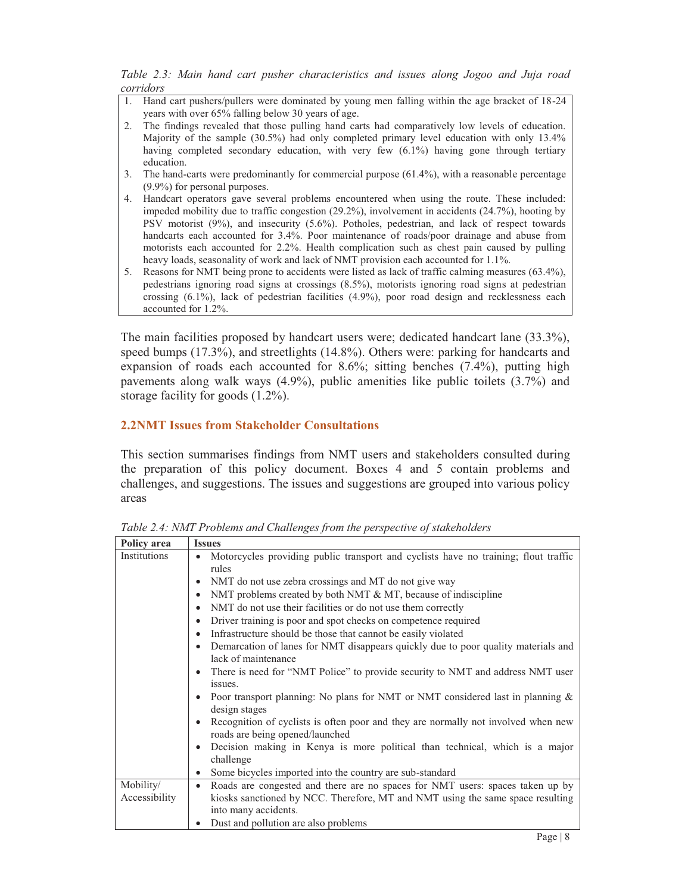*Table 2.3: Main hand cart pusher characteristics and issues along Jogoo and Juja road corridors*

1. Hand cart pushers/pullers were dominated by young men falling within the age bracket of 18-24 years with over 65% falling below 30 years of age.
2. The findings revealed that those pulling hand carts had comparatively low levels of education. Majority of the sample (30.5%) had only completed primary level education with only 13.4% having completed secondary education, with very few (6.1%) having gone through tertiary education.
3. The hand-carts were predominantly for commercial purpose (61.4%), with a reasonable percentage (9.9%) for personal purposes.
4. Handcart operators gave several problems encountered when using the route. These included: impeded mobility due to traffic congestion (29.2%), involvement in accidents (24.7%), hooting by PSV motorist (9%), and insecurity (5.6%). Potholes, pedestrian, and lack of respect towards handcarts each accounted for 3.4%. Poor maintenance of roads/poor drainage and abuse from motorists each accounted for 2.2%. Health complication such as chest pain caused by pulling heavy loads, seasonality of work and lack of NMT provision each accounted for 1.1%.
5. Reasons for NMT being prone to accidents were listed as lack of traffic calming measures (63.4%), pedestrians ignoring road signs at crossings (8.5%), motorists ignoring road signs at pedestrian crossing (6.1%), lack of pedestrian facilities (4.9%), poor road design and recklessness each accounted for 1.2%.

The main facilities proposed by handcart users were; dedicated handcart lane (33.3%), speed bumps (17.3%), and streetlights (14.8%). Others were: parking for handcarts and expansion of roads each accounted for 8.6%; sitting benches (7.4%), putting high pavements along walk ways (4.9%), public amenities like public toilets (3.7%) and storage facility for goods (1.2%).

## 2.2NMT Issues from Stakeholder Consultations

This section summarises findings from NMT users and stakeholders consulted during the preparation of this policy document. Boxes 4 and 5 contain problems and challenges, and suggestions. The issues and suggestions are grouped into various policy areas

*Table 2.4: NMT Problems and Challenges from the perspective of stakeholders*

| Policy area | Issues |
|---|---|
| Institutions | • Motorcycles providing public transport and cyclists have no training; flout traffic rules<br>• NMT do not use zebra crossings and MT do not give way<br>• NMT problems created by both NMT & MT, because of indiscipline<br>• NMT do not use their facilities or do not use them correctly<br>• Driver training is poor and spot checks on competence required<br>• Infrastructure should be those that cannot be easily violated<br>• Demarcation of lanes for NMT disappears quickly due to poor quality materials and lack of maintenance<br>• There is need for "NMT Police" to provide security to NMT and address NMT user issues.<br>• Poor transport planning: No plans for NMT or NMT considered last in planning & design stages<br>• Recognition of cyclists is often poor and they are normally not involved when new roads are being opened/launched<br>• Decision making in Kenya is more political than technical, which is a major challenge<br>• Some bicycles imported into the country are sub-standard |
| Mobility/ Accessibility | • Roads are congested and there are no spaces for NMT users: spaces taken up by kiosks sanctioned by NCC. Therefore, MT and NMT using the same space resulting into many accidents.<br>• Dust and pollution are also problems |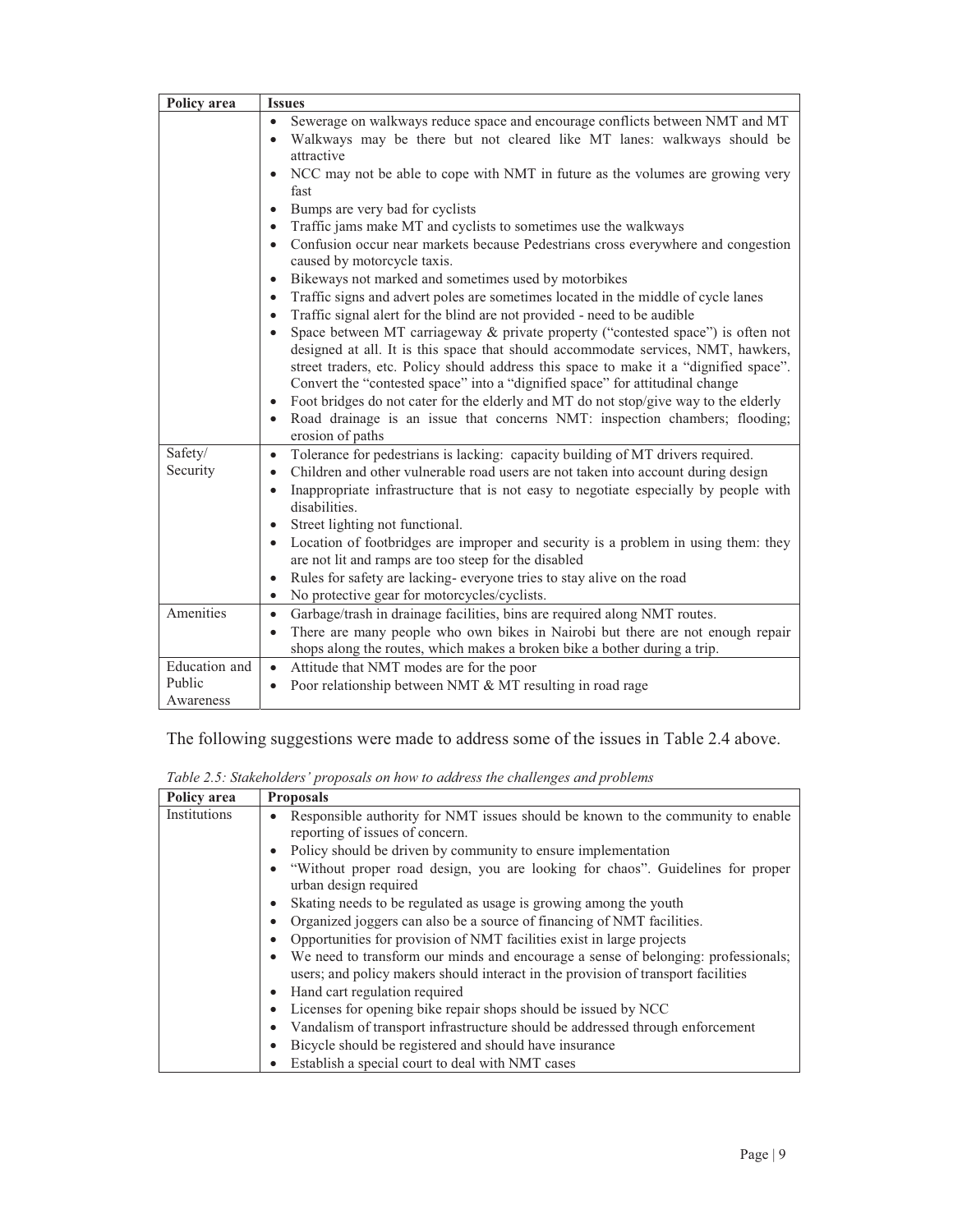| Policy area | Issues |
|---|---|
| | • Sewerage on walkways reduce space and encourage conflicts between NMT and MT<br>• Walkways may be there but not cleared like MT lanes: walkways should be attractive<br>• NCC may not be able to cope with NMT in future as the volumes are growing very fast<br>• Bumps are very bad for cyclists<br>• Traffic jams make MT and cyclists to sometimes use the walkways<br>• Confusion occur near markets because Pedestrians cross everywhere and congestion caused by motorcycle taxis.<br>• Bikeways not marked and sometimes used by motorbikes<br>• Traffic signs and advert poles are sometimes located in the middle of cycle lanes<br>• Traffic signal alert for the blind are not provided - need to be audible<br>• Space between MT carriageway & private property ("contested space") is often not designed at all. It is this space that should accommodate services, NMT, hawkers, street traders, etc. Policy should address this space to make it a "dignified space". Convert the "contested space" into a "dignified space" for attitudinal change<br>• Foot bridges do not cater for the elderly and MT do not stop/give way to the elderly<br>• Road drainage is an issue that concerns NMT: inspection chambers; flooding; erosion of paths |
| Safety/ Security | • Tolerance for pedestrians is lacking: capacity building of MT drivers required.<br>• Children and other vulnerable road users are not taken into account during design<br>• Inappropriate infrastructure that is not easy to negotiate especially by people with disabilities.<br>• Street lighting not functional.<br>• Location of footbridges are improper and security is a problem in using them: they are not lit and ramps are too steep for the disabled<br>• Rules for safety are lacking- everyone tries to stay alive on the road<br>• No protective gear for motorcycles/cyclists. |
| Amenities | • Garbage/trash in drainage facilities, bins are required along NMT routes.<br>• There are many people who own bikes in Nairobi but there are not enough repair shops along the routes, which makes a broken bike a bother during a trip. |
| Education and Public Awareness | • Attitude that NMT modes are for the poor<br>• Poor relationship between NMT & MT resulting in road rage |

The following suggestions were made to address some of the issues in Table 2.4 above.

*Table 2.5: Stakeholders' proposals on how to address the challenges and problems*

| Policy area | Proposals |
|---|---|
| Institutions | • Responsible authority for NMT issues should be known to the community to enable reporting of issues of concern.<br>• Policy should be driven by community to ensure implementation<br>• "Without proper road design, you are looking for chaos". Guidelines for proper urban design required<br>• Skating needs to be regulated as usage is growing among the youth<br>• Organized joggers can also be a source of financing of NMT facilities.<br>• Opportunities for provision of NMT facilities exist in large projects<br>• We need to transform our minds and encourage a sense of belonging: professionals; users; and policy makers should interact in the provision of transport facilities<br>• Hand cart regulation required<br>• Licenses for opening bike repair shops should be issued by NCC<br>• Vandalism of transport infrastructure should be addressed through enforcement<br>• Bicycle should be registered and should have insurance<br>• Establish a special court to deal with NMT cases |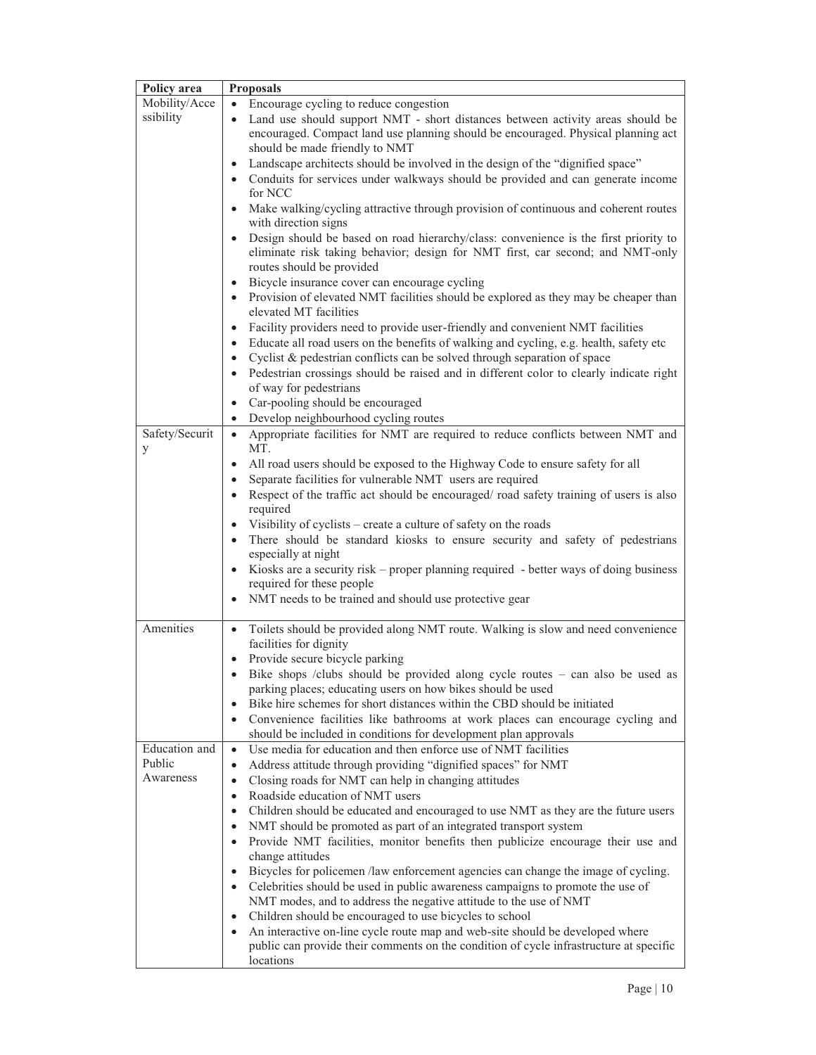| Policy area | Proposals |
|---|---|
| Mobility/Accessibility | • Encourage cycling to reduce congestion<br>• Land use should support NMT - short distances between activity areas should be encouraged. Compact land use planning should be encouraged. Physical planning act should be made friendly to NMT<br>• Landscape architects should be involved in the design of the "dignified space"<br>• Conduits for services under walkways should be provided and can generate income for NCC<br>• Make walking/cycling attractive through provision of continuous and coherent routes with direction signs<br>• Design should be based on road hierarchy/class: convenience is the first priority to eliminate risk taking behavior; design for NMT first, car second; and NMT-only routes should be provided<br>• Bicycle insurance cover can encourage cycling<br>• Provision of elevated NMT facilities should be explored as they may be cheaper than elevated MT facilities<br>• Facility providers need to provide user-friendly and convenient NMT facilities<br>• Educate all road users on the benefits of walking and cycling, e.g. health, safety etc<br>• Cyclist & pedestrian conflicts can be solved through separation of space<br>• Pedestrian crossings should be raised and in different color to clearly indicate right of way for pedestrians<br>• Car-pooling should be encouraged<br>• Develop neighbourhood cycling routes |
| Safety/Security | • Appropriate facilities for NMT are required to reduce conflicts between NMT and MT.<br>• All road users should be exposed to the Highway Code to ensure safety for all<br>• Separate facilities for vulnerable NMT users are required<br>• Respect of the traffic act should be encouraged/ road safety training of users is also required<br>• Visibility of cyclists – create a culture of safety on the roads<br>• There should be standard kiosks to ensure security and safety of pedestrians especially at night<br>• Kiosks are a security risk – proper planning required - better ways of doing business required for these people<br>• NMT needs to be trained and should use protective gear |
| Amenities | • Toilets should be provided along NMT route. Walking is slow and need convenience facilities for dignity<br>• Provide secure bicycle parking<br>• Bike shops /clubs should be provided along cycle routes – can also be used as parking places; educating users on how bikes should be used<br>• Bike hire schemes for short distances within the CBD should be initiated<br>• Convenience facilities like bathrooms at work places can encourage cycling and should be included in conditions for development plan approvals |
| Education and Public Awareness | • Use media for education and then enforce use of NMT facilities<br>• Address attitude through providing "dignified spaces" for NMT<br>• Closing roads for NMT can help in changing attitudes<br>• Roadside education of NMT users<br>• Children should be educated and encouraged to use NMT as they are the future users<br>• NMT should be promoted as part of an integrated transport system<br>• Provide NMT facilities, monitor benefits then publicize encourage their use and change attitudes<br>• Bicycles for policemen /law enforcement agencies can change the image of cycling.<br>• Celebrities should be used in public awareness campaigns to promote the use of NMT modes, and to address the negative attitude to the use of NMT<br>• Children should be encouraged to use bicycles to school<br>• An interactive on-line cycle route map and web-site should be developed where public can provide their comments on the condition of cycle infrastructure at specific locations |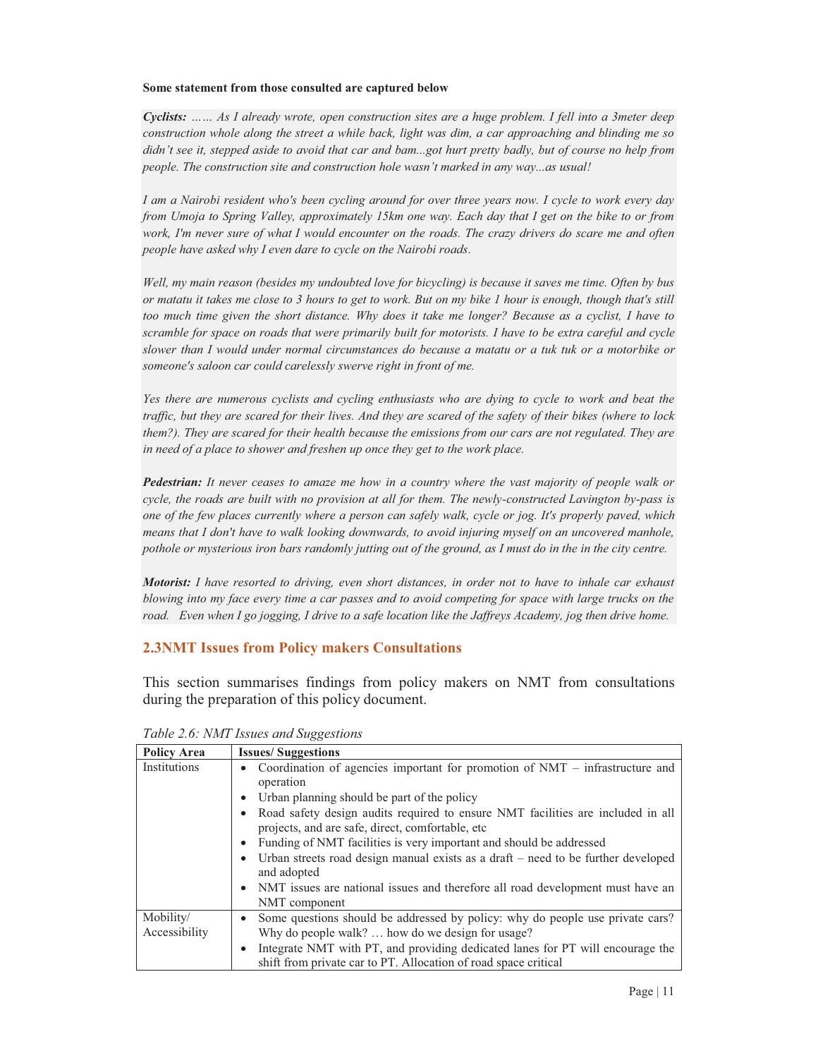**Some statement from those consulted are captured below**

***Cyclists:*** *…… As I already wrote, open construction sites are a huge problem. I fell into a 3meter deep construction whole along the street a while back, light was dim, a car approaching and blinding me so didn't see it, stepped aside to avoid that car and bam...got hurt pretty badly, but of course no help from people. The construction site and construction hole wasn't marked in any way...as usual!*

*I am a Nairobi resident who's been cycling around for over three years now. I cycle to work every day from Umoja to Spring Valley, approximately 15km one way. Each day that I get on the bike to or from work, I'm never sure of what I would encounter on the roads. The crazy drivers do scare me and often people have asked why I even dare to cycle on the Nairobi roads.*

*Well, my main reason (besides my undoubted love for bicycling) is because it saves me time. Often by bus or matatu it takes me close to 3 hours to get to work. But on my bike 1 hour is enough, though that's still too much time given the short distance. Why does it take me longer? Because as a cyclist, I have to scramble for space on roads that were primarily built for motorists. I have to be extra careful and cycle slower than I would under normal circumstances do because a matatu or a tuk tuk or a motorbike or someone's saloon car could carelessly swerve right in front of me.*

*Yes there are numerous cyclists and cycling enthusiasts who are dying to cycle to work and beat the traffic, but they are scared for their lives. And they are scared of the safety of their bikes (where to lock them?). They are scared for their health because the emissions from our cars are not regulated. They are in need of a place to shower and freshen up once they get to the work place.*

***Pedestrian:*** *It never ceases to amaze me how in a country where the vast majority of people walk or cycle, the roads are built with no provision at all for them. The newly-constructed Lavington by-pass is one of the few places currently where a person can safely walk, cycle or jog. It's properly paved, which means that I don't have to walk looking downwards, to avoid injuring myself on an uncovered manhole, pothole or mysterious iron bars randomly jutting out of the ground, as I must do in the in the city centre.*

***Motorist:*** *I have resorted to driving, even short distances, in order not to have to inhale car exhaust blowing into my face every time a car passes and to avoid competing for space with large trucks on the road. Even when I go jogging, I drive to a safe location like the Jaffreys Academy, jog then drive home.*

## 2.3 NMT Issues from Policy makers Consultations

This section summarises findings from policy makers on NMT from consultations during the preparation of this policy document.

*Table 2.6: NMT Issues and Suggestions*

| Policy Area | Issues/ Suggestions |
|---|---|
| Institutions | • Coordination of agencies important for promotion of NMT – infrastructure and operation<br>• Urban planning should be part of the policy<br>• Road safety design audits required to ensure NMT facilities are included in all projects, and are safe, direct, comfortable, etc<br>• Funding of NMT facilities is very important and should be addressed<br>• Urban streets road design manual exists as a draft – need to be further developed and adopted<br>• NMT issues are national issues and therefore all road development must have an NMT component |
| Mobility/ Accessibility | • Some questions should be addressed by policy: why do people use private cars? Why do people walk? … how do we design for usage?<br>• Integrate NMT with PT, and providing dedicated lanes for PT will encourage the shift from private car to PT. Allocation of road space critical |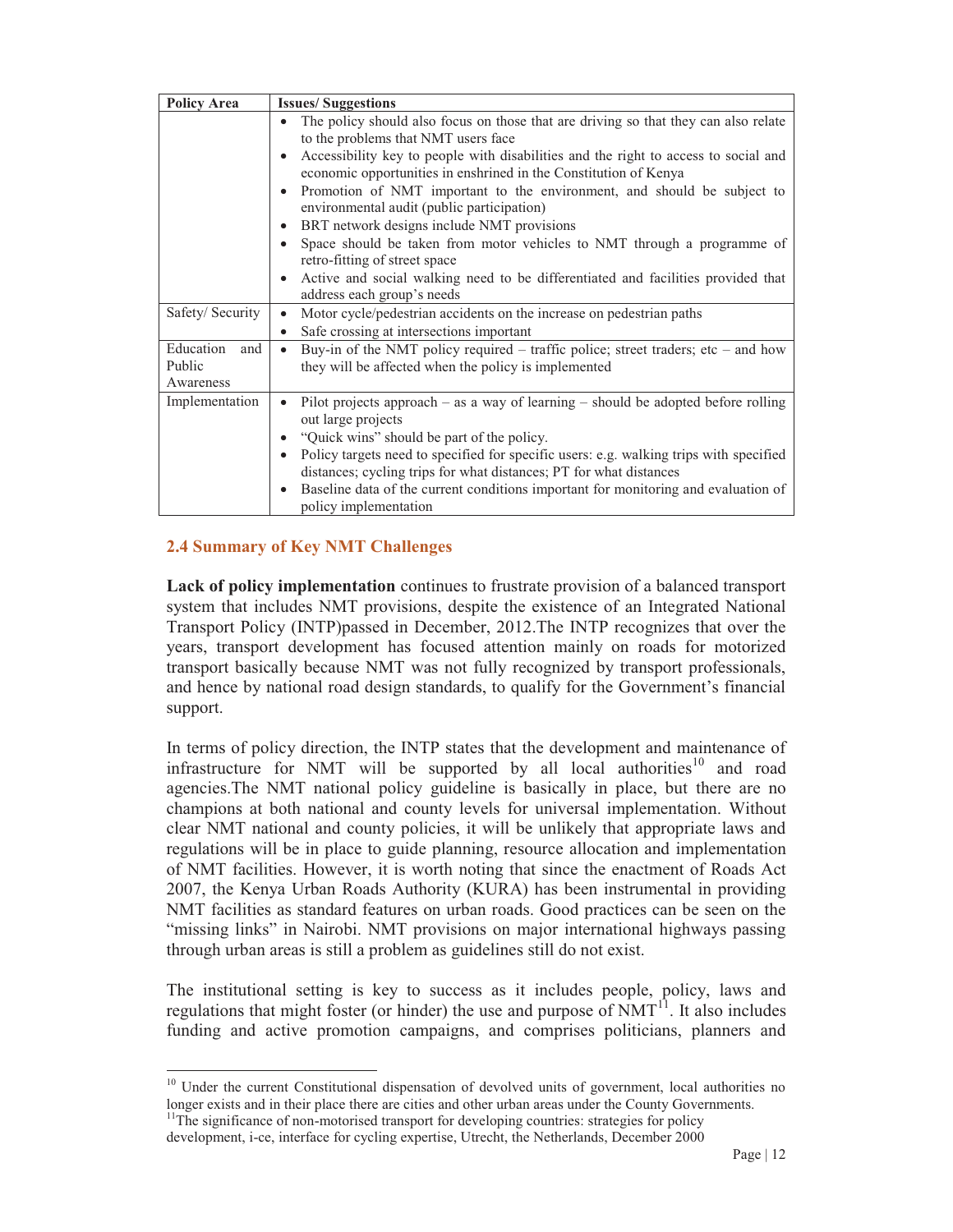| Policy Area | Issues/ Suggestions |
|---|---|
| | • The policy should also focus on those that are driving so that they can also relate to the problems that NMT users face<br>• Accessibility key to people with disabilities and the right to access to social and economic opportunities in enshrined in the Constitution of Kenya<br>• Promotion of NMT important to the environment, and should be subject to environmental audit (public participation)<br>• BRT network designs include NMT provisions<br>• Space should be taken from motor vehicles to NMT through a programme of retro-fitting of street space<br>• Active and social walking need to be differentiated and facilities provided that address each group's needs |
| Safety/ Security | • Motor cycle/pedestrian accidents on the increase on pedestrian paths<br>• Safe crossing at intersections important |
| Education and Public Awareness | • Buy-in of the NMT policy required – traffic police; street traders; etc – and how they will be affected when the policy is implemented |
| Implementation | • Pilot projects approach – as a way of learning – should be adopted before rolling out large projects<br>• "Quick wins" should be part of the policy.<br>• Policy targets need to specified for specific users: e.g. walking trips with specified distances; cycling trips for what distances; PT for what distances<br>• Baseline data of the current conditions important for monitoring and evaluation of policy implementation |

## 2.4 Summary of Key NMT Challenges

**Lack of policy implementation** continues to frustrate provision of a balanced transport system that includes NMT provisions, despite the existence of an Integrated National Transport Policy (INTP)passed in December, 2012.The INTP recognizes that over the years, transport development has focused attention mainly on roads for motorized transport basically because NMT was not fully recognized by transport professionals, and hence by national road design standards, to qualify for the Government's financial support.

In terms of policy direction, the INTP states that the development and maintenance of infrastructure for NMT will be supported by all local authorities[10] and road agencies.The NMT national policy guideline is basically in place, but there are no champions at both national and county levels for universal implementation. Without clear NMT national and county policies, it will be unlikely that appropriate laws and regulations will be in place to guide planning, resource allocation and implementation of NMT facilities. However, it is worth noting that since the enactment of Roads Act 2007, the Kenya Urban Roads Authority (KURA) has been instrumental in providing NMT facilities as standard features on urban roads. Good practices can be seen on the "missing links" in Nairobi. NMT provisions on major international highways passing through urban areas is still a problem as guidelines still do not exist.

The institutional setting is key to success as it includes people, policy, laws and regulations that might foster (or hinder) the use and purpose of NMT[11]. It also includes funding and active promotion campaigns, and comprises politicians, planners and

---

[10] Under the current Constitutional dispensation of devolved units of government, local authorities no longer exists and in their place there are cities and other urban areas under the County Governments.

[11] The significance of non-motorised transport for developing countries: strategies for policy development, i-ce, interface for cycling expertise, Utrecht, the Netherlands, December 2000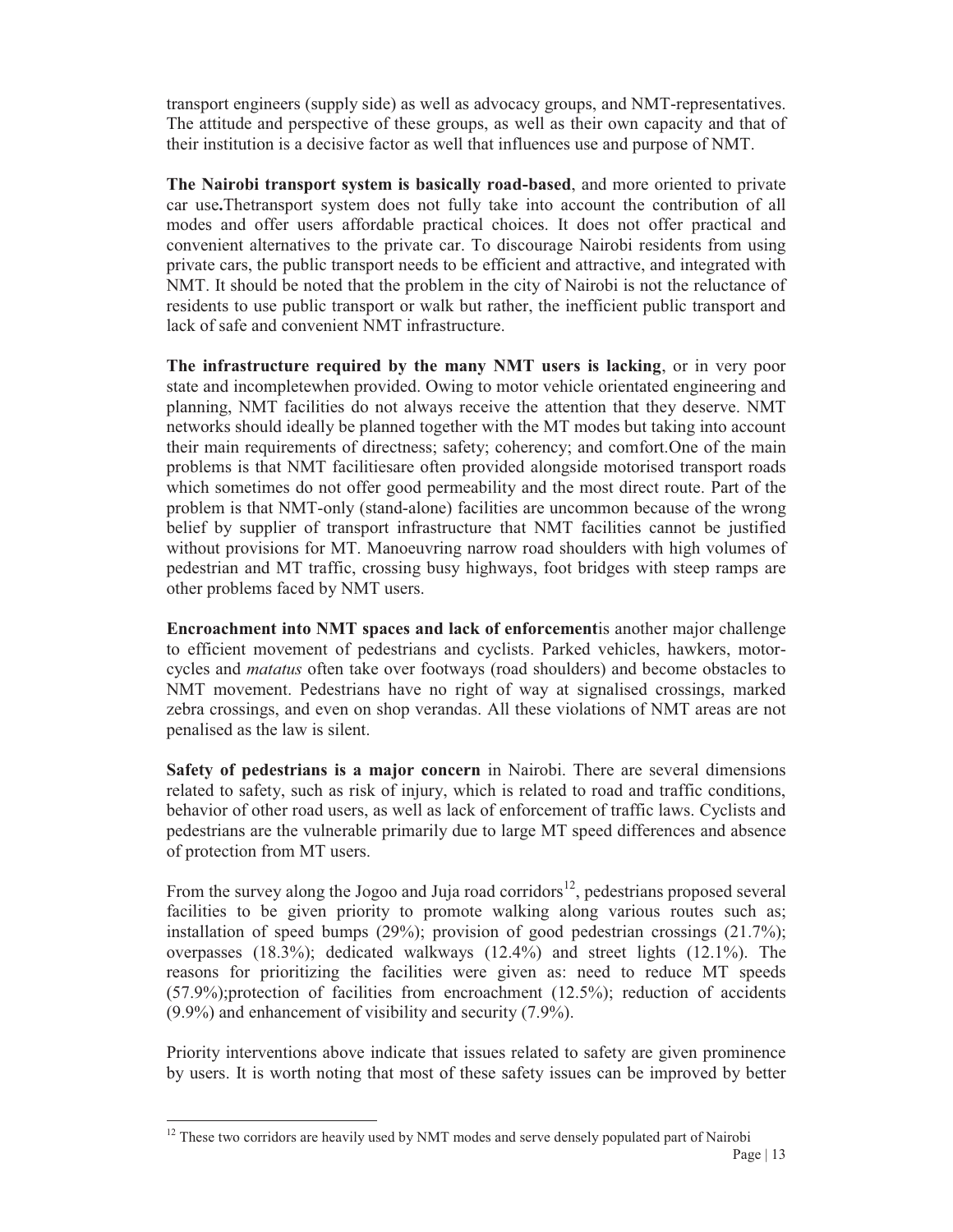transport engineers (supply side) as well as advocacy groups, and NMT-representatives. The attitude and perspective of these groups, as well as their own capacity and that of their institution is a decisive factor as well that influences use and purpose of NMT.

**The Nairobi transport system is basically road-based**, and more oriented to private car use**.**Thetransport system does not fully take into account the contribution of all modes and offer users affordable practical choices. It does not offer practical and convenient alternatives to the private car. To discourage Nairobi residents from using private cars, the public transport needs to be efficient and attractive, and integrated with NMT. It should be noted that the problem in the city of Nairobi is not the reluctance of residents to use public transport or walk but rather, the inefficient public transport and lack of safe and convenient NMT infrastructure.

**The infrastructure required by the many NMT users is lacking**, or in very poor state and incompletewhen provided. Owing to motor vehicle orientated engineering and planning, NMT facilities do not always receive the attention that they deserve. NMT networks should ideally be planned together with the MT modes but taking into account their main requirements of directness; safety; coherency; and comfort.One of the main problems is that NMT facilitiesare often provided alongside motorised transport roads which sometimes do not offer good permeability and the most direct route. Part of the problem is that NMT-only (stand-alone) facilities are uncommon because of the wrong belief by supplier of transport infrastructure that NMT facilities cannot be justified without provisions for MT. Manoeuvring narrow road shoulders with high volumes of pedestrian and MT traffic, crossing busy highways, foot bridges with steep ramps are other problems faced by NMT users.

**Encroachment into NMT spaces and lack of enforcement**is another major challenge to efficient movement of pedestrians and cyclists. Parked vehicles, hawkers, motor-cycles and *matatus* often take over footways (road shoulders) and become obstacles to NMT movement. Pedestrians have no right of way at signalised crossings, marked zebra crossings, and even on shop verandas. All these violations of NMT areas are not penalised as the law is silent.

**Safety of pedestrians is a major concern** in Nairobi. There are several dimensions related to safety, such as risk of injury, which is related to road and traffic conditions, behavior of other road users, as well as lack of enforcement of traffic laws. Cyclists and pedestrians are the vulnerable primarily due to large MT speed differences and absence of protection from MT users.

From the survey along the Jogoo and Juja road corridors[12], pedestrians proposed several facilities to be given priority to promote walking along various routes such as; installation of speed bumps (29%); provision of good pedestrian crossings (21.7%); overpasses (18.3%); dedicated walkways (12.4%) and street lights (12.1%). The reasons for prioritizing the facilities were given as: need to reduce MT speeds (57.9%);protection of facilities from encroachment (12.5%); reduction of accidents (9.9%) and enhancement of visibility and security (7.9%).

Priority interventions above indicate that issues related to safety are given prominence by users. It is worth noting that most of these safety issues can be improved by better

[12] These two corridors are heavily used by NMT modes and serve densely populated part of Nairobi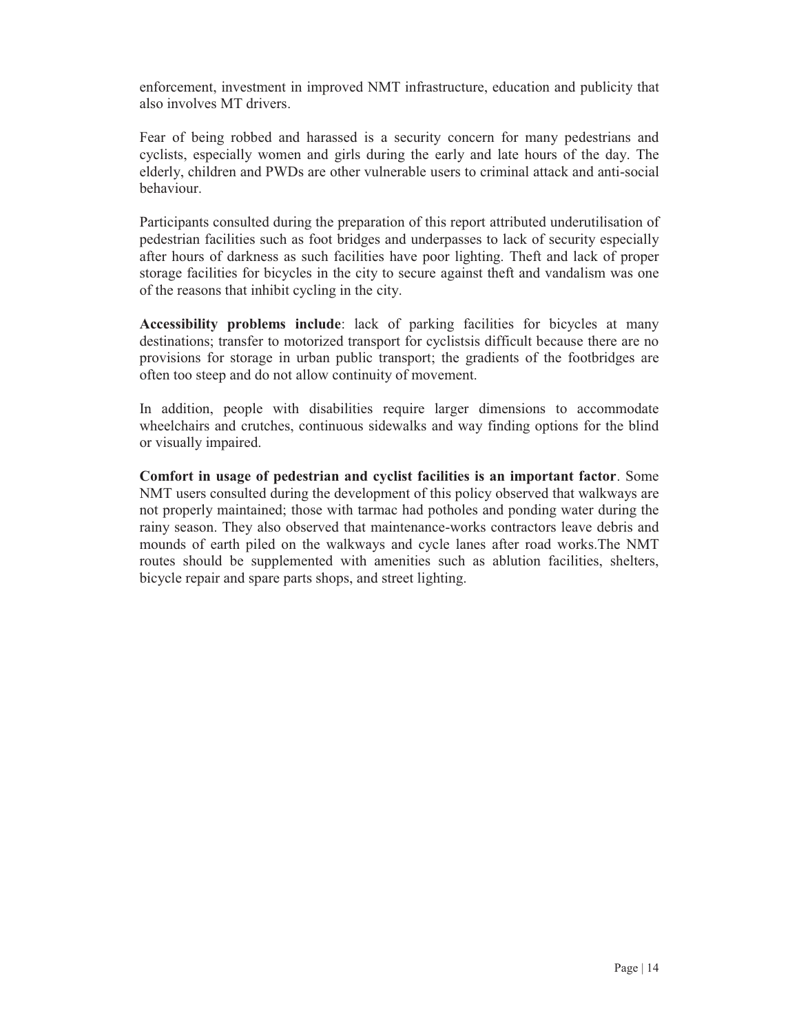enforcement, investment in improved NMT infrastructure, education and publicity that also involves MT drivers.

Fear of being robbed and harassed is a security concern for many pedestrians and cyclists, especially women and girls during the early and late hours of the day. The elderly, children and PWDs are other vulnerable users to criminal attack and anti-social behaviour.

Participants consulted during the preparation of this report attributed underutilisation of pedestrian facilities such as foot bridges and underpasses to lack of security especially after hours of darkness as such facilities have poor lighting. Theft and lack of proper storage facilities for bicycles in the city to secure against theft and vandalism was one of the reasons that inhibit cycling in the city.

**Accessibility problems include**: lack of parking facilities for bicycles at many destinations; transfer to motorized transport for cyclistsis difficult because there are no provisions for storage in urban public transport; the gradients of the footbridges are often too steep and do not allow continuity of movement.

In addition, people with disabilities require larger dimensions to accommodate wheelchairs and crutches, continuous sidewalks and way finding options for the blind or visually impaired.

**Comfort in usage of pedestrian and cyclist facilities is an important factor**. Some NMT users consulted during the development of this policy observed that walkways are not properly maintained; those with tarmac had potholes and ponding water during the rainy season. They also observed that maintenance-works contractors leave debris and mounds of earth piled on the walkways and cycle lanes after road works.The NMT routes should be supplemented with amenities such as ablution facilities, shelters, bicycle repair and spare parts shops, and street lighting.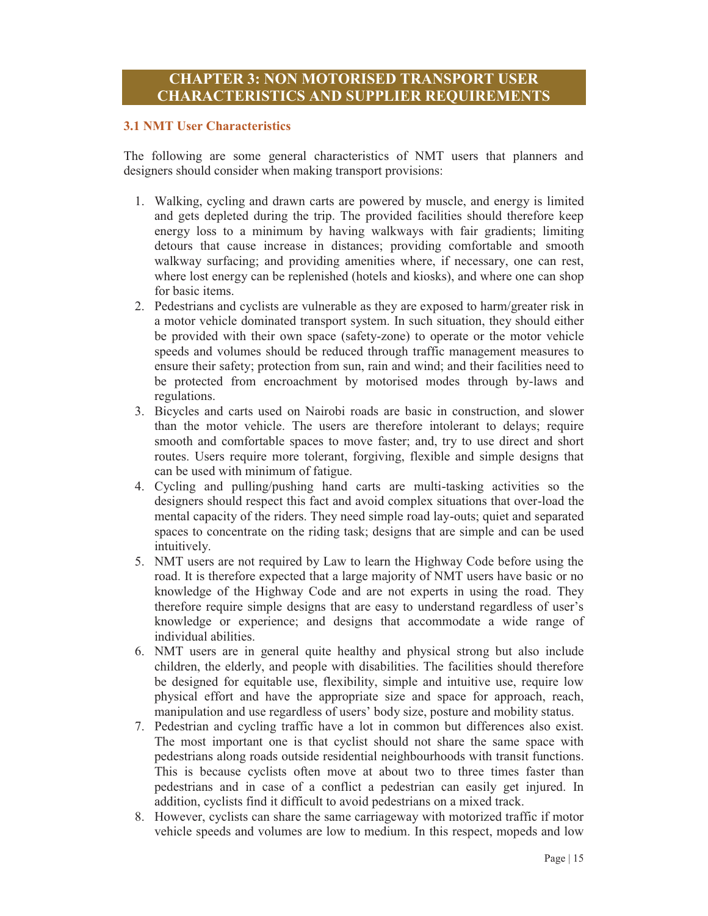# CHAPTER 3: NON MOTORISED TRANSPORT USER CHARACTERISTICS AND SUPPLIER REQUIREMENTS

## 3.1 NMT User Characteristics

The following are some general characteristics of NMT users that planners and designers should consider when making transport provisions:

1. Walking, cycling and drawn carts are powered by muscle, and energy is limited and gets depleted during the trip. The provided facilities should therefore keep energy loss to a minimum by having walkways with fair gradients; limiting detours that cause increase in distances; providing comfortable and smooth walkway surfacing; and providing amenities where, if necessary, one can rest, where lost energy can be replenished (hotels and kiosks), and where one can shop for basic items.
2. Pedestrians and cyclists are vulnerable as they are exposed to harm/greater risk in a motor vehicle dominated transport system. In such situation, they should either be provided with their own space (safety-zone) to operate or the motor vehicle speeds and volumes should be reduced through traffic management measures to ensure their safety; protection from sun, rain and wind; and their facilities need to be protected from encroachment by motorised modes through by-laws and regulations.
3. Bicycles and carts used on Nairobi roads are basic in construction, and slower than the motor vehicle. The users are therefore intolerant to delays; require smooth and comfortable spaces to move faster; and, try to use direct and short routes. Users require more tolerant, forgiving, flexible and simple designs that can be used with minimum of fatigue.
4. Cycling and pulling/pushing hand carts are multi-tasking activities so the designers should respect this fact and avoid complex situations that over-load the mental capacity of the riders. They need simple road lay-outs; quiet and separated spaces to concentrate on the riding task; designs that are simple and can be used intuitively.
5. NMT users are not required by Law to learn the Highway Code before using the road. It is therefore expected that a large majority of NMT users have basic or no knowledge of the Highway Code and are not experts in using the road. They therefore require simple designs that are easy to understand regardless of user's knowledge or experience; and designs that accommodate a wide range of individual abilities.
6. NMT users are in general quite healthy and physical strong but also include children, the elderly, and people with disabilities. The facilities should therefore be designed for equitable use, flexibility, simple and intuitive use, require low physical effort and have the appropriate size and space for approach, reach, manipulation and use regardless of users' body size, posture and mobility status.
7. Pedestrian and cycling traffic have a lot in common but differences also exist. The most important one is that cyclist should not share the same space with pedestrians along roads outside residential neighbourhoods with transit functions. This is because cyclists often move at about two to three times faster than pedestrians and in case of a conflict a pedestrian can easily get injured. In addition, cyclists find it difficult to avoid pedestrians on a mixed track.
8. However, cyclists can share the same carriageway with motorized traffic if motor vehicle speeds and volumes are low to medium. In this respect, mopeds and low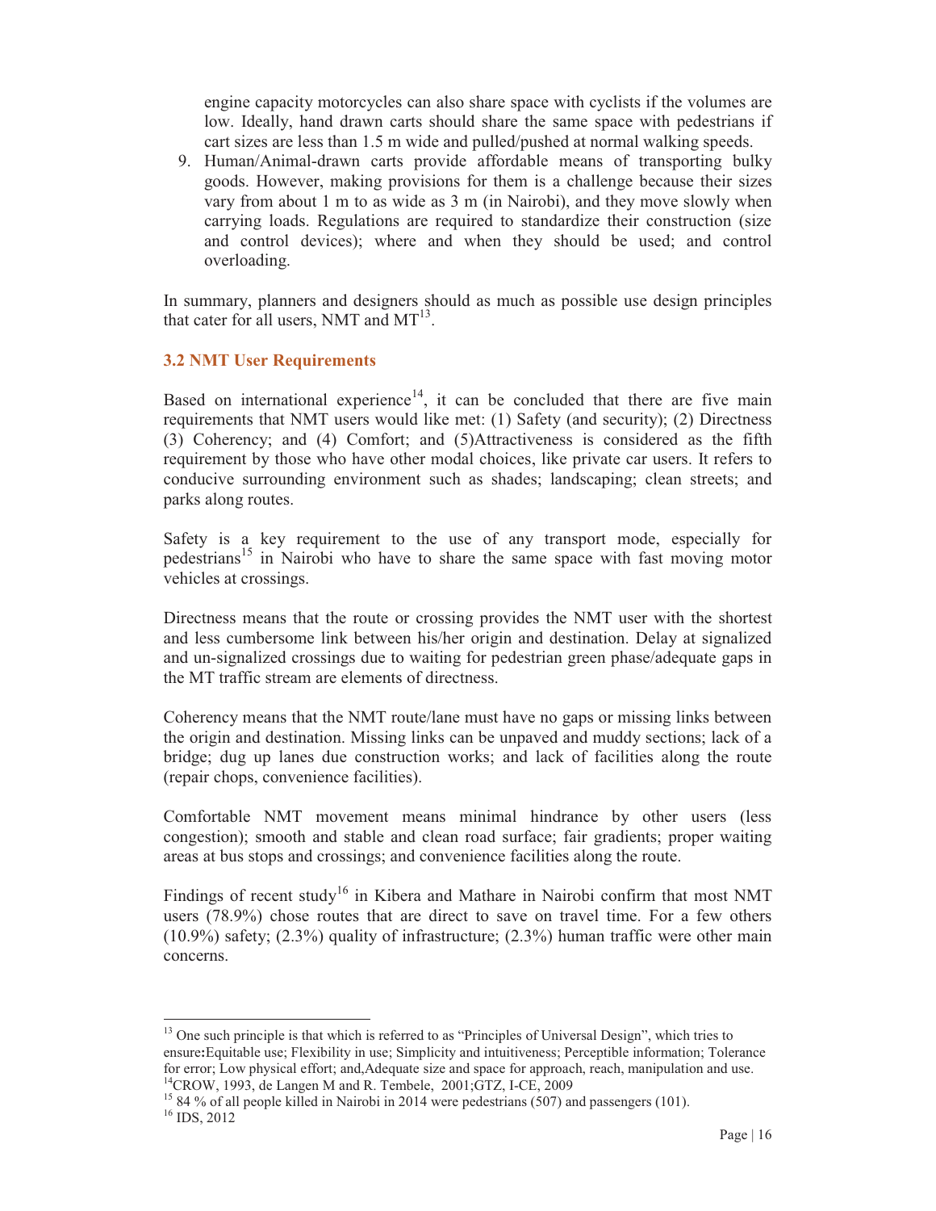engine capacity motorcycles can also share space with cyclists if the volumes are low. Ideally, hand drawn carts should share the same space with pedestrians if cart sizes are less than 1.5 m wide and pulled/pushed at normal walking speeds.

9. Human/Animal-drawn carts provide affordable means of transporting bulky goods. However, making provisions for them is a challenge because their sizes vary from about 1 m to as wide as 3 m (in Nairobi), and they move slowly when carrying loads. Regulations are required to standardize their construction (size and control devices); where and when they should be used; and control overloading.

In summary, planners and designers should as much as possible use design principles that cater for all users, NMT and MT[13].

### 3.2 NMT User Requirements

Based on international experience[14], it can be concluded that there are five main requirements that NMT users would like met: (1) Safety (and security); (2) Directness (3) Coherency; and (4) Comfort; and (5)Attractiveness is considered as the fifth requirement by those who have other modal choices, like private car users. It refers to conducive surrounding environment such as shades; landscaping; clean streets; and parks along routes.

Safety is a key requirement to the use of any transport mode, especially for pedestrians[15] in Nairobi who have to share the same space with fast moving motor vehicles at crossings.

Directness means that the route or crossing provides the NMT user with the shortest and less cumbersome link between his/her origin and destination. Delay at signalized and un-signalized crossings due to waiting for pedestrian green phase/adequate gaps in the MT traffic stream are elements of directness.

Coherency means that the NMT route/lane must have no gaps or missing links between the origin and destination. Missing links can be unpaved and muddy sections; lack of a bridge; dug up lanes due construction works; and lack of facilities along the route (repair chops, convenience facilities).

Comfortable NMT movement means minimal hindrance by other users (less congestion); smooth and stable and clean road surface; fair gradients; proper waiting areas at bus stops and crossings; and convenience facilities along the route.

Findings of recent study[16] in Kibera and Mathare in Nairobi confirm that most NMT users (78.9%) chose routes that are direct to save on travel time. For a few others (10.9%) safety; (2.3%) quality of infrastructure; (2.3%) human traffic were other main concerns.

---

[13] One such principle is that which is referred to as "Principles of Universal Design", which tries to ensure**:**Equitable use; Flexibility in use; Simplicity and intuitiveness; Perceptible information; Tolerance for error; Low physical effort; and,Adequate size and space for approach, reach, manipulation and use.

[14] CROW, 1993, de Langen M and R. Tembele, 2001;GTZ, I-CE, 2009

[15] 84 % of all people killed in Nairobi in 2014 were pedestrians (507) and passengers (101).

[16] IDS, 2012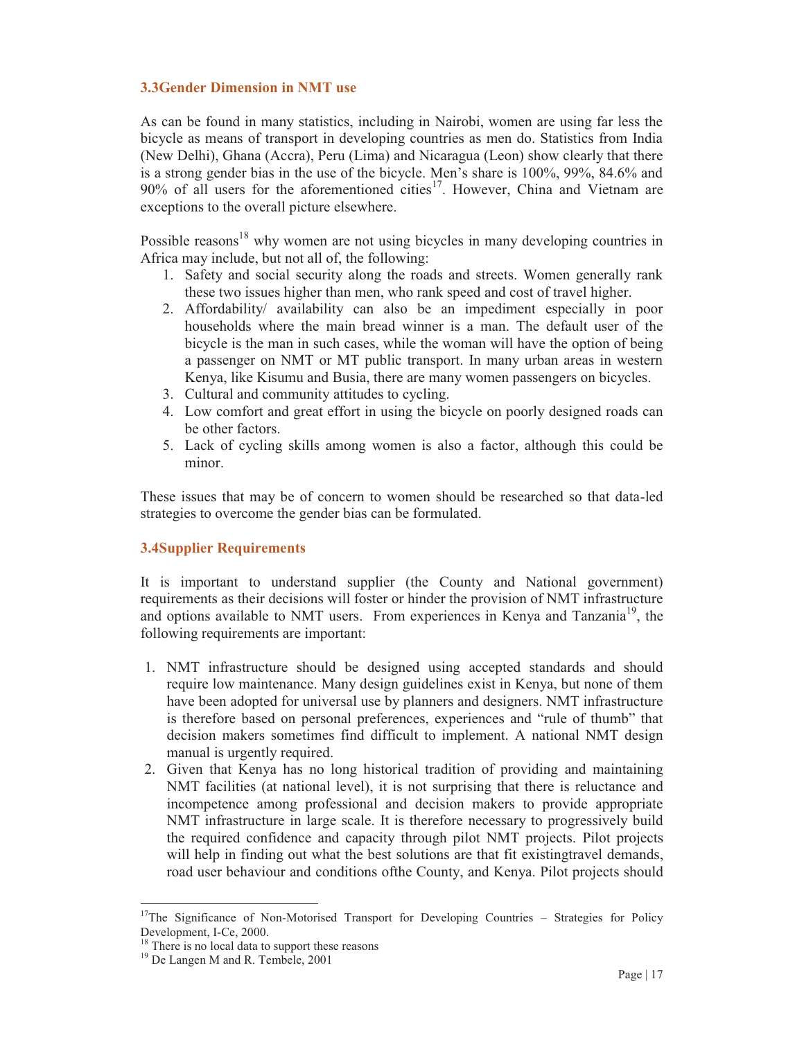### 3.3Gender Dimension in NMT use

As can be found in many statistics, including in Nairobi, women are using far less the bicycle as means of transport in developing countries as men do. Statistics from India (New Delhi), Ghana (Accra), Peru (Lima) and Nicaragua (Leon) show clearly that there is a strong gender bias in the use of the bicycle. Men's share is 100%, 99%, 84.6% and 90% of all users for the aforementioned cities[17]. However, China and Vietnam are exceptions to the overall picture elsewhere.

Possible reasons[18] why women are not using bicycles in many developing countries in Africa may include, but not all of, the following:

1. Safety and social security along the roads and streets. Women generally rank these two issues higher than men, who rank speed and cost of travel higher.
2. Affordability/ availability can also be an impediment especially in poor households where the main bread winner is a man. The default user of the bicycle is the man in such cases, while the woman will have the option of being a passenger on NMT or MT public transport. In many urban areas in western Kenya, like Kisumu and Busia, there are many women passengers on bicycles.
3. Cultural and community attitudes to cycling.
4. Low comfort and great effort in using the bicycle on poorly designed roads can be other factors.
5. Lack of cycling skills among women is also a factor, although this could be minor.

These issues that may be of concern to women should be researched so that data-led strategies to overcome the gender bias can be formulated.

### 3.4Supplier Requirements

It is important to understand supplier (the County and National government) requirements as their decisions will foster or hinder the provision of NMT infrastructure and options available to NMT users. From experiences in Kenya and Tanzania[19], the following requirements are important:

1. NMT infrastructure should be designed using accepted standards and should require low maintenance. Many design guidelines exist in Kenya, but none of them have been adopted for universal use by planners and designers. NMT infrastructure is therefore based on personal preferences, experiences and "rule of thumb" that decision makers sometimes find difficult to implement. A national NMT design manual is urgently required.
2. Given that Kenya has no long historical tradition of providing and maintaining NMT facilities (at national level), it is not surprising that there is reluctance and incompetence among professional and decision makers to provide appropriate NMT infrastructure in large scale. It is therefore necessary to progressively build the required confidence and capacity through pilot NMT projects. Pilot projects will help in finding out what the best solutions are that fit existingtravel demands, road user behaviour and conditions ofthe County, and Kenya. Pilot projects should

---

[17]The Significance of Non-Motorised Transport for Developing Countries – Strategies for Policy Development, I-Ce, 2000.

[18] There is no local data to support these reasons

[19] De Langen M and R. Tembele, 2001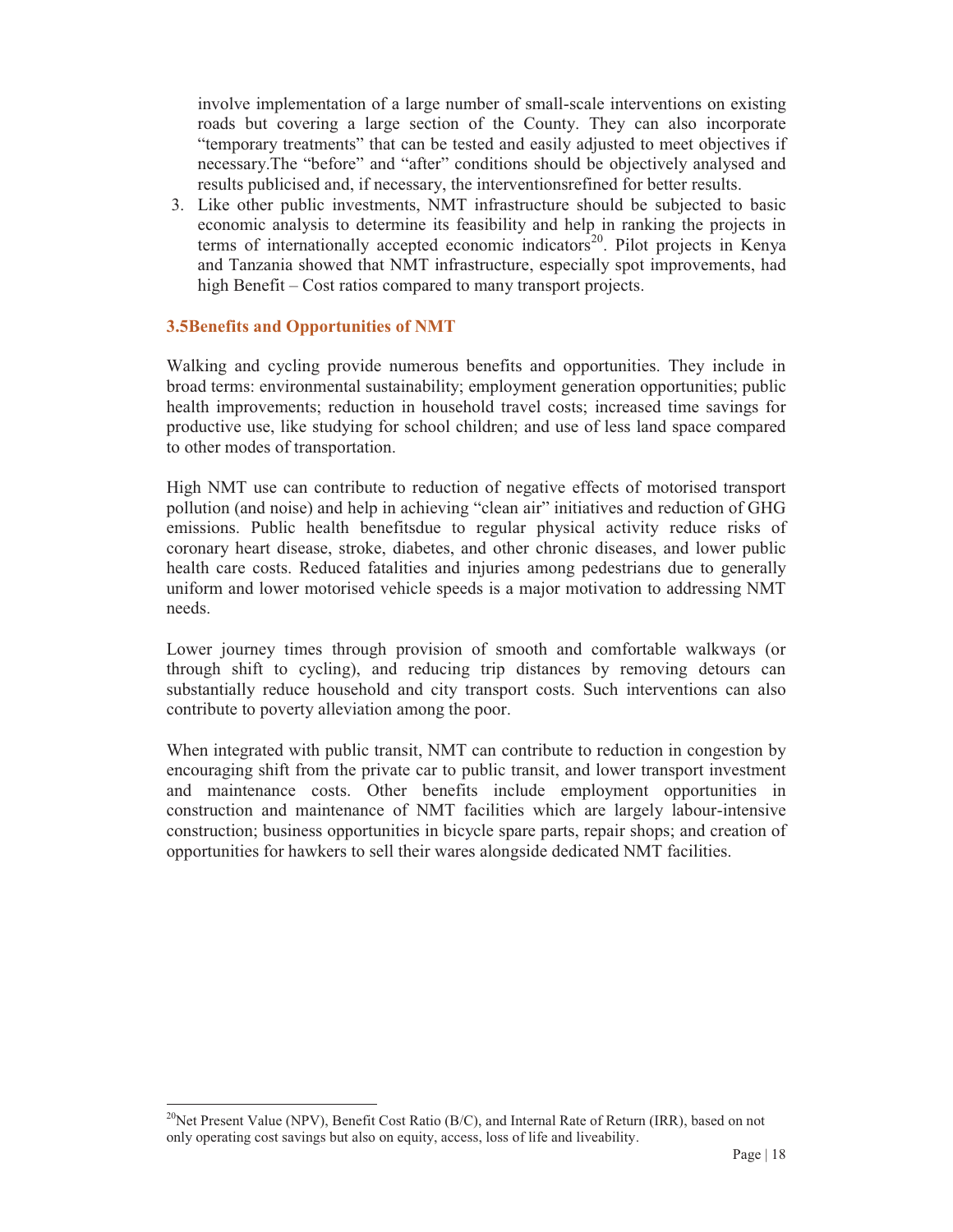involve implementation of a large number of small-scale interventions on existing roads but covering a large section of the County. They can also incorporate "temporary treatments" that can be tested and easily adjusted to meet objectives if necessary.The "before" and "after" conditions should be objectively analysed and results publicised and, if necessary, the interventionsrefined for better results.

3. Like other public investments, NMT infrastructure should be subjected to basic economic analysis to determine its feasibility and help in ranking the projects in terms of internationally accepted economic indicators[20]. Pilot projects in Kenya and Tanzania showed that NMT infrastructure, especially spot improvements, had high Benefit – Cost ratios compared to many transport projects.

### 3.5Benefits and Opportunities of NMT

Walking and cycling provide numerous benefits and opportunities. They include in broad terms: environmental sustainability; employment generation opportunities; public health improvements; reduction in household travel costs; increased time savings for productive use, like studying for school children; and use of less land space compared to other modes of transportation.

High NMT use can contribute to reduction of negative effects of motorised transport pollution (and noise) and help in achieving "clean air" initiatives and reduction of GHG emissions. Public health benefitsdue to regular physical activity reduce risks of coronary heart disease, stroke, diabetes, and other chronic diseases, and lower public health care costs. Reduced fatalities and injuries among pedestrians due to generally uniform and lower motorised vehicle speeds is a major motivation to addressing NMT needs.

Lower journey times through provision of smooth and comfortable walkways (or through shift to cycling), and reducing trip distances by removing detours can substantially reduce household and city transport costs. Such interventions can also contribute to poverty alleviation among the poor.

When integrated with public transit, NMT can contribute to reduction in congestion by encouraging shift from the private car to public transit, and lower transport investment and maintenance costs. Other benefits include employment opportunities in construction and maintenance of NMT facilities which are largely labour-intensive construction; business opportunities in bicycle spare parts, repair shops; and creation of opportunities for hawkers to sell their wares alongside dedicated NMT facilities.

[20]Net Present Value (NPV), Benefit Cost Ratio (B/C), and Internal Rate of Return (IRR), based on not only operating cost savings but also on equity, access, loss of life and liveability.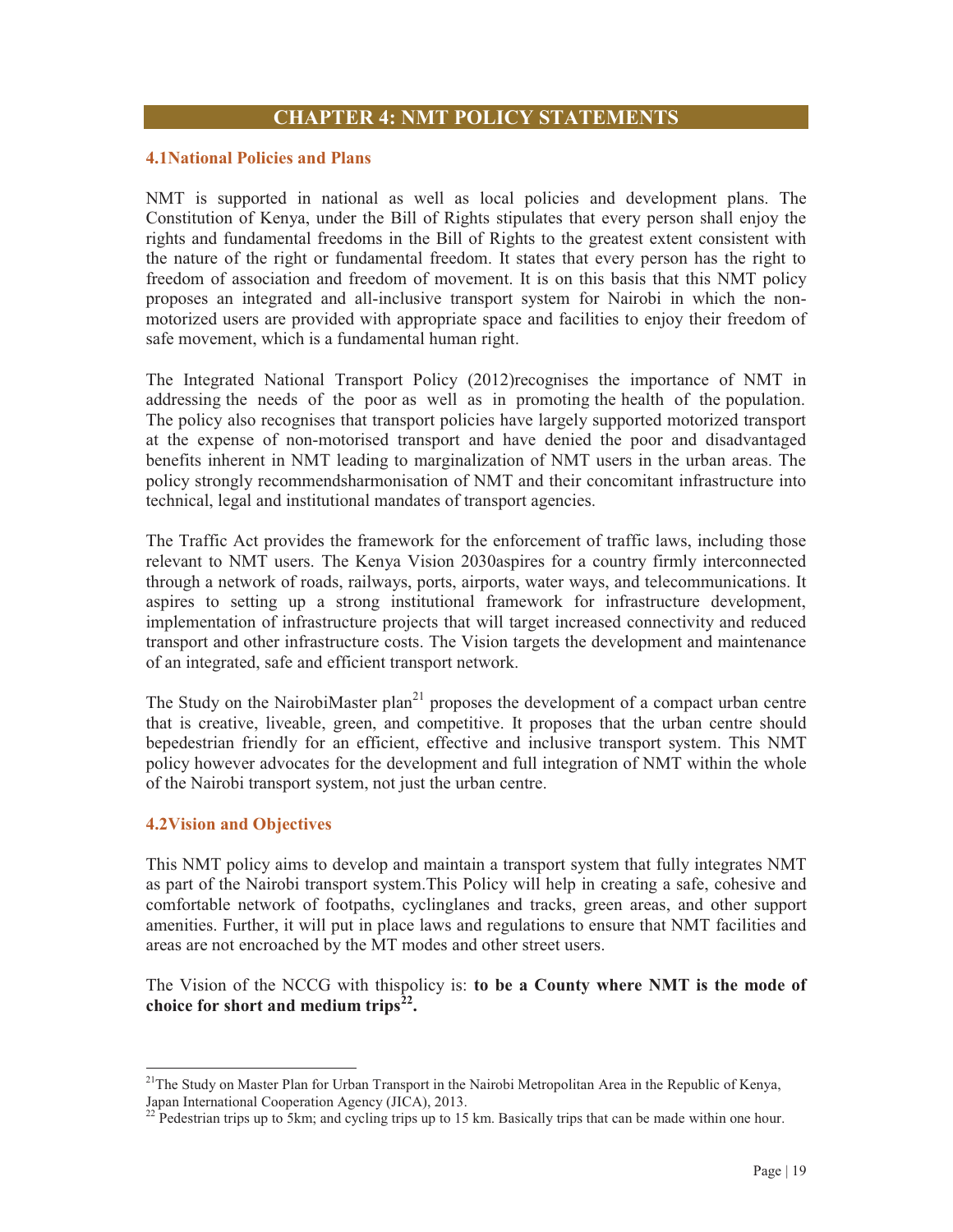# CHAPTER 4: NMT POLICY STATEMENTS

## 4.1National Policies and Plans

NMT is supported in national as well as local policies and development plans. The Constitution of Kenya, under the Bill of Rights stipulates that every person shall enjoy the rights and fundamental freedoms in the Bill of Rights to the greatest extent consistent with the nature of the right or fundamental freedom. It states that every person has the right to freedom of association and freedom of movement. It is on this basis that this NMT policy proposes an integrated and all-inclusive transport system for Nairobi in which the non-motorized users are provided with appropriate space and facilities to enjoy their freedom of safe movement, which is a fundamental human right.

The Integrated National Transport Policy (2012)recognises the importance of NMT in addressing the needs of the poor as well as in promoting the health of the population. The policy also recognises that transport policies have largely supported motorized transport at the expense of non-motorised transport and have denied the poor and disadvantaged benefits inherent in NMT leading to marginalization of NMT users in the urban areas. The policy strongly recommendsharmonisation of NMT and their concomitant infrastructure into technical, legal and institutional mandates of transport agencies.

The Traffic Act provides the framework for the enforcement of traffic laws, including those relevant to NMT users. The Kenya Vision 2030aspires for a country firmly interconnected through a network of roads, railways, ports, airports, water ways, and telecommunications. It aspires to setting up a strong institutional framework for infrastructure development, implementation of infrastructure projects that will target increased connectivity and reduced transport and other infrastructure costs. The Vision targets the development and maintenance of an integrated, safe and efficient transport network.

The Study on the NairobiMaster plan[21] proposes the development of a compact urban centre that is creative, liveable, green, and competitive. It proposes that the urban centre should bepedestrian friendly for an efficient, effective and inclusive transport system. This NMT policy however advocates for the development and full integration of NMT within the whole of the Nairobi transport system, not just the urban centre.

## 4.2Vision and Objectives

This NMT policy aims to develop and maintain a transport system that fully integrates NMT as part of the Nairobi transport system.This Policy will help in creating a safe, cohesive and comfortable network of footpaths, cyclinglanes and tracks, green areas, and other support amenities. Further, it will put in place laws and regulations to ensure that NMT facilities and areas are not encroached by the MT modes and other street users.

The Vision of the NCCG with thispolicy is: **to be a County where NMT is the mode of choice for short and medium trips[22].**

---

[21]The Study on Master Plan for Urban Transport in the Nairobi Metropolitan Area in the Republic of Kenya, Japan International Cooperation Agency (JICA), 2013.

[22] Pedestrian trips up to 5km; and cycling trips up to 15 km. Basically trips that can be made within one hour.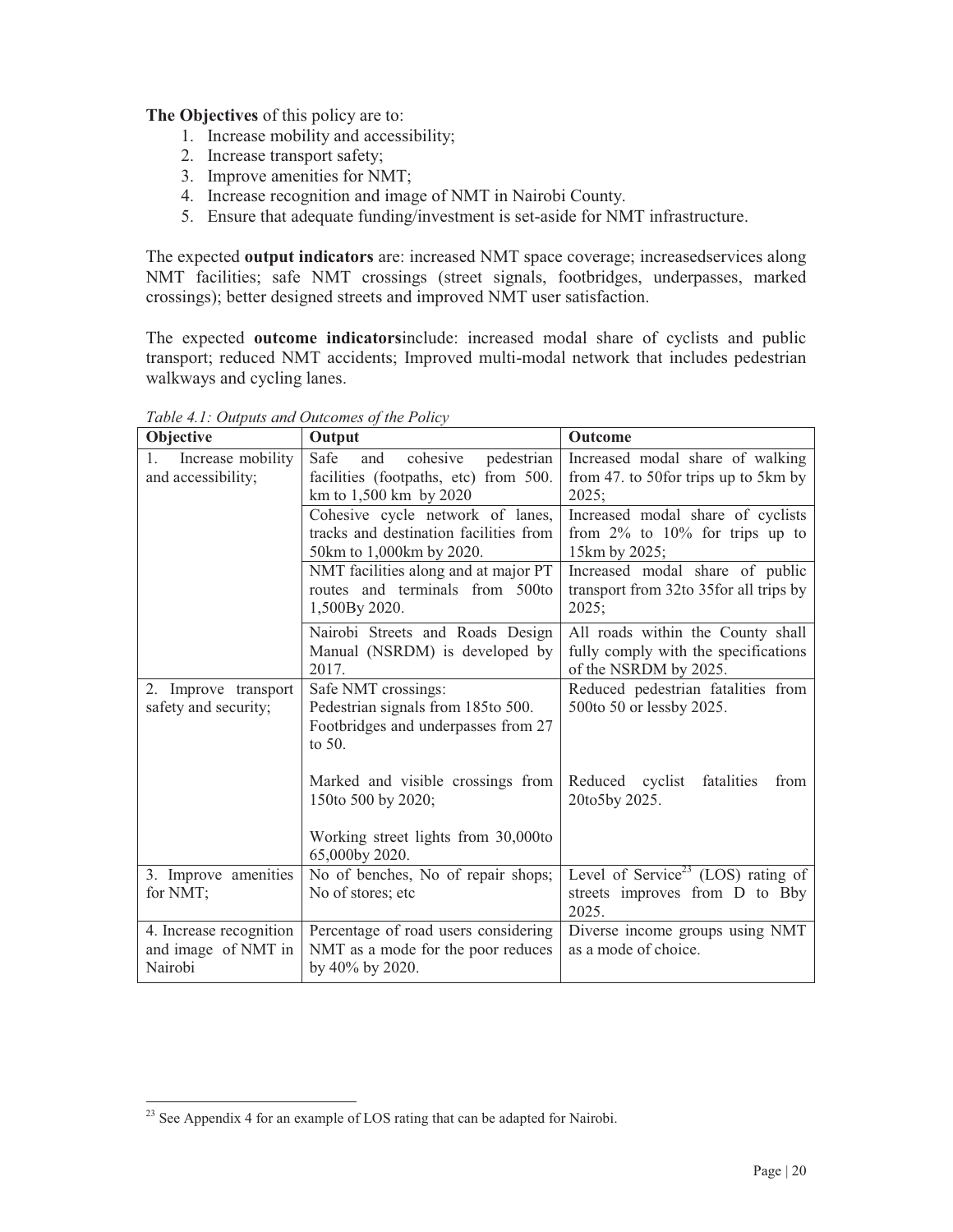**The Objectives** of this policy are to:

1. Increase mobility and accessibility;
2. Increase transport safety;
3. Improve amenities for NMT;
4. Increase recognition and image of NMT in Nairobi County.
5. Ensure that adequate funding/investment is set-aside for NMT infrastructure.

The expected **output indicators** are: increased NMT space coverage; increasedservices along NMT facilities; safe NMT crossings (street signals, footbridges, underpasses, marked crossings); better designed streets and improved NMT user satisfaction.

The expected **outcome indicators**include: increased modal share of cyclists and public transport; reduced NMT accidents; Improved multi-modal network that includes pedestrian walkways and cycling lanes.

*Table 4.1: Outputs and Outcomes of the Policy*

| Objective | Output | Outcome |
|---|---|---|
| 1. Increase mobility and accessibility; | Safe and cohesive pedestrian facilities (footpaths, etc) from 500. km to 1,500 km by 2020 | Increased modal share of walking from 47. to 50for trips up to 5km by 2025; |
| | Cohesive cycle network of lanes, tracks and destination facilities from 50km to 1,000km by 2020. | Increased modal share of cyclists from 2% to 10% for trips up to 15km by 2025; |
| | NMT facilities along and at major PT routes and terminals from 500to 1,500By 2020. | Increased modal share of public transport from 32to 35for all trips by 2025; |
| | Nairobi Streets and Roads Design Manual (NSRDM) is developed by 2017. | All roads within the County shall fully comply with the specifications of the NSRDM by 2025. |
| 2. Improve transport safety and security; | Safe NMT crossings: Pedestrian signals from 185to 500. Footbridges and underpasses from 27 to 50. | Reduced pedestrian fatalities from 500to 50 or lessby 2025. |
| | Marked and visible crossings from 150to 500 by 2020; | Reduced cyclist fatalities from 20to5by 2025. |
| | Working street lights from 30,000to 65,000by 2020. | |
| 3. Improve amenities for NMT; | No of benches, No of repair shops; No of stores; etc | Level of Service[23] (LOS) rating of streets improves from D to Bby 2025. |
| 4. Increase recognition and image of NMT in Nairobi | Percentage of road users considering NMT as a mode for the poor reduces by 40% by 2020. | Diverse income groups using NMT as a mode of choice. |

[23] See Appendix 4 for an example of LOS rating that can be adapted for Nairobi.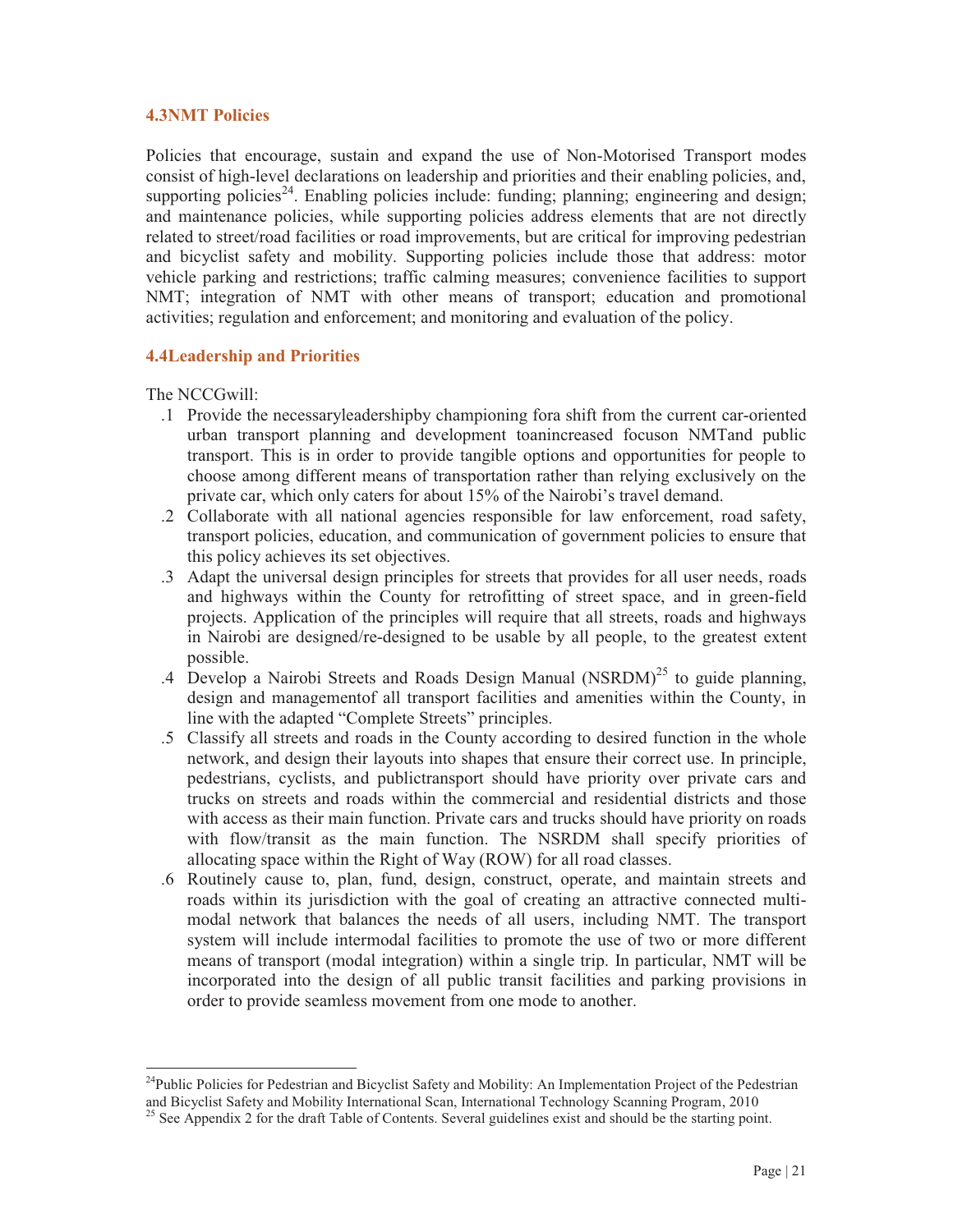### 4.3NMT Policies

Policies that encourage, sustain and expand the use of Non-Motorised Transport modes consist of high-level declarations on leadership and priorities and their enabling policies, and, supporting policies[24]. Enabling policies include: funding; planning; engineering and design; and maintenance policies, while supporting policies address elements that are not directly related to street/road facilities or road improvements, but are critical for improving pedestrian and bicyclist safety and mobility. Supporting policies include those that address: motor vehicle parking and restrictions; traffic calming measures; convenience facilities to support NMT; integration of NMT with other means of transport; education and promotional activities; regulation and enforcement; and monitoring and evaluation of the policy.

### 4.4Leadership and Priorities

The NCCGwill:

.1 Provide the necessaryleadershipby championing fora shift from the current car-oriented urban transport planning and development toanincreased focuson NMTand public transport. This is in order to provide tangible options and opportunities for people to choose among different means of transportation rather than relying exclusively on the private car, which only caters for about 15% of the Nairobi's travel demand.

.2 Collaborate with all national agencies responsible for law enforcement, road safety, transport policies, education, and communication of government policies to ensure that this policy achieves its set objectives.

.3 Adapt the universal design principles for streets that provides for all user needs, roads and highways within the County for retrofitting of street space, and in green-field projects. Application of the principles will require that all streets, roads and highways in Nairobi are designed/re-designed to be usable by all people, to the greatest extent possible.

.4 Develop a Nairobi Streets and Roads Design Manual (NSRDM)[25] to guide planning, design and managementof all transport facilities and amenities within the County, in line with the adapted "Complete Streets" principles.

.5 Classify all streets and roads in the County according to desired function in the whole network, and design their layouts into shapes that ensure their correct use. In principle, pedestrians, cyclists, and publictransport should have priority over private cars and trucks on streets and roads within the commercial and residential districts and those with access as their main function. Private cars and trucks should have priority on roads with flow/transit as the main function. The NSRDM shall specify priorities of allocating space within the Right of Way (ROW) for all road classes.

.6 Routinely cause to, plan, fund, design, construct, operate, and maintain streets and roads within its jurisdiction with the goal of creating an attractive connected multi-modal network that balances the needs of all users, including NMT. The transport system will include intermodal facilities to promote the use of two or more different means of transport (modal integration) within a single trip. In particular, NMT will be incorporated into the design of all public transit facilities and parking provisions in order to provide seamless movement from one mode to another.

---

[24]Public Policies for Pedestrian and Bicyclist Safety and Mobility: An Implementation Project of the Pedestrian and Bicyclist Safety and Mobility International Scan, International Technology Scanning Program, 2010

[25] See Appendix 2 for the draft Table of Contents. Several guidelines exist and should be the starting point.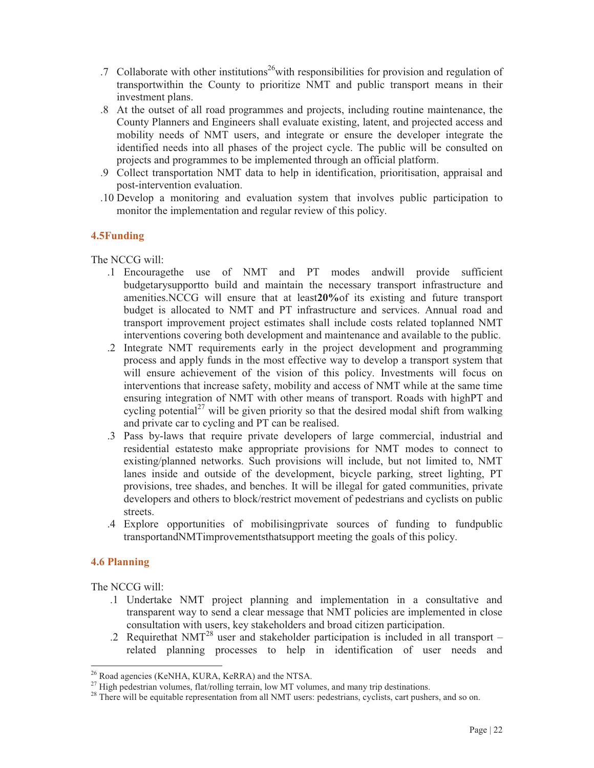.7 Collaborate with other institutions[26] with responsibilities for provision and regulation of transportwithin the County to prioritize NMT and public transport means in their investment plans.

.8 At the outset of all road programmes and projects, including routine maintenance, the County Planners and Engineers shall evaluate existing, latent, and projected access and mobility needs of NMT users, and integrate or ensure the developer integrate the identified needs into all phases of the project cycle. The public will be consulted on projects and programmes to be implemented through an official platform.

.9 Collect transportation NMT data to help in identification, prioritisation, appraisal and post-intervention evaluation.

.10 Develop a monitoring and evaluation system that involves public participation to monitor the implementation and regular review of this policy.

### 4.5Funding

The NCCG will:

.1 Encouragethe use of NMT and PT modes andwill provide sufficient budgetarysupportto build and maintain the necessary transport infrastructure and amenities.NCCG will ensure that at least**20%**of its existing and future transport budget is allocated to NMT and PT infrastructure and services. Annual road and transport improvement project estimates shall include costs related toplanned NMT interventions covering both development and maintenance and available to the public.

.2 Integrate NMT requirements early in the project development and programming process and apply funds in the most effective way to develop a transport system that will ensure achievement of the vision of this policy. Investments will focus on interventions that increase safety, mobility and access of NMT while at the same time ensuring integration of NMT with other means of transport. Roads with highPT and cycling potential[27] will be given priority so that the desired modal shift from walking and private car to cycling and PT can be realised.

.3 Pass by-laws that require private developers of large commercial, industrial and residential estatesto make appropriate provisions for NMT modes to connect to existing/planned networks. Such provisions will include, but not limited to, NMT lanes inside and outside of the development, bicycle parking, street lighting, PT provisions, tree shades, and benches. It will be illegal for gated communities, private developers and others to block/restrict movement of pedestrians and cyclists on public streets.

.4 Explore opportunities of mobilisingprivate sources of funding to fundpublic transportandNMTimprovementsthatsupport meeting the goals of this policy.

### 4.6 Planning

The NCCG will:

.1 Undertake NMT project planning and implementation in a consultative and transparent way to send a clear message that NMT policies are implemented in close consultation with users, key stakeholders and broad citizen participation.

.2 Requirethat NMT[28] user and stakeholder participation is included in all transport – related planning processes to help in identification of user needs and

---

[26] Road agencies (KeNHA, KURA, KeRRA) and the NTSA.

[27] High pedestrian volumes, flat/rolling terrain, low MT volumes, and many trip destinations.

[28] There will be equitable representation from all NMT users: pedestrians, cyclists, cart pushers, and so on.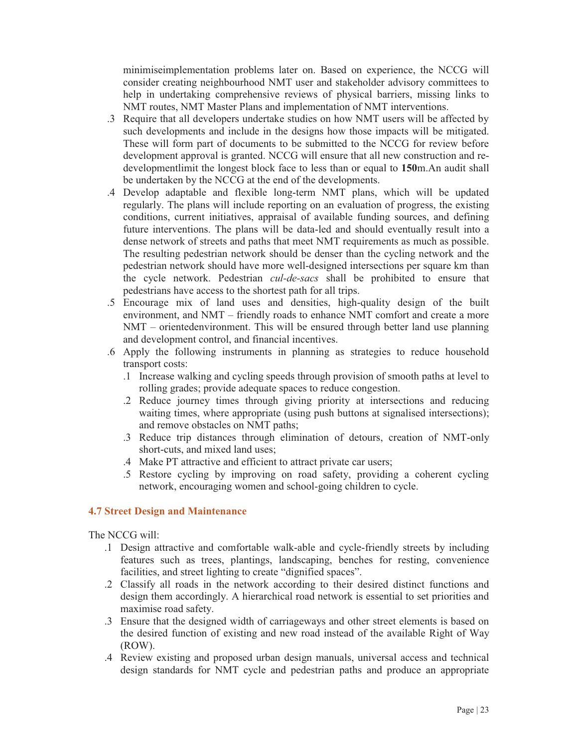minimiseimplementation problems later on. Based on experience, the NCCG will consider creating neighbourhood NMT user and stakeholder advisory committees to help in undertaking comprehensive reviews of physical barriers, missing links to NMT routes, NMT Master Plans and implementation of NMT interventions.

.3 Require that all developers undertake studies on how NMT users will be affected by such developments and include in the designs how those impacts will be mitigated. These will form part of documents to be submitted to the NCCG for review before development approval is granted. NCCG will ensure that all new construction and re-developmentlimit the longest block face to less than or equal to **150**m.An audit shall be undertaken by the NCCG at the end of the developments.

.4 Develop adaptable and flexible long-term NMT plans, which will be updated regularly. The plans will include reporting on an evaluation of progress, the existing conditions, current initiatives, appraisal of available funding sources, and defining future interventions. The plans will be data-led and should eventually result into a dense network of streets and paths that meet NMT requirements as much as possible. The resulting pedestrian network should be denser than the cycling network and the pedestrian network should have more well-designed intersections per square km than the cycle network. Pedestrian *cul-de-sacs* shall be prohibited to ensure that pedestrians have access to the shortest path for all trips.

.5 Encourage mix of land uses and densities, high-quality design of the built environment, and NMT – friendly roads to enhance NMT comfort and create a more NMT – orientedenvironment. This will be ensured through better land use planning and development control, and financial incentives.

.6 Apply the following instruments in planning as strategies to reduce household transport costs:

  .1 Increase walking and cycling speeds through provision of smooth paths at level to rolling grades; provide adequate spaces to reduce congestion.

  .2 Reduce journey times through giving priority at intersections and reducing waiting times, where appropriate (using push buttons at signalised intersections); and remove obstacles on NMT paths;

  .3 Reduce trip distances through elimination of detours, creation of NMT-only short-cuts, and mixed land uses;

  .4 Make PT attractive and efficient to attract private car users;

  .5 Restore cycling by improving on road safety, providing a coherent cycling network, encouraging women and school-going children to cycle.

### 4.7 Street Design and Maintenance

The NCCG will:

.1 Design attractive and comfortable walk-able and cycle-friendly streets by including features such as trees, plantings, landscaping, benches for resting, convenience facilities, and street lighting to create “dignified spaces”.

.2 Classify all roads in the network according to their desired distinct functions and design them accordingly. A hierarchical road network is essential to set priorities and maximise road safety.

.3 Ensure that the designed width of carriageways and other street elements is based on the desired function of existing and new road instead of the available Right of Way (ROW).

.4 Review existing and proposed urban design manuals, universal access and technical design standards for NMT cycle and pedestrian paths and produce an appropriate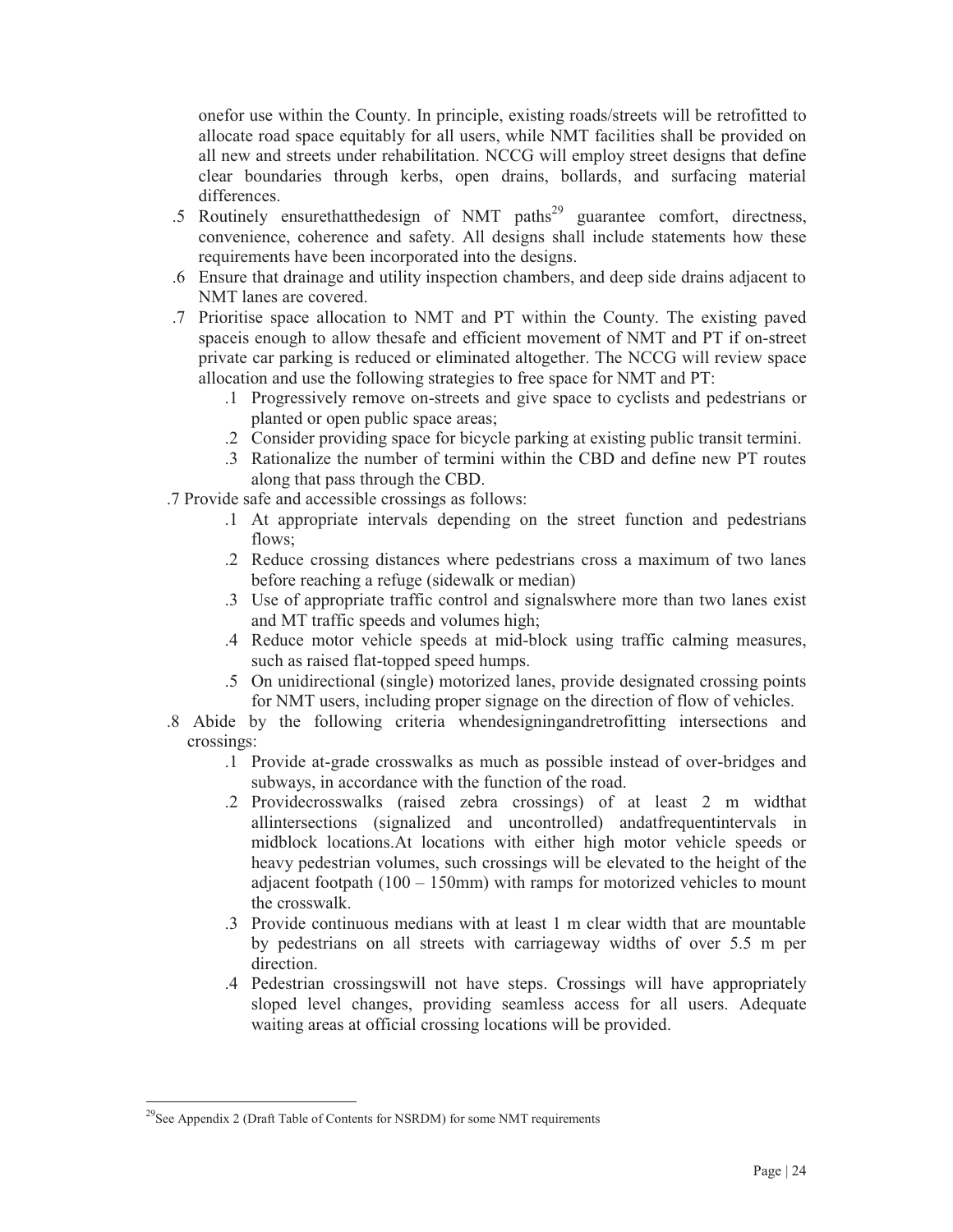onefor use within the County. In principle, existing roads/streets will be retrofitted to allocate road space equitably for all users, while NMT facilities shall be provided on all new and streets under rehabilitation. NCCG will employ street designs that define clear boundaries through kerbs, open drains, bollards, and surfacing material differences.

.5 Routinely ensurethatthedesign of NMT paths[29] guarantee comfort, directness, convenience, coherence and safety. All designs shall include statements how these requirements have been incorporated into the designs.

.6 Ensure that drainage and utility inspection chambers, and deep side drains adjacent to NMT lanes are covered.

.7 Prioritise space allocation to NMT and PT within the County. The existing paved spaceis enough to allow thesafe and efficient movement of NMT and PT if on-street private car parking is reduced or eliminated altogether. The NCCG will review space allocation and use the following strategies to free space for NMT and PT:

  - .1 Progressively remove on-streets and give space to cyclists and pedestrians or planted or open public space areas;
  - .2 Consider providing space for bicycle parking at existing public transit termini.
  - .3 Rationalize the number of termini within the CBD and define new PT routes along that pass through the CBD.

.7 Provide safe and accessible crossings as follows:

  - .1 At appropriate intervals depending on the street function and pedestrians flows;
  - .2 Reduce crossing distances where pedestrians cross a maximum of two lanes before reaching a refuge (sidewalk or median)
  - .3 Use of appropriate traffic control and signalswhere more than two lanes exist and MT traffic speeds and volumes high;
  - .4 Reduce motor vehicle speeds at mid-block using traffic calming measures, such as raised flat-topped speed humps.
  - .5 On unidirectional (single) motorized lanes, provide designated crossing points for NMT users, including proper signage on the direction of flow of vehicles.

.8 Abide by the following criteria whendesigningandretrofitting intersections and crossings:

  - .1 Provide at-grade crosswalks as much as possible instead of over-bridges and subways, in accordance with the function of the road.
  - .2 Providecrosswalks (raised zebra crossings) of at least 2 m widthat allintersections (signalized and uncontrolled) andatfrequentintervals in midblock locations.At locations with either high motor vehicle speeds or heavy pedestrian volumes, such crossings will be elevated to the height of the adjacent footpath (100 – 150mm) with ramps for motorized vehicles to mount the crosswalk.
  - .3 Provide continuous medians with at least 1 m clear width that are mountable by pedestrians on all streets with carriageway widths of over 5.5 m per direction.
  - .4 Pedestrian crossingswill not have steps. Crossings will have appropriately sloped level changes, providing seamless access for all users. Adequate waiting areas at official crossing locations will be provided.

---

[29] See Appendix 2 (Draft Table of Contents for NSRDM) for some NMT requirements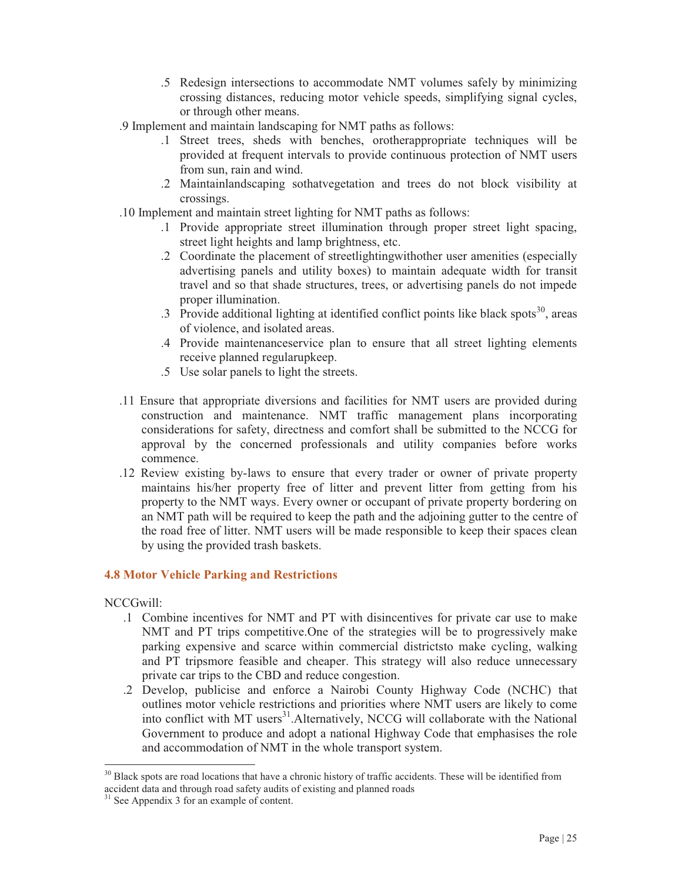.5 Redesign intersections to accommodate NMT volumes safely by minimizing crossing distances, reducing motor vehicle speeds, simplifying signal cycles, or through other means.

.9 Implement and maintain landscaping for NMT paths as follows:

.1 Street trees, sheds with benches, orotherappropriate techniques will be provided at frequent intervals to provide continuous protection of NMT users from sun, rain and wind.

.2 Maintainlandscaping sothatvegetation and trees do not block visibility at crossings.

.10 Implement and maintain street lighting for NMT paths as follows:

.1 Provide appropriate street illumination through proper street light spacing, street light heights and lamp brightness, etc.

.2 Coordinate the placement of streetlightingwithother user amenities (especially advertising panels and utility boxes) to maintain adequate width for transit travel and so that shade structures, trees, or advertising panels do not impede proper illumination.

.3 Provide additional lighting at identified conflict points like black spots[30], areas of violence, and isolated areas.

.4 Provide maintenanceservice plan to ensure that all street lighting elements receive planned regularupkeep.

.5 Use solar panels to light the streets.

.11 Ensure that appropriate diversions and facilities for NMT users are provided during construction and maintenance. NMT traffic management plans incorporating considerations for safety, directness and comfort shall be submitted to the NCCG for approval by the concerned professionals and utility companies before works commence.

.12 Review existing by-laws to ensure that every trader or owner of private property maintains his/her property free of litter and prevent litter from getting from his property to the NMT ways. Every owner or occupant of private property bordering on an NMT path will be required to keep the path and the adjoining gutter to the centre of the road free of litter. NMT users will be made responsible to keep their spaces clean by using the provided trash baskets.

### 4.8 Motor Vehicle Parking and Restrictions

NCCGwill:

.1 Combine incentives for NMT and PT with disincentives for private car use to make NMT and PT trips competitive.One of the strategies will be to progressively make parking expensive and scarce within commercial districtsto make cycling, walking and PT tripsmore feasible and cheaper. This strategy will also reduce unnecessary private car trips to the CBD and reduce congestion.

.2 Develop, publicise and enforce a Nairobi County Highway Code (NCHC) that outlines motor vehicle restrictions and priorities where NMT users are likely to come into conflict with MT users[31].Alternatively, NCCG will collaborate with the National Government to produce and adopt a national Highway Code that emphasises the role and accommodation of NMT in the whole transport system.

---

[30] Black spots are road locations that have a chronic history of traffic accidents. These will be identified from accident data and through road safety audits of existing and planned roads

[31] See Appendix 3 for an example of content.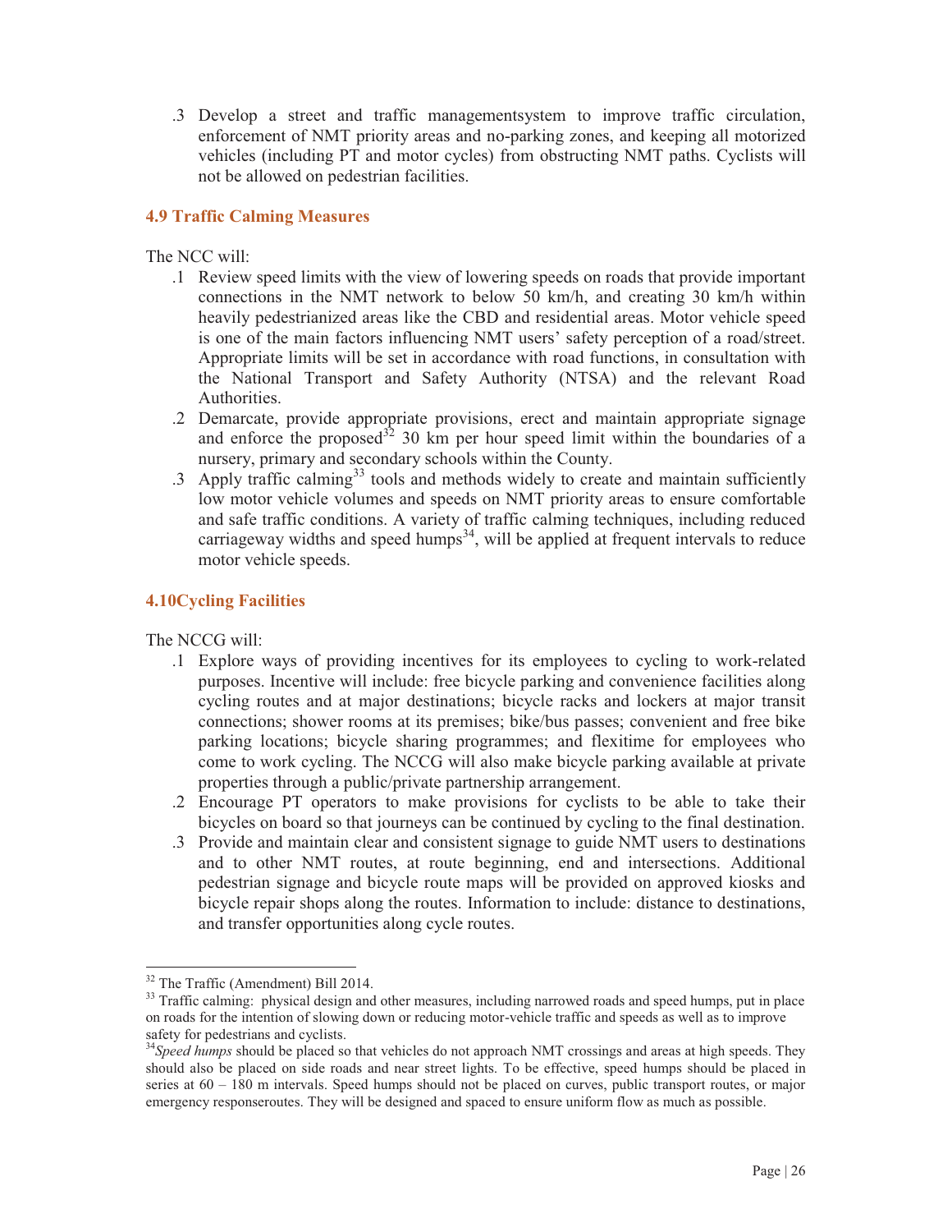.3 Develop a street and traffic managementsystem to improve traffic circulation, enforcement of NMT priority areas and no-parking zones, and keeping all motorized vehicles (including PT and motor cycles) from obstructing NMT paths. Cyclists will not be allowed on pedestrian facilities.

## 4.9 Traffic Calming Measures

The NCC will:

.1 Review speed limits with the view of lowering speeds on roads that provide important connections in the NMT network to below 50 km/h, and creating 30 km/h within heavily pedestrianized areas like the CBD and residential areas. Motor vehicle speed is one of the main factors influencing NMT users' safety perception of a road/street. Appropriate limits will be set in accordance with road functions, in consultation with the National Transport and Safety Authority (NTSA) and the relevant Road Authorities.

.2 Demarcate, provide appropriate provisions, erect and maintain appropriate signage and enforce the proposed[32] 30 km per hour speed limit within the boundaries of a nursery, primary and secondary schools within the County.

.3 Apply traffic calming[33] tools and methods widely to create and maintain sufficiently low motor vehicle volumes and speeds on NMT priority areas to ensure comfortable and safe traffic conditions. A variety of traffic calming techniques, including reduced carriageway widths and speed humps[34], will be applied at frequent intervals to reduce motor vehicle speeds.

## 4.10Cycling Facilities

The NCCG will:

.1 Explore ways of providing incentives for its employees to cycling to work-related purposes. Incentive will include: free bicycle parking and convenience facilities along cycling routes and at major destinations; bicycle racks and lockers at major transit connections; shower rooms at its premises; bike/bus passes; convenient and free bike parking locations; bicycle sharing programmes; and flexitime for employees who come to work cycling. The NCCG will also make bicycle parking available at private properties through a public/private partnership arrangement.

.2 Encourage PT operators to make provisions for cyclists to be able to take their bicycles on board so that journeys can be continued by cycling to the final destination.

.3 Provide and maintain clear and consistent signage to guide NMT users to destinations and to other NMT routes, at route beginning, end and intersections. Additional pedestrian signage and bicycle route maps will be provided on approved kiosks and bicycle repair shops along the routes. Information to include: distance to destinations, and transfer opportunities along cycle routes.

---

[32] The Traffic (Amendment) Bill 2014.

[33] Traffic calming: physical design and other measures, including narrowed roads and speed humps, put in place on roads for the intention of slowing down or reducing motor-vehicle traffic and speeds as well as to improve safety for pedestrians and cyclists.

[34] *Speed humps* should be placed so that vehicles do not approach NMT crossings and areas at high speeds. They should also be placed on side roads and near street lights. To be effective, speed humps should be placed in series at 60 – 180 m intervals. Speed humps should not be placed on curves, public transport routes, or major emergency responseroutes. They will be designed and spaced to ensure uniform flow as much as possible.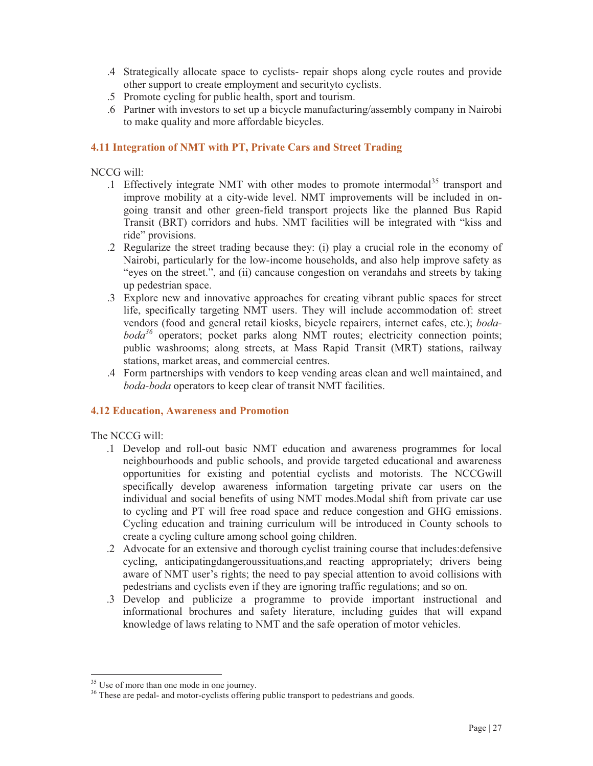.4 Strategically allocate space to cyclists- repair shops along cycle routes and provide other support to create employment and securityto cyclists.
.5 Promote cycling for public health, sport and tourism.
.6 Partner with investors to set up a bicycle manufacturing/assembly company in Nairobi to make quality and more affordable bicycles.

### 4.11 Integration of NMT with PT, Private Cars and Street Trading

NCCG will:

.1 Effectively integrate NMT with other modes to promote intermodal[35] transport and improve mobility at a city-wide level. NMT improvements will be included in on-going transit and other green-field transport projects like the planned Bus Rapid Transit (BRT) corridors and hubs. NMT facilities will be integrated with "kiss and ride" provisions.
.2 Regularize the street trading because they: (i) play a crucial role in the economy of Nairobi, particularly for the low-income households, and also help improve safety as "eyes on the street.", and (ii) cancause congestion on verandahs and streets by taking up pedestrian space.
.3 Explore new and innovative approaches for creating vibrant public spaces for street life, specifically targeting NMT users. They will include accommodation of: street vendors (food and general retail kiosks, bicycle repairers, internet cafes, etc.); *boda-boda*[36] operators; pocket parks along NMT routes; electricity connection points; public washrooms; along streets, at Mass Rapid Transit (MRT) stations, railway stations, market areas, and commercial centres.
.4 Form partnerships with vendors to keep vending areas clean and well maintained, and *boda-boda* operators to keep clear of transit NMT facilities.

### 4.12 Education, Awareness and Promotion

The NCCG will:

.1 Develop and roll-out basic NMT education and awareness programmes for local neighbourhoods and public schools, and provide targeted educational and awareness opportunities for existing and potential cyclists and motorists. The NCCGwill specifically develop awareness information targeting private car users on the individual and social benefits of using NMT modes.Modal shift from private car use to cycling and PT will free road space and reduce congestion and GHG emissions. Cycling education and training curriculum will be introduced in County schools to create a cycling culture among school going children.
.2 Advocate for an extensive and thorough cyclist training course that includes:defensive cycling, anticipatingdangeroussituations,and reacting appropriately; drivers being aware of NMT user's rights; the need to pay special attention to avoid collisions with pedestrians and cyclists even if they are ignoring traffic regulations; and so on.
.3 Develop and publicize a programme to provide important instructional and informational brochures and safety literature, including guides that will expand knowledge of laws relating to NMT and the safe operation of motor vehicles.

---

[35] Use of more than one mode in one journey.

[36] These are pedal- and motor-cyclists offering public transport to pedestrians and goods.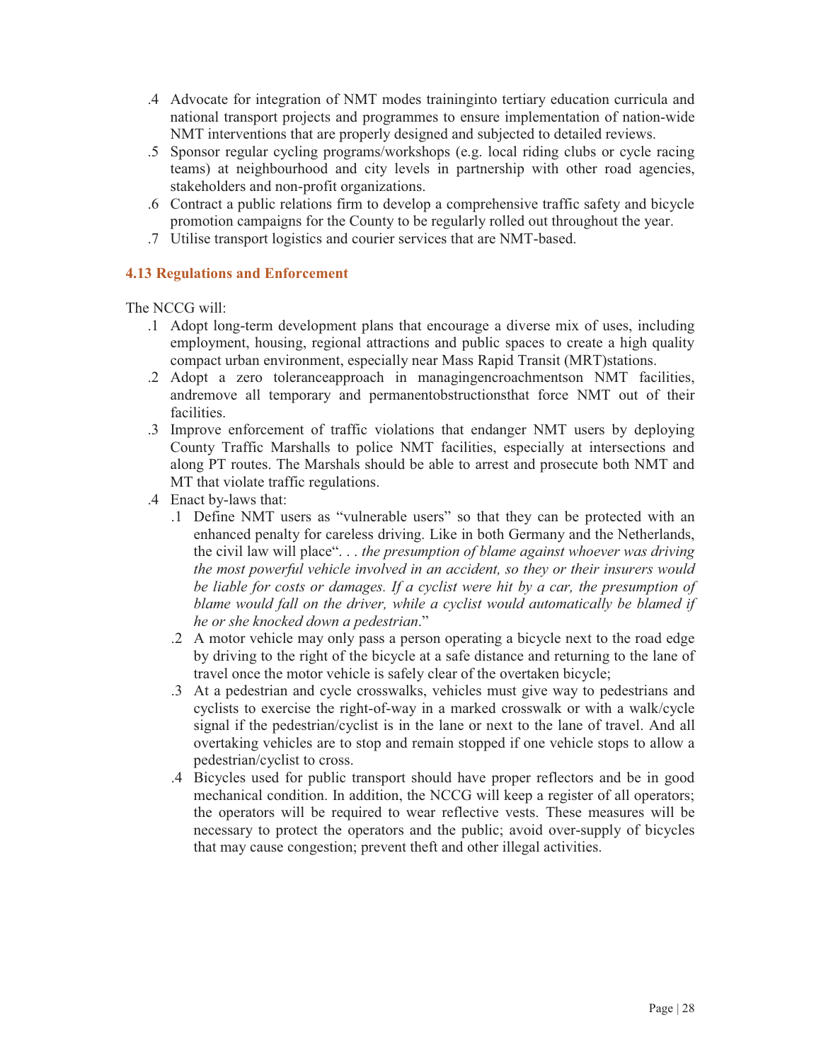.4 Advocate for integration of NMT modes traininginto tertiary education curricula and national transport projects and programmes to ensure implementation of nation-wide NMT interventions that are properly designed and subjected to detailed reviews.

.5 Sponsor regular cycling programs/workshops (e.g. local riding clubs or cycle racing teams) at neighbourhood and city levels in partnership with other road agencies, stakeholders and non-profit organizations.

.6 Contract a public relations firm to develop a comprehensive traffic safety and bicycle promotion campaigns for the County to be regularly rolled out throughout the year.

.7 Utilise transport logistics and courier services that are NMT-based.

### 4.13 Regulations and Enforcement

The NCCG will:

.1 Adopt long-term development plans that encourage a diverse mix of uses, including employment, housing, regional attractions and public spaces to create a high quality compact urban environment, especially near Mass Rapid Transit (MRT)stations.

.2 Adopt a zero toleranceapproach in managingencroachmentson NMT facilities, andremove all temporary and permanentobstructionsthat force NMT out of their facilities.

.3 Improve enforcement of traffic violations that endanger NMT users by deploying County Traffic Marshalls to police NMT facilities, especially at intersections and along PT routes. The Marshals should be able to arrest and prosecute both NMT and MT that violate traffic regulations.

.4 Enact by-laws that:

  .1 Define NMT users as "vulnerable users" so that they can be protected with an enhanced penalty for careless driving. Like in both Germany and the Netherlands, the civil law will place". . . *the presumption of blame against whoever was driving the most powerful vehicle involved in an accident, so they or their insurers would be liable for costs or damages. If a cyclist were hit by a car, the presumption of blame would fall on the driver, while a cyclist would automatically be blamed if he or she knocked down a pedestrian*."

  .2 A motor vehicle may only pass a person operating a bicycle next to the road edge by driving to the right of the bicycle at a safe distance and returning to the lane of travel once the motor vehicle is safely clear of the overtaken bicycle;

  .3 At a pedestrian and cycle crosswalks, vehicles must give way to pedestrians and cyclists to exercise the right-of-way in a marked crosswalk or with a walk/cycle signal if the pedestrian/cyclist is in the lane or next to the lane of travel. And all overtaking vehicles are to stop and remain stopped if one vehicle stops to allow a pedestrian/cyclist to cross.

  .4 Bicycles used for public transport should have proper reflectors and be in good mechanical condition. In addition, the NCCG will keep a register of all operators; the operators will be required to wear reflective vests. These measures will be necessary to protect the operators and the public; avoid over-supply of bicycles that may cause congestion; prevent theft and other illegal activities.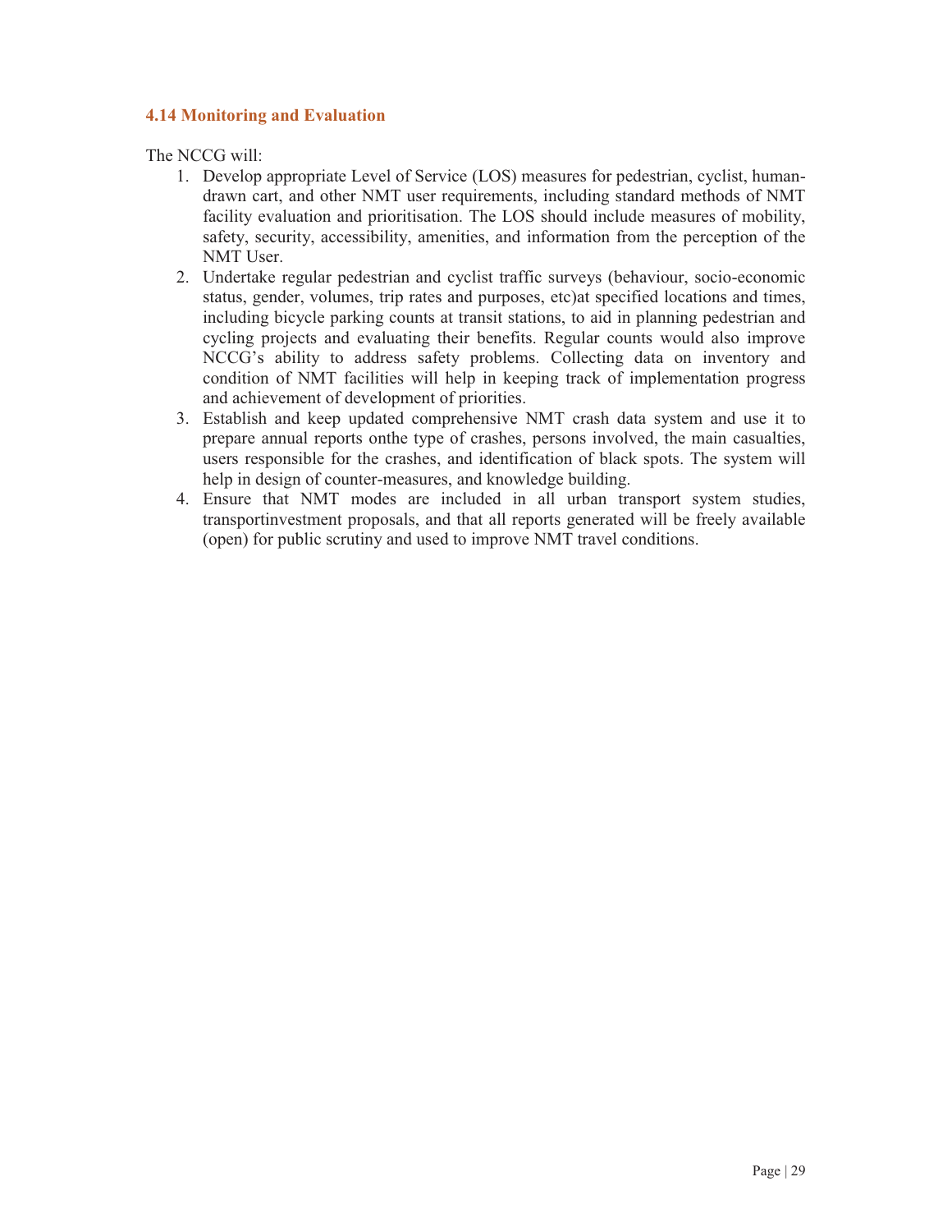### 4.14 Monitoring and Evaluation

The NCCG will:

1. Develop appropriate Level of Service (LOS) measures for pedestrian, cyclist, human-drawn cart, and other NMT user requirements, including standard methods of NMT facility evaluation and prioritisation. The LOS should include measures of mobility, safety, security, accessibility, amenities, and information from the perception of the NMT User.
2. Undertake regular pedestrian and cyclist traffic surveys (behaviour, socio-economic status, gender, volumes, trip rates and purposes, etc)at specified locations and times, including bicycle parking counts at transit stations, to aid in planning pedestrian and cycling projects and evaluating their benefits. Regular counts would also improve NCCG's ability to address safety problems. Collecting data on inventory and condition of NMT facilities will help in keeping track of implementation progress and achievement of development of priorities.
3. Establish and keep updated comprehensive NMT crash data system and use it to prepare annual reports onthe type of crashes, persons involved, the main casualties, users responsible for the crashes, and identification of black spots. The system will help in design of counter-measures, and knowledge building.
4. Ensure that NMT modes are included in all urban transport system studies, transportinvestment proposals, and that all reports generated will be freely available (open) for public scrutiny and used to improve NMT travel conditions.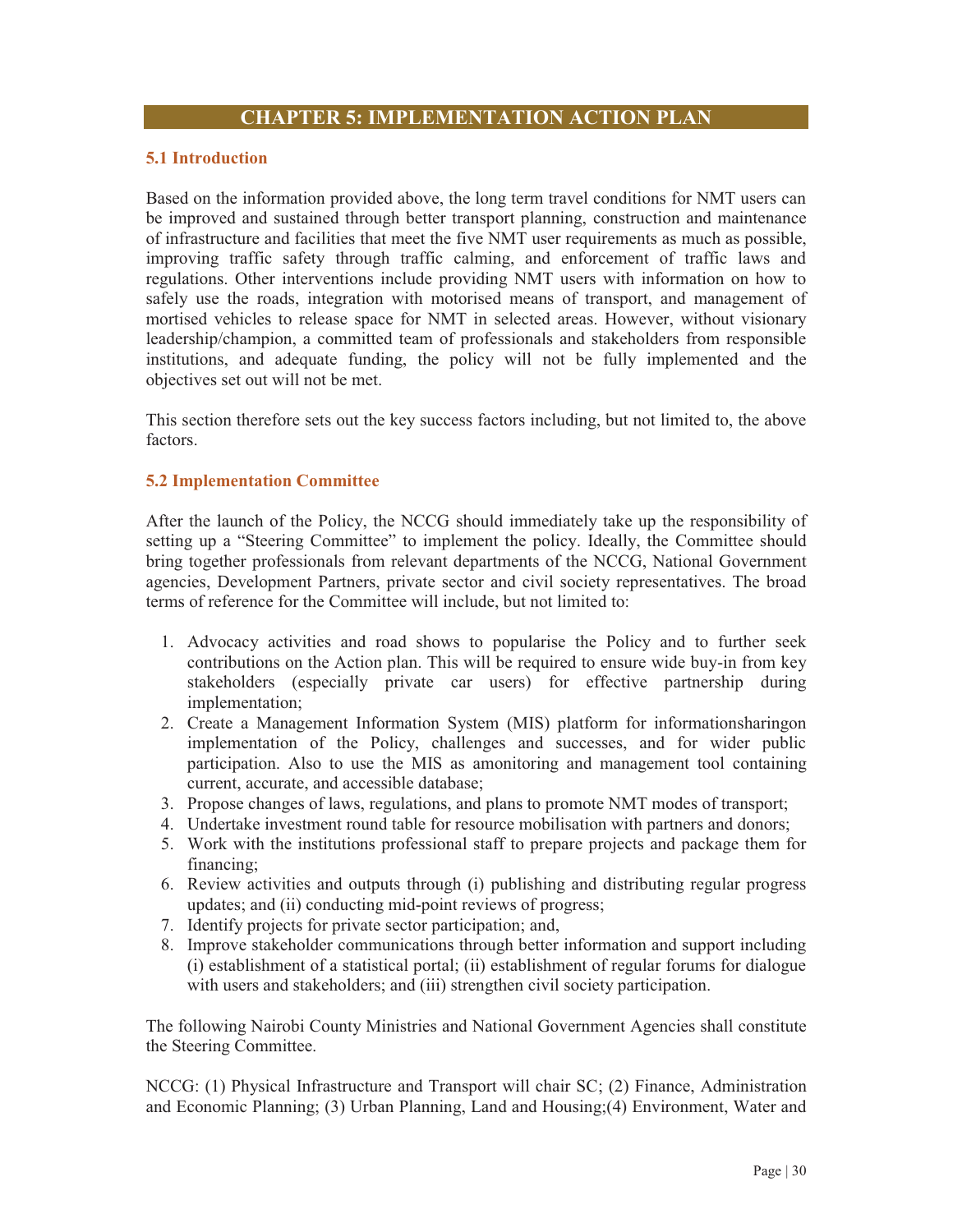# CHAPTER 5: IMPLEMENTATION ACTION PLAN

## 5.1 Introduction

Based on the information provided above, the long term travel conditions for NMT users can be improved and sustained through better transport planning, construction and maintenance of infrastructure and facilities that meet the five NMT user requirements as much as possible, improving traffic safety through traffic calming, and enforcement of traffic laws and regulations. Other interventions include providing NMT users with information on how to safely use the roads, integration with motorised means of transport, and management of mortised vehicles to release space for NMT in selected areas. However, without visionary leadership/champion, a committed team of professionals and stakeholders from responsible institutions, and adequate funding, the policy will not be fully implemented and the objectives set out will not be met.

This section therefore sets out the key success factors including, but not limited to, the above factors.

## 5.2 Implementation Committee

After the launch of the Policy, the NCCG should immediately take up the responsibility of setting up a "Steering Committee" to implement the policy. Ideally, the Committee should bring together professionals from relevant departments of the NCCG, National Government agencies, Development Partners, private sector and civil society representatives. The broad terms of reference for the Committee will include, but not limited to:

1. Advocacy activities and road shows to popularise the Policy and to further seek contributions on the Action plan. This will be required to ensure wide buy-in from key stakeholders (especially private car users) for effective partnership during implementation;
2. Create a Management Information System (MIS) platform for informationsharingon implementation of the Policy, challenges and successes, and for wider public participation. Also to use the MIS as amonitoring and management tool containing current, accurate, and accessible database;
3. Propose changes of laws, regulations, and plans to promote NMT modes of transport;
4. Undertake investment round table for resource mobilisation with partners and donors;
5. Work with the institutions professional staff to prepare projects and package them for financing;
6. Review activities and outputs through (i) publishing and distributing regular progress updates; and (ii) conducting mid-point reviews of progress;
7. Identify projects for private sector participation; and,
8. Improve stakeholder communications through better information and support including (i) establishment of a statistical portal; (ii) establishment of regular forums for dialogue with users and stakeholders; and (iii) strengthen civil society participation.

The following Nairobi County Ministries and National Government Agencies shall constitute the Steering Committee.

NCCG: (1) Physical Infrastructure and Transport will chair SC; (2) Finance, Administration and Economic Planning; (3) Urban Planning, Land and Housing;(4) Environment, Water and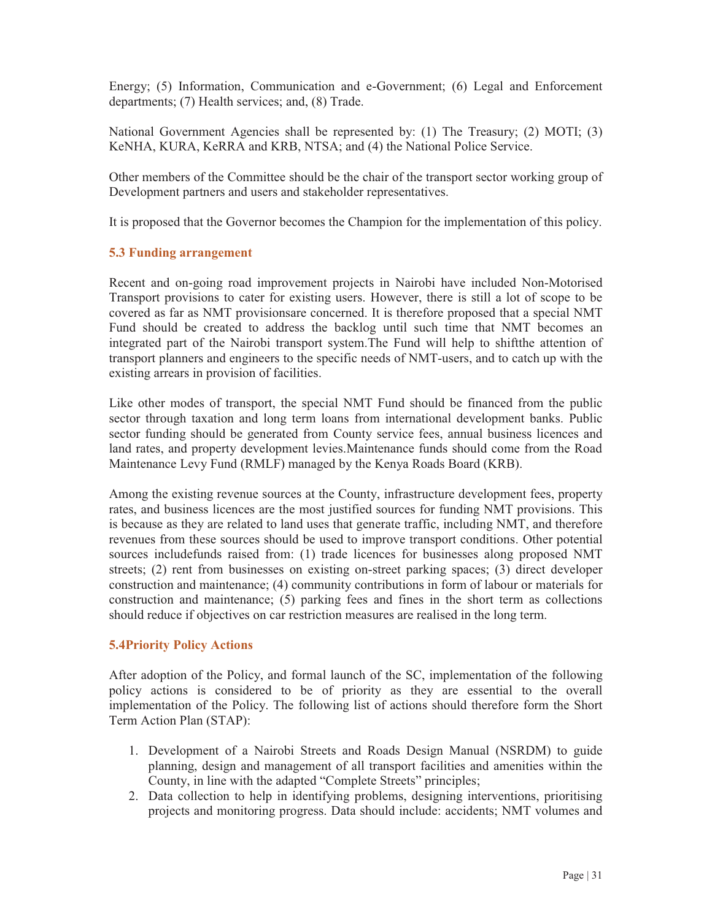Energy; (5) Information, Communication and e-Government; (6) Legal and Enforcement departments; (7) Health services; and, (8) Trade.

National Government Agencies shall be represented by: (1) The Treasury; (2) MOTI; (3) KeNHA, KURA, KeRRA and KRB, NTSA; and (4) the National Police Service.

Other members of the Committee should be the chair of the transport sector working group of Development partners and users and stakeholder representatives.

It is proposed that the Governor becomes the Champion for the implementation of this policy.

### 5.3 Funding arrangement

Recent and on-going road improvement projects in Nairobi have included Non-Motorised Transport provisions to cater for existing users. However, there is still a lot of scope to be covered as far as NMT provisionsare concerned. It is therefore proposed that a special NMT Fund should be created to address the backlog until such time that NMT becomes an integrated part of the Nairobi transport system.The Fund will help to shiftthe attention of transport planners and engineers to the specific needs of NMT-users, and to catch up with the existing arrears in provision of facilities.

Like other modes of transport, the special NMT Fund should be financed from the public sector through taxation and long term loans from international development banks. Public sector funding should be generated from County service fees, annual business licences and land rates, and property development levies.Maintenance funds should come from the Road Maintenance Levy Fund (RMLF) managed by the Kenya Roads Board (KRB).

Among the existing revenue sources at the County, infrastructure development fees, property rates, and business licences are the most justified sources for funding NMT provisions. This is because as they are related to land uses that generate traffic, including NMT, and therefore revenues from these sources should be used to improve transport conditions. Other potential sources includefunds raised from: (1) trade licences for businesses along proposed NMT streets; (2) rent from businesses on existing on-street parking spaces; (3) direct developer construction and maintenance; (4) community contributions in form of labour or materials for construction and maintenance; (5) parking fees and fines in the short term as collections should reduce if objectives on car restriction measures are realised in the long term.

### 5.4Priority Policy Actions

After adoption of the Policy, and formal launch of the SC, implementation of the following policy actions is considered to be of priority as they are essential to the overall implementation of the Policy. The following list of actions should therefore form the Short Term Action Plan (STAP):

1. Development of a Nairobi Streets and Roads Design Manual (NSRDM) to guide planning, design and management of all transport facilities and amenities within the County, in line with the adapted "Complete Streets" principles;
2. Data collection to help in identifying problems, designing interventions, prioritising projects and monitoring progress. Data should include: accidents; NMT volumes and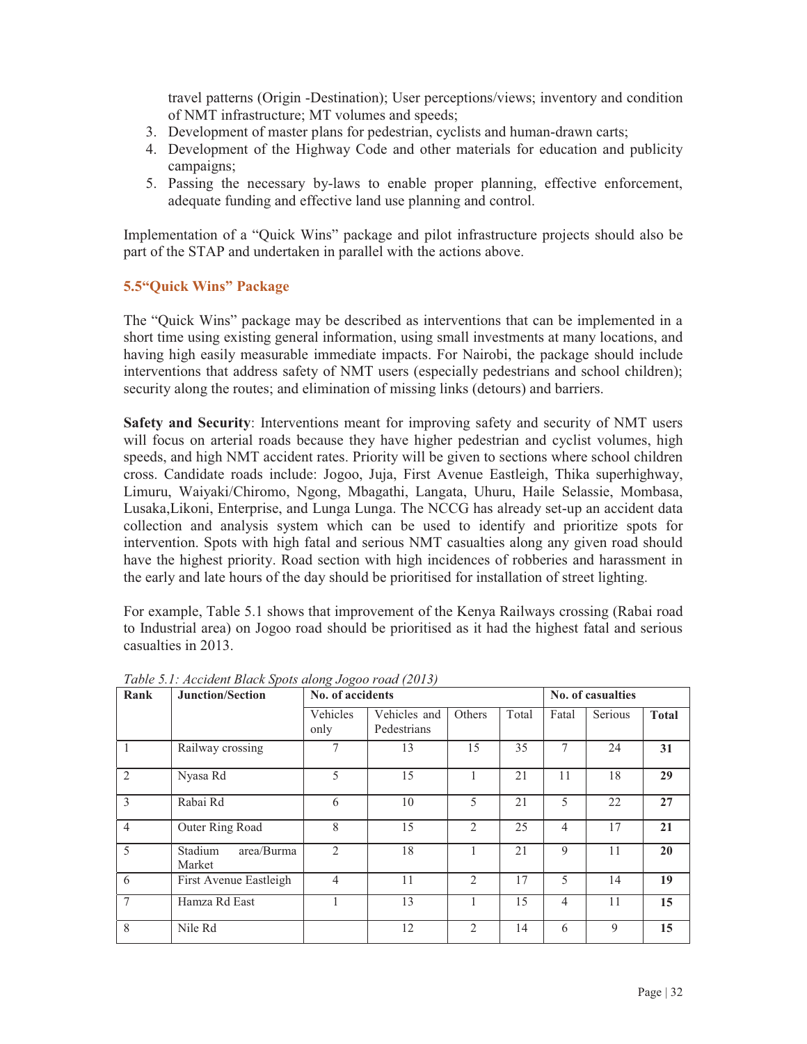travel patterns (Origin -Destination); User perceptions/views; inventory and condition of NMT infrastructure; MT volumes and speeds;

3. Development of master plans for pedestrian, cyclists and human-drawn carts;
4. Development of the Highway Code and other materials for education and publicity campaigns;
5. Passing the necessary by-laws to enable proper planning, effective enforcement, adequate funding and effective land use planning and control.

Implementation of a "Quick Wins" package and pilot infrastructure projects should also be part of the STAP and undertaken in parallel with the actions above.

### 5.5"Quick Wins" Package

The "Quick Wins" package may be described as interventions that can be implemented in a short time using existing general information, using small investments at many locations, and having high easily measurable immediate impacts. For Nairobi, the package should include interventions that address safety of NMT users (especially pedestrians and school children); security along the routes; and elimination of missing links (detours) and barriers.

**Safety and Security**: Interventions meant for improving safety and security of NMT users will focus on arterial roads because they have higher pedestrian and cyclist volumes, high speeds, and high NMT accident rates. Priority will be given to sections where school children cross. Candidate roads include: Jogoo, Juja, First Avenue Eastleigh, Thika superhighway, Limuru, Waiyaki/Chiromo, Ngong, Mbagathi, Langata, Uhuru, Haile Selassie, Mombasa, Lusaka,Likoni, Enterprise, and Lunga Lunga. The NCCG has already set-up an accident data collection and analysis system which can be used to identify and prioritize spots for intervention. Spots with high fatal and serious NMT casualties along any given road should have the highest priority. Road section with high incidences of robberies and harassment in the early and late hours of the day should be prioritised for installation of street lighting.

For example, Table 5.1 shows that improvement of the Kenya Railways crossing (Rabai road to Industrial area) on Jogoo road should be prioritised as it had the highest fatal and serious casualties in 2013.

*Table 5.1: Accident Black Spots along Jogoo road (2013)*

| Rank | Junction/Section | No. of accidents | | | | No. of casualties | | |
|---|---|---|---|---|---|---|---|---|
| | | Vehicles only | Vehicles and Pedestrians | Others | Total | Fatal | Serious | **Total** |
| 1 | Railway crossing | 7 | 13 | 15 | 35 | 7 | 24 | **31** |
| 2 | Nyasa Rd | 5 | 15 | 1 | 21 | 11 | 18 | **29** |
| 3 | Rabai Rd | 6 | 10 | 5 | 21 | 5 | 22 | **27** |
| 4 | Outer Ring Road | 8 | 15 | 2 | 25 | 4 | 17 | **21** |
| 5 | Stadium area/Burma Market | 2 | 18 | 1 | 21 | 9 | 11 | **20** |
| 6 | First Avenue Eastleigh | 4 | 11 | 2 | 17 | 5 | 14 | **19** |
| 7 | Hamza Rd East | 1 | 13 | 1 | 15 | 4 | 11 | **15** |
| 8 | Nile Rd | | 12 | 2 | 14 | 6 | 9 | **15** |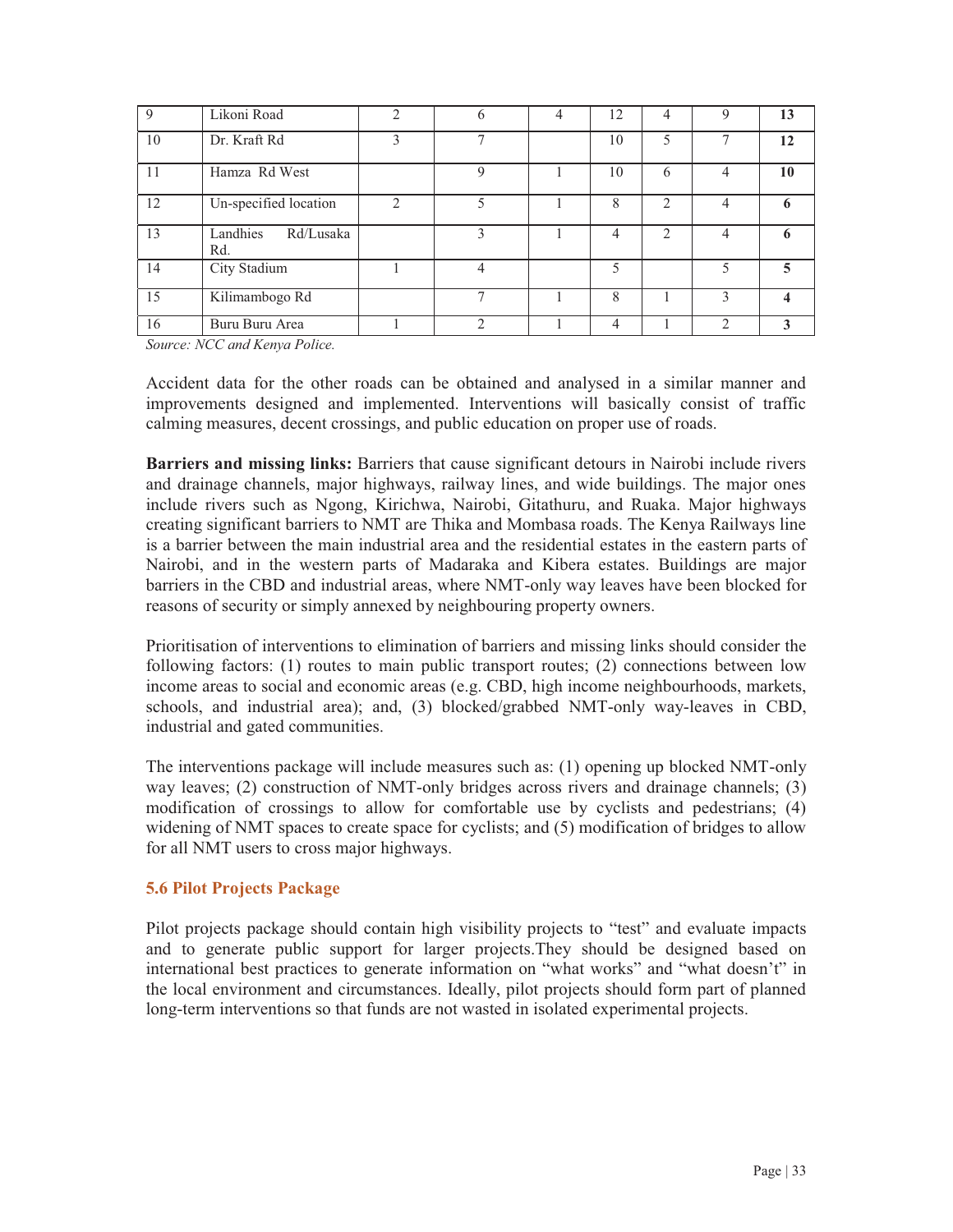| 9 | Likoni Road | 2 | 6 | 4 | 12 | 4 | 9 | **13** |
|---|---|---|---|---|---|---|---|---|
| 10 | Dr. Kraft Rd | 3 | 7 | | 10 | 5 | 7 | **12** |
| 11 | Hamza Rd West | | 9 | 1 | 10 | 6 | 4 | **10** |
| 12 | Un-specified location | 2 | 5 | 1 | 8 | 2 | 4 | **6** |
| 13 | Landhies Rd/Lusaka Rd. | | 3 | 1 | 4 | 2 | 4 | **6** |
| 14 | City Stadium | 1 | 4 | | 5 | | 5 | **5** |
| 15 | Kilimambogo Rd | | 7 | 1 | 8 | 1 | 3 | **4** |
| 16 | Buru Buru Area | 1 | 2 | 1 | 4 | 1 | 2 | **3** |

*Source: NCC and Kenya Police.*

Accident data for the other roads can be obtained and analysed in a similar manner and improvements designed and implemented. Interventions will basically consist of traffic calming measures, decent crossings, and public education on proper use of roads.

**Barriers and missing links:** Barriers that cause significant detours in Nairobi include rivers and drainage channels, major highways, railway lines, and wide buildings. The major ones include rivers such as Ngong, Kirichwa, Nairobi, Gitathuru, and Ruaka. Major highways creating significant barriers to NMT are Thika and Mombasa roads. The Kenya Railways line is a barrier between the main industrial area and the residential estates in the eastern parts of Nairobi, and in the western parts of Madaraka and Kibera estates. Buildings are major barriers in the CBD and industrial areas, where NMT-only way leaves have been blocked for reasons of security or simply annexed by neighbouring property owners.

Prioritisation of interventions to elimination of barriers and missing links should consider the following factors: (1) routes to main public transport routes; (2) connections between low income areas to social and economic areas (e.g. CBD, high income neighbourhoods, markets, schools, and industrial area); and, (3) blocked/grabbed NMT-only way-leaves in CBD, industrial and gated communities.

The interventions package will include measures such as: (1) opening up blocked NMT-only way leaves; (2) construction of NMT-only bridges across rivers and drainage channels; (3) modification of crossings to allow for comfortable use by cyclists and pedestrians; (4) widening of NMT spaces to create space for cyclists; and (5) modification of bridges to allow for all NMT users to cross major highways.

### 5.6 Pilot Projects Package

Pilot projects package should contain high visibility projects to "test" and evaluate impacts and to generate public support for larger projects.They should be designed based on international best practices to generate information on "what works" and "what doesn't" in the local environment and circumstances. Ideally, pilot projects should form part of planned long-term interventions so that funds are not wasted in isolated experimental projects.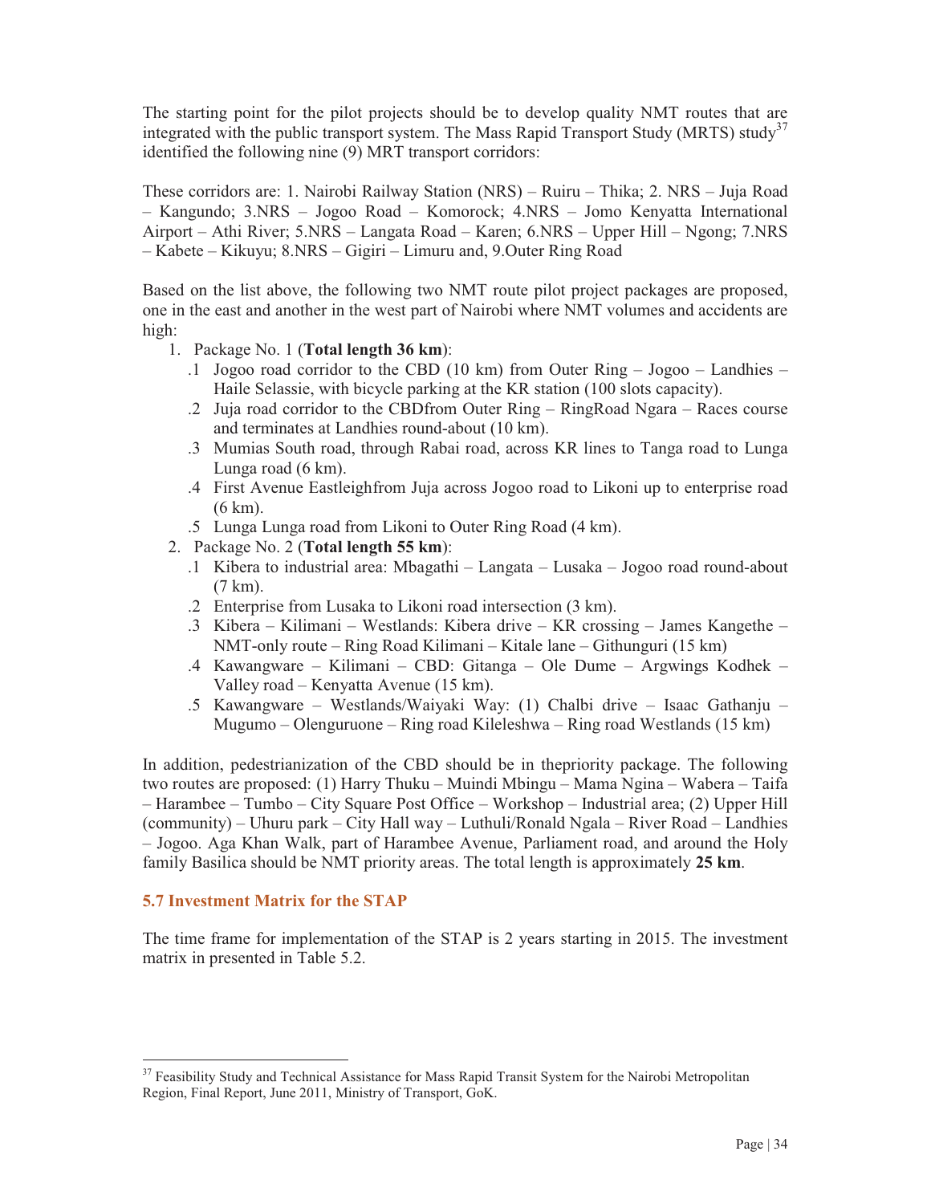The starting point for the pilot projects should be to develop quality NMT routes that are integrated with the public transport system. The Mass Rapid Transport Study (MRTS) study[37] identified the following nine (9) MRT transport corridors:

These corridors are: 1. Nairobi Railway Station (NRS) – Ruiru – Thika; 2. NRS – Juja Road – Kangundo; 3.NRS – Jogoo Road – Komorock; 4.NRS – Jomo Kenyatta International Airport – Athi River; 5.NRS – Langata Road – Karen; 6.NRS – Upper Hill – Ngong; 7.NRS – Kabete – Kikuyu; 8.NRS – Gigiri – Limuru and, 9.Outer Ring Road

Based on the list above, the following two NMT route pilot project packages are proposed, one in the east and another in the west part of Nairobi where NMT volumes and accidents are high:

1. Package No. 1 (**Total length 36 km**):
   - .1 Jogoo road corridor to the CBD (10 km) from Outer Ring – Jogoo – Landhies – Haile Selassie, with bicycle parking at the KR station (100 slots capacity).
   - .2 Juja road corridor to the CBDfrom Outer Ring – RingRoad Ngara – Races course and terminates at Landhies round-about (10 km).
   - .3 Mumias South road, through Rabai road, across KR lines to Tanga road to Lunga Lunga road (6 km).
   - .4 First Avenue Eastleighfrom Juja across Jogoo road to Likoni up to enterprise road (6 km).
   - .5 Lunga Lunga road from Likoni to Outer Ring Road (4 km).
2. Package No. 2 (**Total length 55 km**):
   - .1 Kibera to industrial area: Mbagathi – Langata – Lusaka – Jogoo road round-about (7 km).
   - .2 Enterprise from Lusaka to Likoni road intersection (3 km).
   - .3 Kibera – Kilimani – Westlands: Kibera drive – KR crossing – James Kangethe – NMT-only route – Ring Road Kilimani – Kitale lane – Githunguri (15 km)
   - .4 Kawangware – Kilimani – CBD: Gitanga – Ole Dume – Argwings Kodhek – Valley road – Kenyatta Avenue (15 km).
   - .5 Kawangware – Westlands/Waiyaki Way: (1) Chalbi drive – Isaac Gathanju – Mugumo – Olenguruone – Ring road Kileleshwa – Ring road Westlands (15 km)

In addition, pedestrianization of the CBD should be in thepriority package. The following two routes are proposed: (1) Harry Thuku – Muindi Mbingu – Mama Ngina – Wabera – Taifa – Harambee – Tumbo – City Square Post Office – Workshop – Industrial area; (2) Upper Hill (community) – Uhuru park – City Hall way – Luthuli/Ronald Ngala – River Road – Landhies – Jogoo. Aga Khan Walk, part of Harambee Avenue, Parliament road, and around the Holy family Basilica should be NMT priority areas. The total length is approximately **25 km**.

### 5.7 Investment Matrix for the STAP

The time frame for implementation of the STAP is 2 years starting in 2015. The investment matrix in presented in Table 5.2.

[37] Feasibility Study and Technical Assistance for Mass Rapid Transit System for the Nairobi Metropolitan Region, Final Report, June 2011, Ministry of Transport, GoK.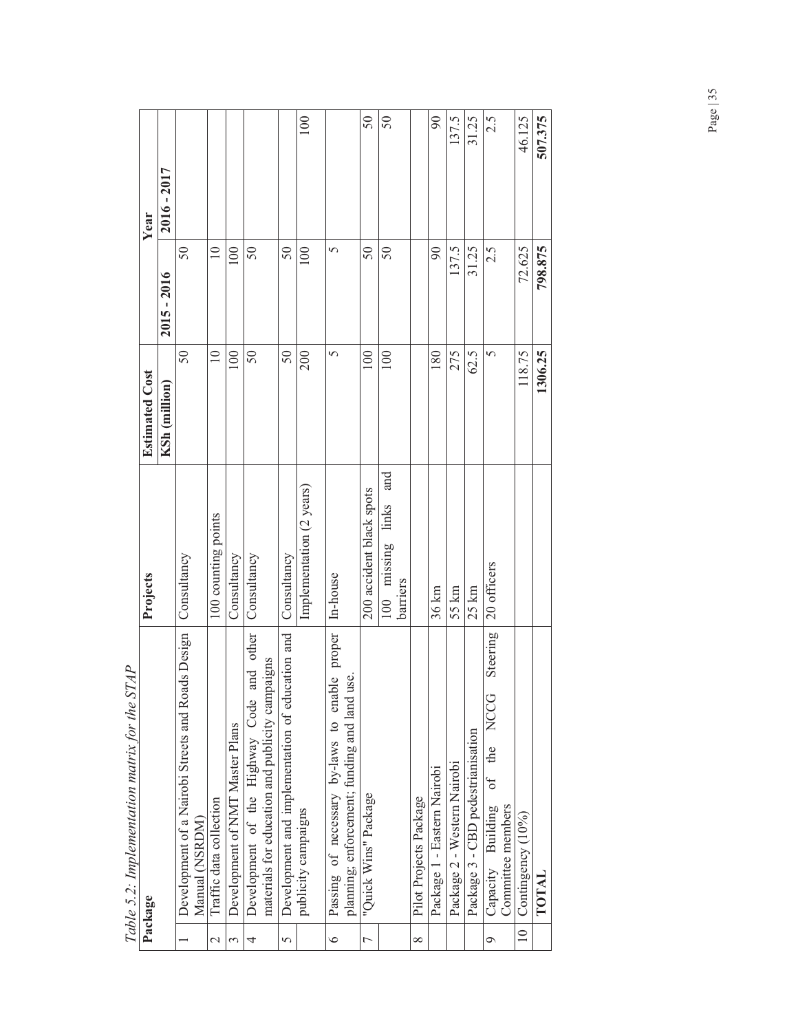*Table 5.2: Implementation matrix for the STAP*

| | Package | Projects | Estimated Cost | Year | |
|---|---|---|---|---|---|
| | | | KSh (million) | 2015 - 2016 | 2016 - 2017 |
| 1 | Development of a Nairobi Streets and Roads Design Manual (NSRDM) | Consultancy | 50 | 50 | |
| 2 | Traffic data collection | 100 counting points | 10 | 10 | |
| 3 | Development of NMT Master Plans | Consultancy | 100 | 100 | |
| 4 | Development of the Highway Code and other materials for education and publicity campaigns | Consultancy | 50 | 50 | |
| 5 | Development and implementation of education and publicity campaigns | Consultancy | 50 | 50 | |
| | | Implementation (2 years) | 200 | 100 | 100 |
| 6 | Passing of necessary by-laws to enable proper planning; enforcement; funding and land use. | In-house | 5 | 5 | |
| 7 | "Quick Wins" Package | 200 accident black spots | 100 | 50 | 50 |
| | | 100 missing links and barriers | 100 | 50 | 50 |
| 8 | Pilot Projects Package | | | | |
| | Package 1 - Eastern Nairobi | 36 km | 180 | 90 | 90 |
| | Package 2 - Western Nairobi | 55 km | 275 | 137.5 | 137.5 |
| | Package 3 - CBD pedestrianisation | 25 km | 62.5 | 31.25 | 31.25 |
| 9 | Capacity Building of the NCCG Steering Committee members | 20 officers | 5 | 2.5 | 2.5 |
| 10 | Contingency (10%) | | 118.75 | 72.625 | 46.125 |
| | **TOTAL** | | **1306.25** | **798.875** | **507.375** |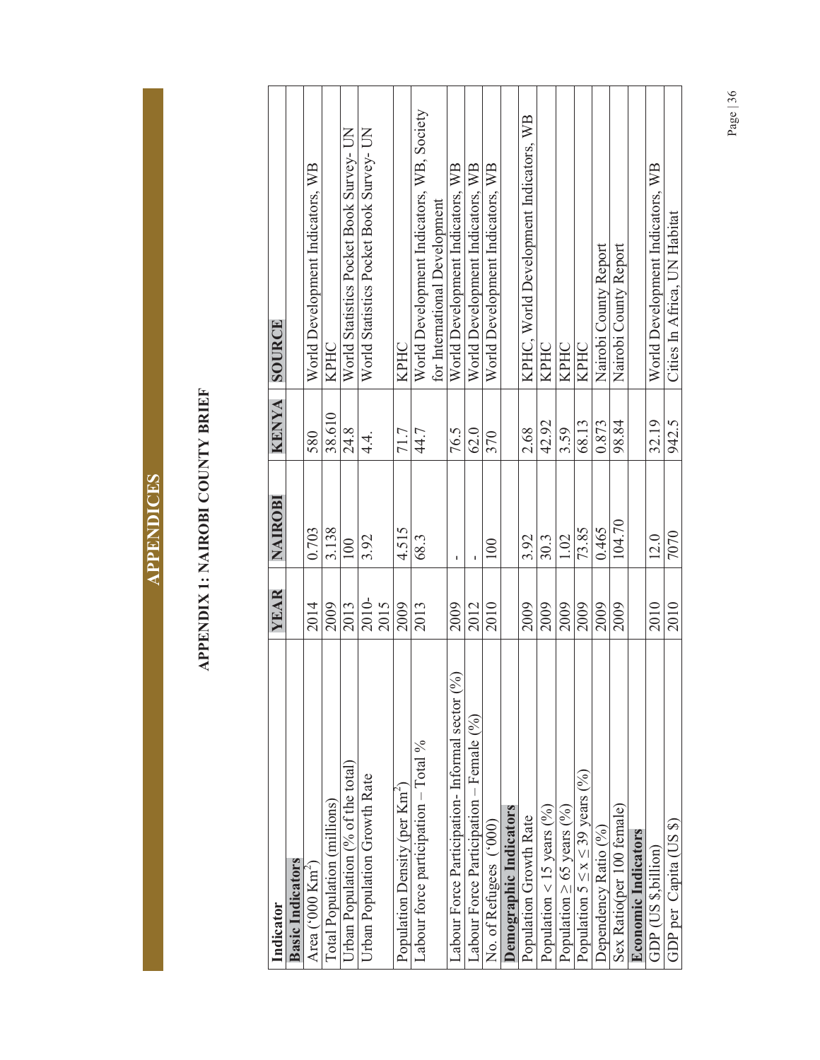# APPENDICES

## APPENDIX 1: NAIROBI COUNTY BRIEF

| Indicator | YEAR | NAIROBI | KENYA | SOURCE |
|---|---|---|---|---|
| **Basic Indicators** | | | | |
| Area ('000 Km$^2$) | 2014 | 0.703 | 580 | World Development Indicators, WB |
| Total Population (millions) | 2009 | 3.138 | 38.610 | KPHC |
| Urban Population (% of the total) | 2013 | 100 | 24.8 | World Statistics Pocket Book Survey- UN |
| Urban Population Growth Rate | 2010-2015 | 3.92 | 4.4. | World Statistics Pocket Book Survey- UN |
| Population Density (per Km$^2$) | 2009 | 4.515 | 71.7 | KPHC |
| Labour force participation – Total % | 2013 | 68.3 | 44.7 | World Development Indicators, WB, Society for International Development |
| Labour Force Participation- Informal sector (%) | 2009 | - | 76.5 | World Development Indicators, WB |
| Labour Force Participation – Female (%) | 2012 | - | 62.0 | World Development Indicators, WB |
| No. of Refugees ('000) | 2010 | 100 | 370 | World Development Indicators, WB |
| **Demographic Indicators** | | | | |
| Population Growth Rate | 2009 | 3.92 | 2.68 | KPHC, World Development Indicators, WB |
| Population < 15 years (%) | 2009 | 30.3 | 42.92 | KPHC |
| Population ≥ 65 years (%) | 2009 | 1.02 | 3.59 | KPHC |
| Population $5 \le x \le 39$ years (%) | 2009 | 73.85 | 68.13 | KPHC |
| Dependency Ratio (%) | 2009 | 0.465 | 0.873 | Nairobi County Report |
| Sex Ratio(per 100 female) | 2009 | 104.70 | 98.84 | Nairobi County Report |
| **Economic Indicators** | | | | |
| GDP (US $,billion) | 2010 | 12.0 | 32.19 | World Development Indicators, WB |
| GDP per Capita (US $) | 2010 | 7070 | 942.5 | Cities In Africa, UN Habitat |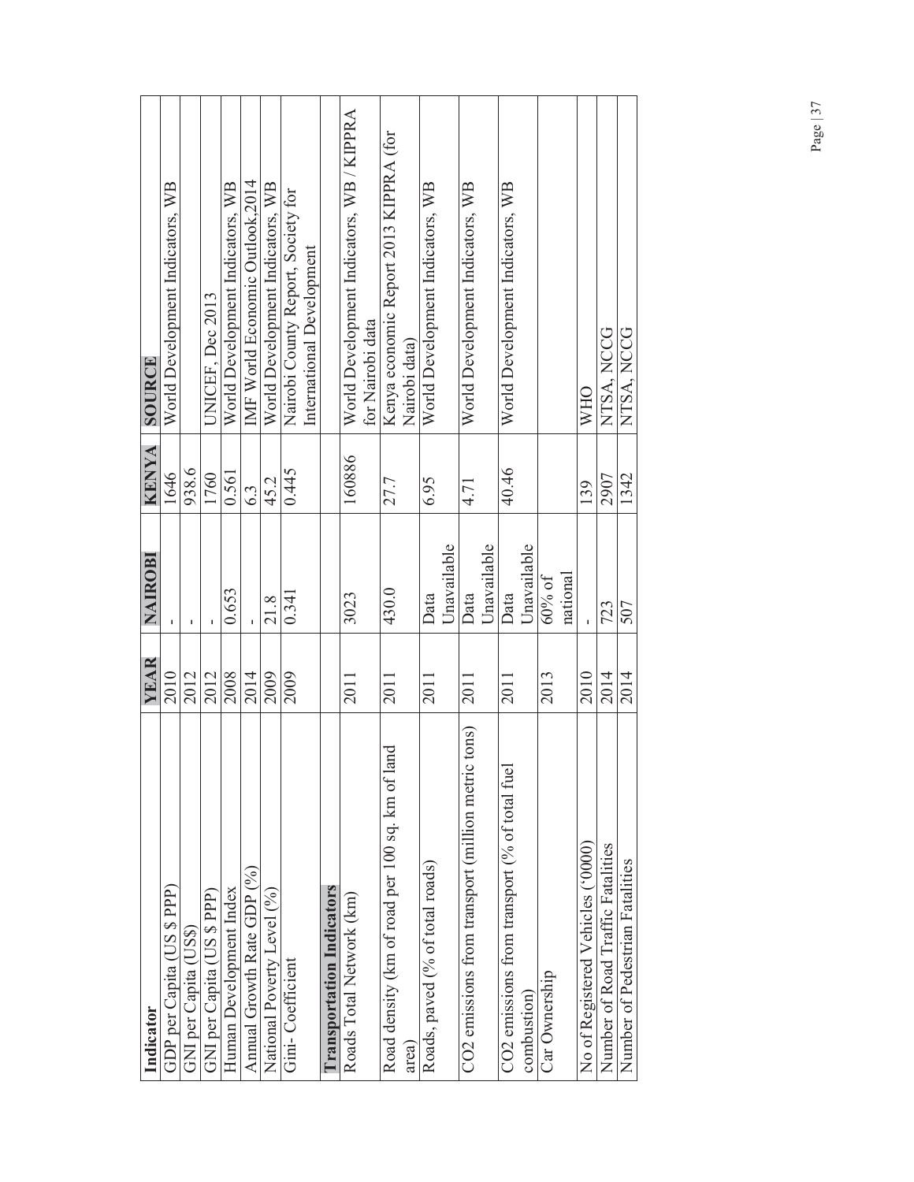| Indicator | YEAR | NAIROBI | KENYA | SOURCE |
|---|---|---|---|---|
| GDP per Capita (US $ PPP) | 2010 | - | 1646 | World Development Indicators, WB |
| GNI per Capita (US$) | 2012 | - | 938.6 | |
| GNI per Capita (US $ PPP) | 2012 | - | 1760 | UNICEF, Dec 2013 |
| Human Development Index | 2008 | 0.653 | 0.561 | World Development Indicators, WB |
| Annual Growth Rate GDP (%) | 2014 | - | 6.3 | IMF World Economic Outlook,2014 |
| National Poverty Level (%) | 2009 | 21.8 | 45.2 | World Development Indicators, WB |
| Gini- Coefficient | 2009 | 0.341 | 0.445 | Nairobi County Report, Society for International Development |
| | | | | |
| **Transportation Indicators** | | | | |
| Roads Total Network (km) | 2011 | 3023 | 160886 | World Development Indicators, WB / KIPPRA for Nairobi data |
| Road density (km of road per 100 sq. km of land area) | 2011 | 430.0 | 27.7 | Kenya economic Report 2013 KIPPRA (for Nairobi data) |
| Roads, paved (% of total roads) | 2011 | Data Unavailable | 6.95 | World Development Indicators, WB |
| CO2 emissions from transport (million metric tons) | 2011 | Data Unavailable | 4.71 | World Development Indicators, WB |
| CO2 emissions from transport (% of total fuel combustion) | 2011 | Data Unavailable | 40.46 | World Development Indicators, WB |
| Car Ownership | 2013 | 60% of national | | |
| No of Registered Vehicles ('0000) | 2010 | - | 139 | WHO |
| Number of Road Traffic Fatalities | 2014 | 723 | 2907 | NTSA, NCCG |
| Number of Pedestrian Fatalities | 2014 | 507 | 1342 | NTSA, NCCG |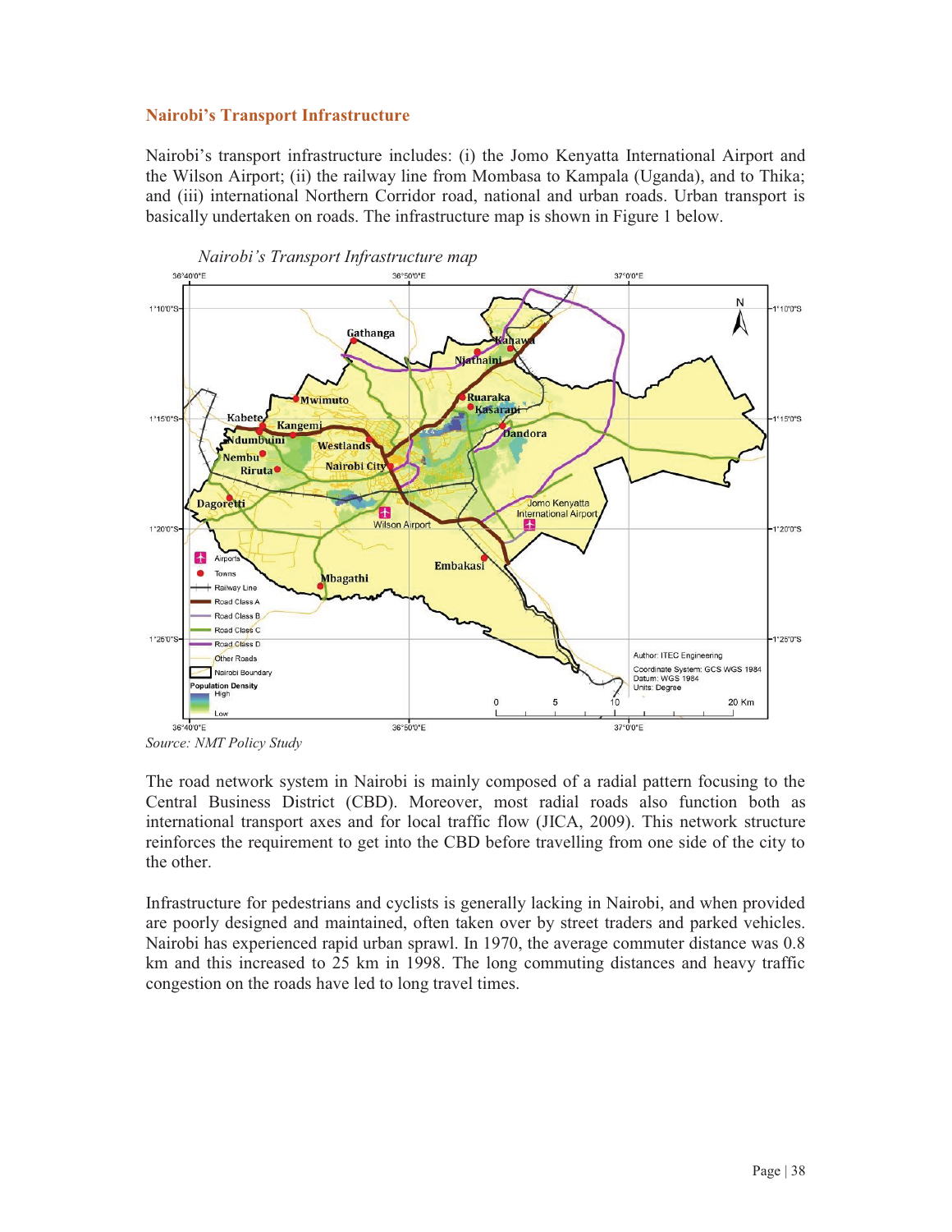## Nairobi's Transport Infrastructure

Nairobi's transport infrastructure includes: (i) the Jomo Kenyatta International Airport and the Wilson Airport; (ii) the railway line from Mombasa to Kampala (Uganda), and to Thika; and (iii) international Northern Corridor road, national and urban roads. Urban transport is basically undertaken on roads. The infrastructure map is shown in Figure 1 below.

*Nairobi's Transport Infrastructure map*

*Source: NMT Policy Study*

The road network system in Nairobi is mainly composed of a radial pattern focusing to the Central Business District (CBD). Moreover, most radial roads also function both as international transport axes and for local traffic flow (JICA, 2009). This network structure reinforces the requirement to get into the CBD before travelling from one side of the city to the other.

Infrastructure for pedestrians and cyclists is generally lacking in Nairobi, and when provided are poorly designed and maintained, often taken over by street traders and parked vehicles. Nairobi has experienced rapid urban sprawl. In 1970, the average commuter distance was 0.8 km and this increased to 25 km in 1998. The long commuting distances and heavy traffic congestion on the roads have led to long travel times.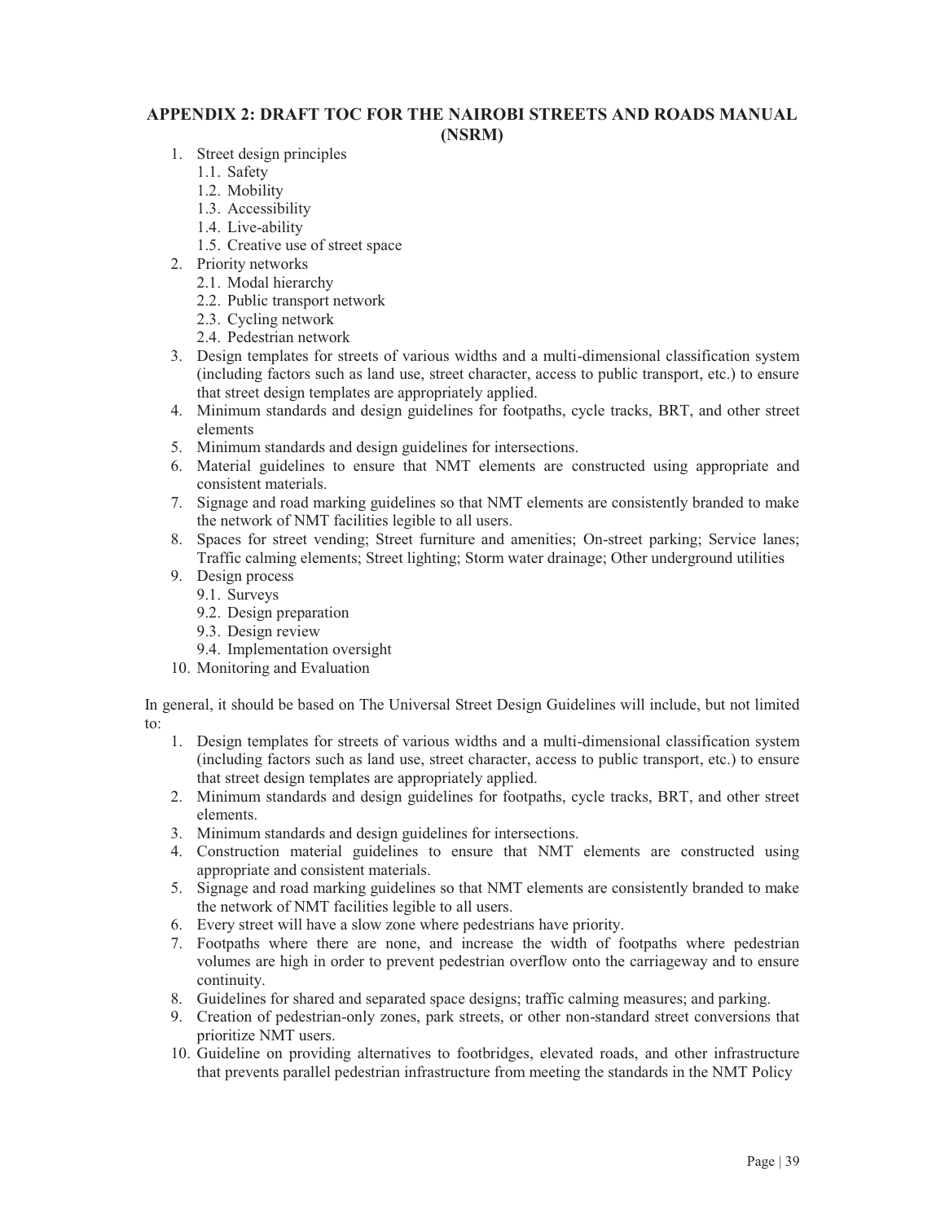## APPENDIX 2: DRAFT TOC FOR THE NAIROBI STREETS AND ROADS MANUAL (NSRM)

1. Street design principles
   1.1. Safety
   1.2. Mobility
   1.3. Accessibility
   1.4. Live-ability
   1.5. Creative use of street space
2. Priority networks
   2.1. Modal hierarchy
   2.2. Public transport network
   2.3. Cycling network
   2.4. Pedestrian network
3. Design templates for streets of various widths and a multi-dimensional classification system (including factors such as land use, street character, access to public transport, etc.) to ensure that street design templates are appropriately applied.
4. Minimum standards and design guidelines for footpaths, cycle tracks, BRT, and other street elements
5. Minimum standards and design guidelines for intersections.
6. Material guidelines to ensure that NMT elements are constructed using appropriate and consistent materials.
7. Signage and road marking guidelines so that NMT elements are consistently branded to make the network of NMT facilities legible to all users.
8. Spaces for street vending; Street furniture and amenities; On-street parking; Service lanes; Traffic calming elements; Street lighting; Storm water drainage; Other underground utilities
9. Design process
   9.1. Surveys
   9.2. Design preparation
   9.3. Design review
   9.4. Implementation oversight
10. Monitoring and Evaluation

In general, it should be based on The Universal Street Design Guidelines will include, but not limited to:

1. Design templates for streets of various widths and a multi-dimensional classification system (including factors such as land use, street character, access to public transport, etc.) to ensure that street design templates are appropriately applied.
2. Minimum standards and design guidelines for footpaths, cycle tracks, BRT, and other street elements.
3. Minimum standards and design guidelines for intersections.
4. Construction material guidelines to ensure that NMT elements are constructed using appropriate and consistent materials.
5. Signage and road marking guidelines so that NMT elements are consistently branded to make the network of NMT facilities legible to all users.
6. Every street will have a slow zone where pedestrians have priority.
7. Footpaths where there are none, and increase the width of footpaths where pedestrian volumes are high in order to prevent pedestrian overflow onto the carriageway and to ensure continuity.
8. Guidelines for shared and separated space designs; traffic calming measures; and parking.
9. Creation of pedestrian-only zones, park streets, or other non-standard street conversions that prioritize NMT users.
10. Guideline on providing alternatives to footbridges, elevated roads, and other infrastructure that prevents parallel pedestrian infrastructure from meeting the standards in the NMT Policy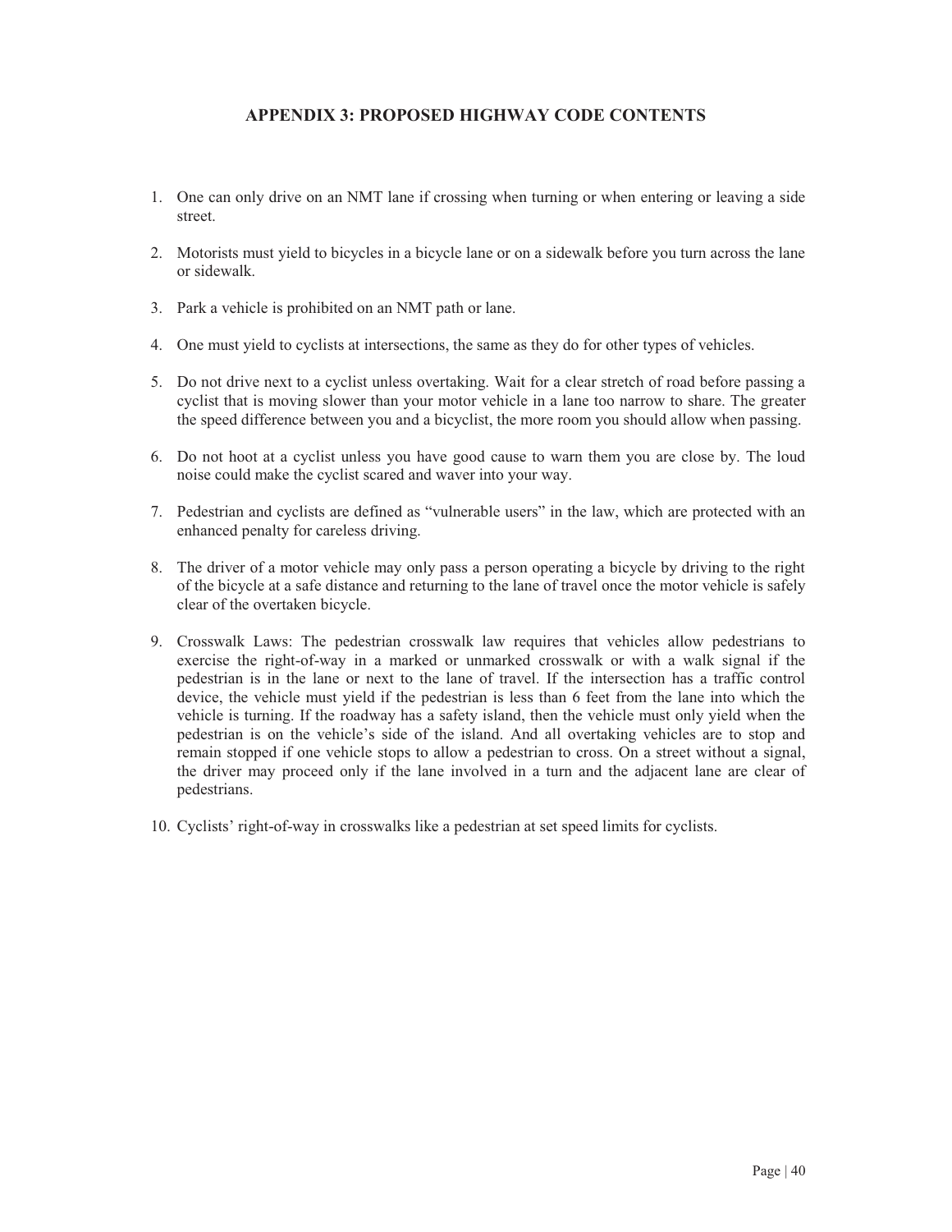## APPENDIX 3: PROPOSED HIGHWAY CODE CONTENTS

1. One can only drive on an NMT lane if crossing when turning or when entering or leaving a side street.

2. Motorists must yield to bicycles in a bicycle lane or on a sidewalk before you turn across the lane or sidewalk.

3. Park a vehicle is prohibited on an NMT path or lane.

4. One must yield to cyclists at intersections, the same as they do for other types of vehicles.

5. Do not drive next to a cyclist unless overtaking. Wait for a clear stretch of road before passing a cyclist that is moving slower than your motor vehicle in a lane too narrow to share. The greater the speed difference between you and a bicyclist, the more room you should allow when passing.

6. Do not hoot at a cyclist unless you have good cause to warn them you are close by. The loud noise could make the cyclist scared and waver into your way.

7. Pedestrian and cyclists are defined as "vulnerable users" in the law, which are protected with an enhanced penalty for careless driving.

8. The driver of a motor vehicle may only pass a person operating a bicycle by driving to the right of the bicycle at a safe distance and returning to the lane of travel once the motor vehicle is safely clear of the overtaken bicycle.

9. Crosswalk Laws: The pedestrian crosswalk law requires that vehicles allow pedestrians to exercise the right-of-way in a marked or unmarked crosswalk or with a walk signal if the pedestrian is in the lane or next to the lane of travel. If the intersection has a traffic control device, the vehicle must yield if the pedestrian is less than 6 feet from the lane into which the vehicle is turning. If the roadway has a safety island, then the vehicle must only yield when the pedestrian is on the vehicle's side of the island. And all overtaking vehicles are to stop and remain stopped if one vehicle stops to allow a pedestrian to cross. On a street without a signal, the driver may proceed only if the lane involved in a turn and the adjacent lane are clear of pedestrians.

10. Cyclists' right-of-way in crosswalks like a pedestrian at set speed limits for cyclists.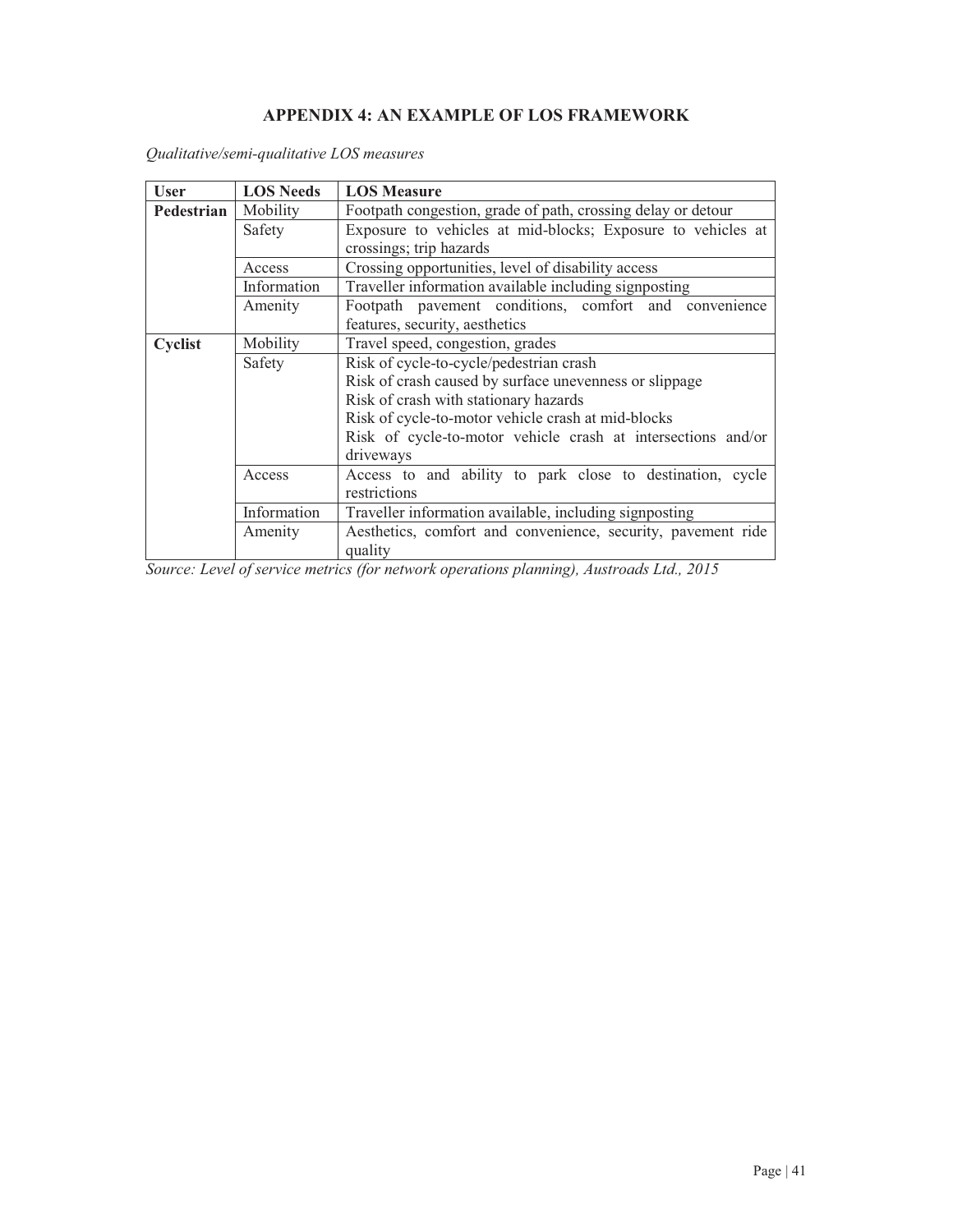# APPENDIX 4: AN EXAMPLE OF LOS FRAMEWORK

*Qualitative/semi-qualitative LOS measures*

| User | LOS Needs | LOS Measure |
|---|---|---|
| **Pedestrian** | Mobility | Footpath congestion, grade of path, crossing delay or detour |
| | Safety | Exposure to vehicles at mid-blocks; Exposure to vehicles at crossings; trip hazards |
| | Access | Crossing opportunities, level of disability access |
| | Information | Traveller information available including signposting |
| | Amenity | Footpath pavement conditions, comfort and convenience features, security, aesthetics |
| **Cyclist** | Mobility | Travel speed, congestion, grades |
| | Safety | Risk of cycle-to-cycle/pedestrian crash<br>Risk of crash caused by surface unevenness or slippage<br>Risk of crash with stationary hazards<br>Risk of cycle-to-motor vehicle crash at mid-blocks<br>Risk of cycle-to-motor vehicle crash at intersections and/or driveways |
| | Access | Access to and ability to park close to destination, cycle restrictions |
| | Information | Traveller information available, including signposting |
| | Amenity | Aesthetics, comfort and convenience, security, pavement ride quality |

*Source: Level of service metrics (for network operations planning), Austroads Ltd., 2015*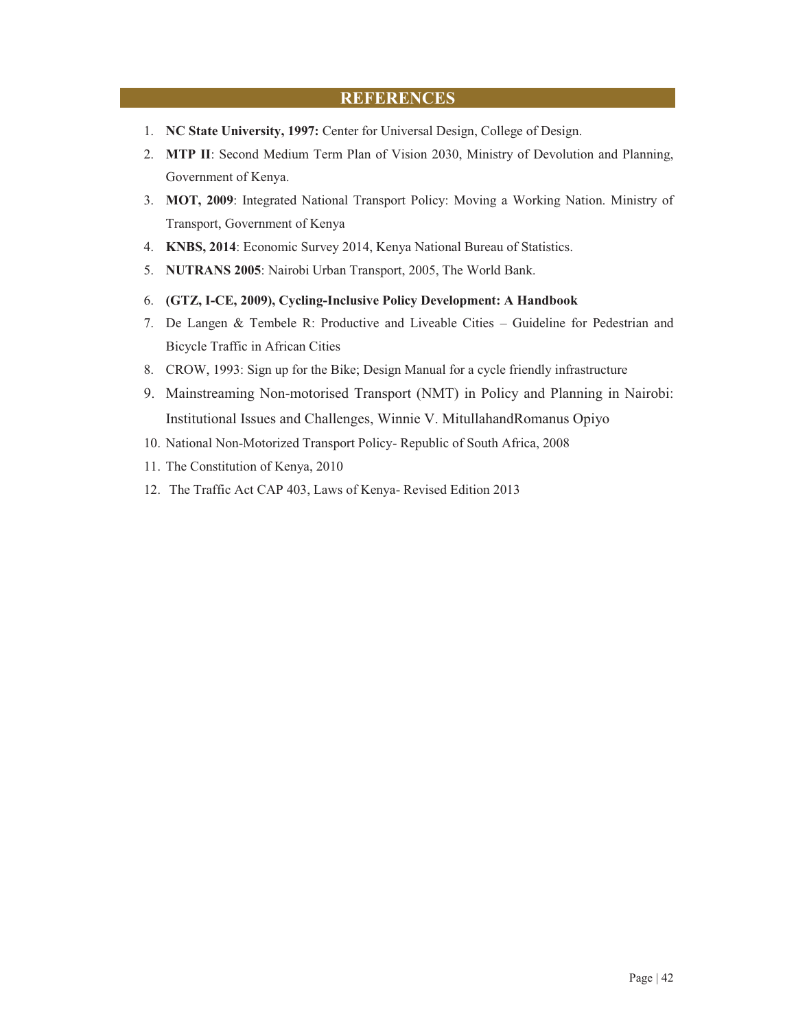# REFERENCES

1. **NC State University, 1997:** Center for Universal Design, College of Design.
2. **MTP II**: Second Medium Term Plan of Vision 2030, Ministry of Devolution and Planning, Government of Kenya.
3. **MOT, 2009**: Integrated National Transport Policy: Moving a Working Nation. Ministry of Transport, Government of Kenya
4. **KNBS, 2014**: Economic Survey 2014, Kenya National Bureau of Statistics.
5. **NUTRANS 2005**: Nairobi Urban Transport, 2005, The World Bank.
6. **(GTZ, I-CE, 2009), Cycling-Inclusive Policy Development: A Handbook**
7. De Langen & Tembele R: Productive and Liveable Cities – Guideline for Pedestrian and Bicycle Traffic in African Cities
8. CROW, 1993: Sign up for the Bike; Design Manual for a cycle friendly infrastructure
9. Mainstreaming Non-motorised Transport (NMT) in Policy and Planning in Nairobi: Institutional Issues and Challenges, Winnie V. MitullahandRomanus Opiyo
10. National Non-Motorized Transport Policy- Republic of South Africa, 2008
11. The Constitution of Kenya, 2010
12. The Traffic Act CAP 403, Laws of Kenya- Revised Edition 2013